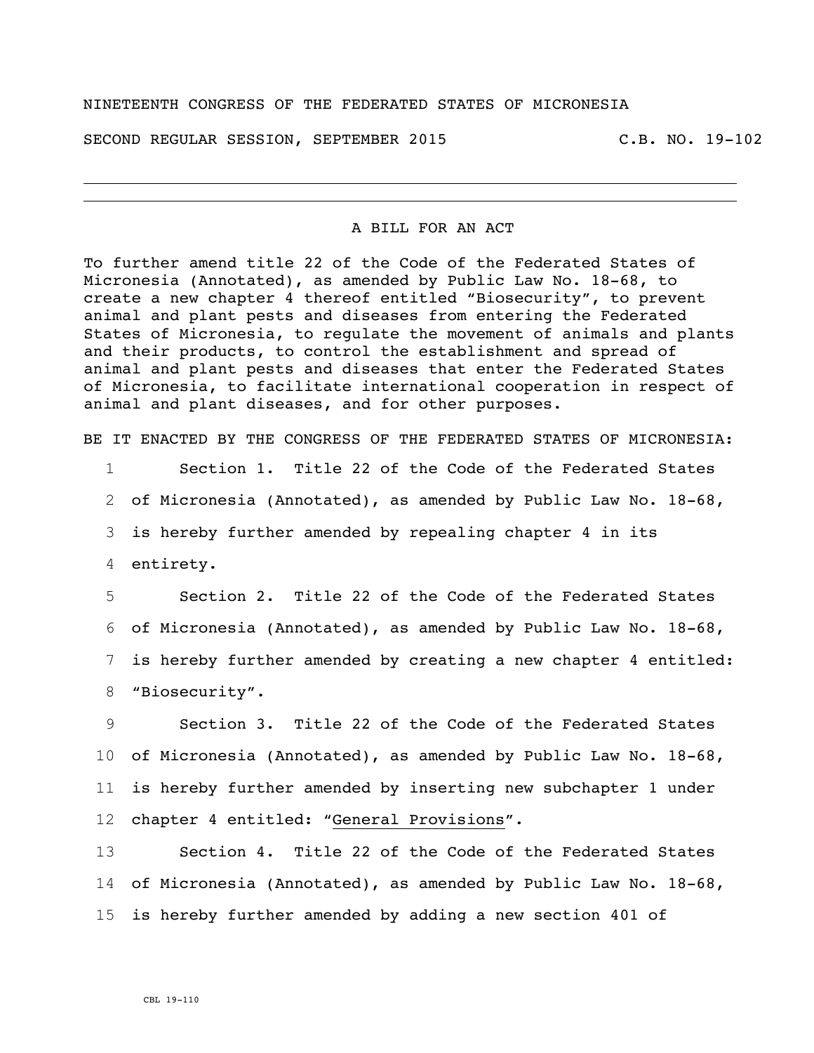NINETEENTH CONGRESS OF THE FEDERATED STATES OF MICRONESIA

SECOND REGULAR SESSION, SEPTEMBER 2015 C.B. NO. 19-102

---

A BILL FOR AN ACT

To further amend title 22 of the Code of the Federated States of Micronesia (Annotated), as amended by Public Law No. 18-68, to create a new chapter 4 thereof entitled "Biosecurity", to prevent animal and plant pests and diseases from entering the Federated States of Micronesia, to regulate the movement of animals and plants and their products, to control the establishment and spread of animal and plant pests and diseases that enter the Federated States of Micronesia, to facilitate international cooperation in respect of animal and plant diseases, and for other purposes.

BE IT ENACTED BY THE CONGRESS OF THE FEDERATED STATES OF MICRONESIA:

1 Section 1. Title 22 of the Code of the Federated States
2 of Micronesia (Annotated), as amended by Public Law No. 18-68,
3 is hereby further amended by repealing chapter 4 in its
4 entirety.

5 Section 2. Title 22 of the Code of the Federated States
6 of Micronesia (Annotated), as amended by Public Law No. 18-68,
7 is hereby further amended by creating a new chapter 4 entitled:
8 "Biosecurity".

9 Section 3. Title 22 of the Code of the Federated States
10 of Micronesia (Annotated), as amended by Public Law No. 18-68,
11 is hereby further amended by inserting new subchapter 1 under
12 chapter 4 entitled: "General Provisions".

13 Section 4. Title 22 of the Code of the Federated States
14 of Micronesia (Annotated), as amended by Public Law No. 18-68,
15 is hereby further amended by adding a new section 401 of

CBL 19-110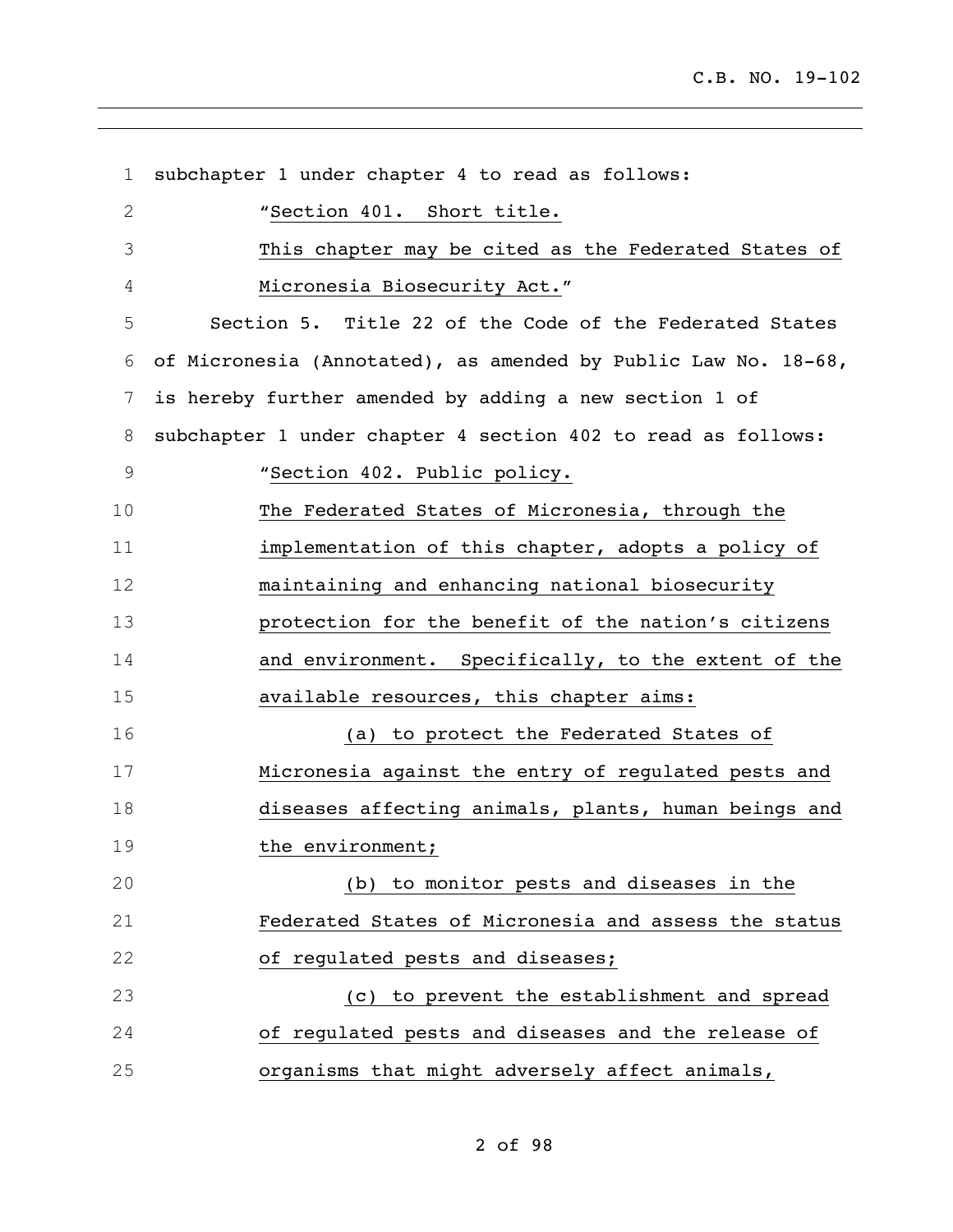subchapter 1 under chapter 4 to read as follows:

"Section 401. Short title.

This chapter may be cited as the Federated States of Micronesia Biosecurity Act."

Section 5. Title 22 of the Code of the Federated States of Micronesia (Annotated), as amended by Public Law No. 18-68, is hereby further amended by adding a new section 1 of subchapter 1 under chapter 4 section 402 to read as follows:

"Section 402. Public policy.

The Federated States of Micronesia, through the implementation of this chapter, adopts a policy of maintaining and enhancing national biosecurity protection for the benefit of the nation's citizens and environment. Specifically, to the extent of the available resources, this chapter aims:

(a) to protect the Federated States of Micronesia against the entry of regulated pests and diseases affecting animals, plants, human beings and the environment;

(b) to monitor pests and diseases in the Federated States of Micronesia and assess the status of regulated pests and diseases;

(c) to prevent the establishment and spread of regulated pests and diseases and the release of organisms that might adversely affect animals,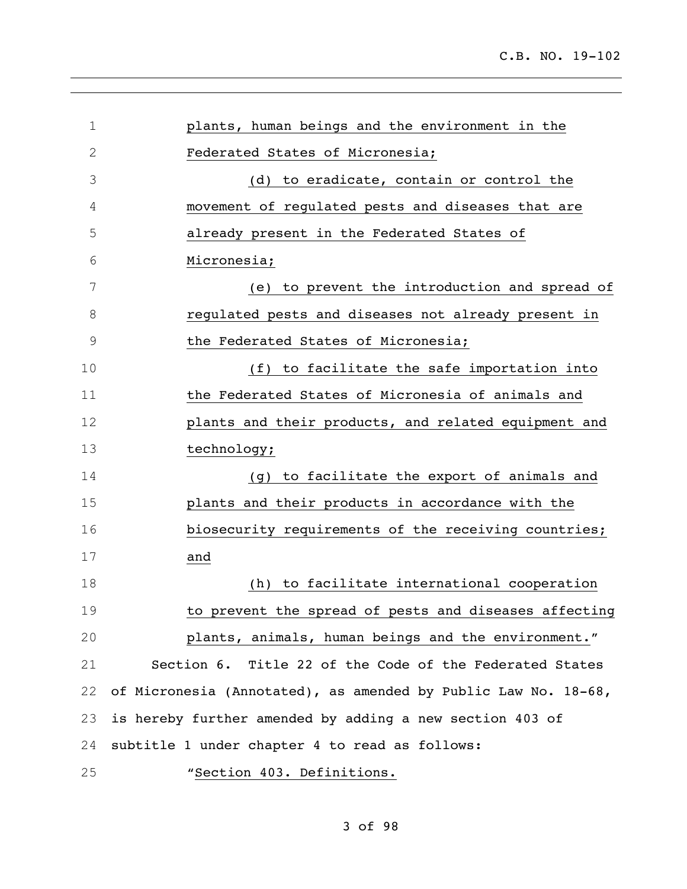plants, human beings and the environment in the Federated States of Micronesia;

(d) to eradicate, contain or control the movement of regulated pests and diseases that are already present in the Federated States of Micronesia;

(e) to prevent the introduction and spread of regulated pests and diseases not already present in the Federated States of Micronesia;

(f) to facilitate the safe importation into the Federated States of Micronesia of animals and plants and their products, and related equipment and technology;

(g) to facilitate the export of animals and plants and their products in accordance with the biosecurity requirements of the receiving countries; and

(h) to facilitate international cooperation to prevent the spread of pests and diseases affecting plants, animals, human beings and the environment."

Section 6. Title 22 of the Code of the Federated States of Micronesia (Annotated), as amended by Public Law No. 18-68, is hereby further amended by adding a new section 403 of subtitle 1 under chapter 4 to read as follows:

"Section 403. Definitions.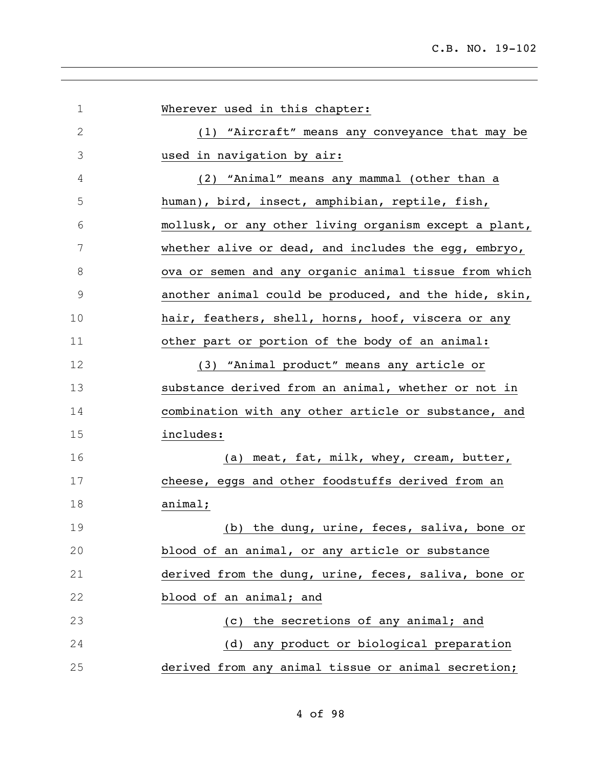Wherever used in this chapter:

(1) "Aircraft" means any conveyance that may be used in navigation by air:

(2) "Animal" means any mammal (other than a human), bird, insect, amphibian, reptile, fish, mollusk, or any other living organism except a plant, whether alive or dead, and includes the egg, embryo, ova or semen and any organic animal tissue from which another animal could be produced, and the hide, skin, hair, feathers, shell, horns, hoof, viscera or any other part or portion of the body of an animal:

(3) "Animal product" means any article or substance derived from an animal, whether or not in combination with any other article or substance, and includes:

(a) meat, fat, milk, whey, cream, butter, cheese, eggs and other foodstuffs derived from an animal;

(b) the dung, urine, feces, saliva, bone or blood of an animal, or any article or substance derived from the dung, urine, feces, saliva, bone or blood of an animal; and

(c) the secretions of any animal; and

(d) any product or biological preparation derived from any animal tissue or animal secretion;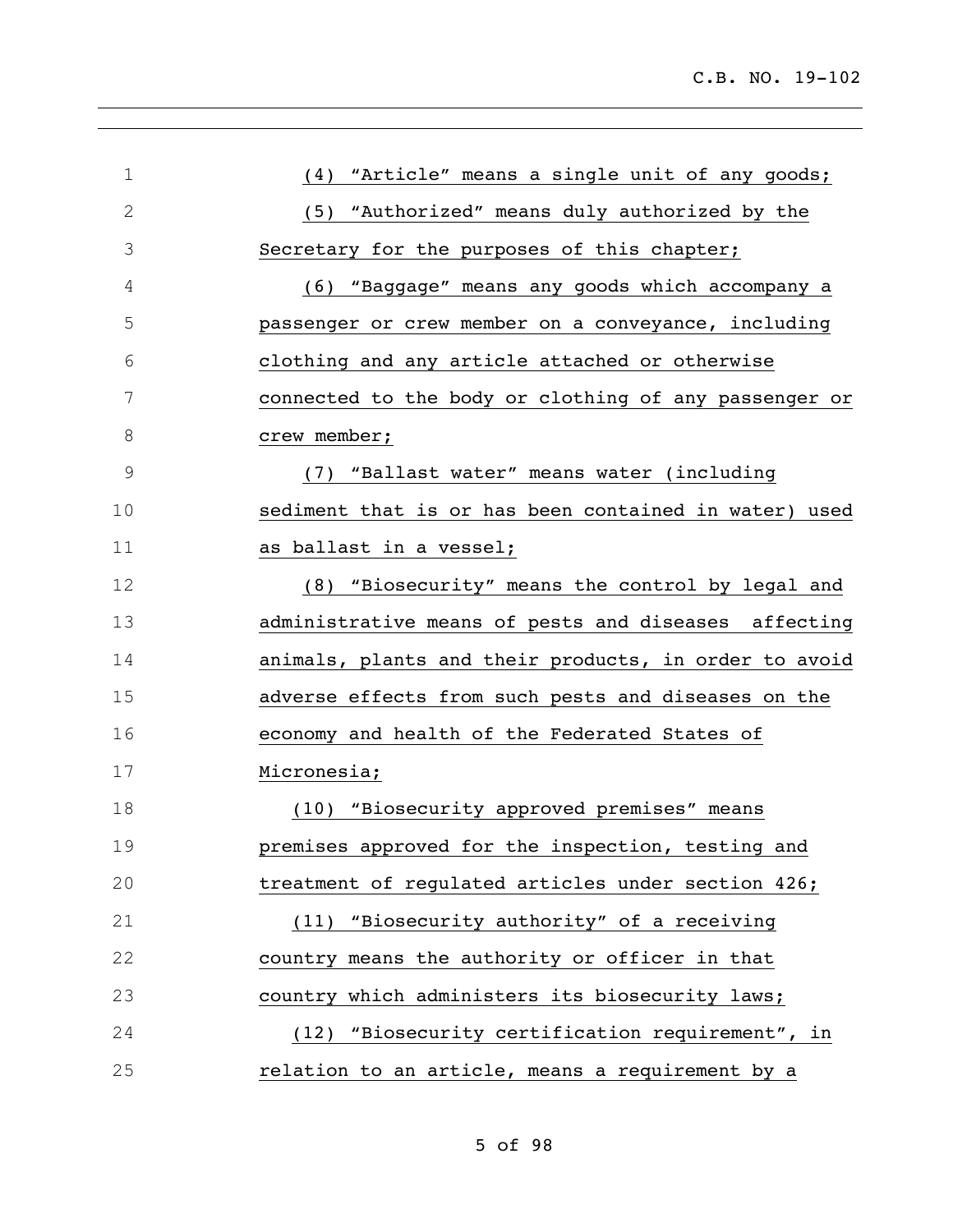(4) "Article" means a single unit of any goods;

(5) "Authorized" means duly authorized by the Secretary for the purposes of this chapter;

(6) "Baggage" means any goods which accompany a passenger or crew member on a conveyance, including clothing and any article attached or otherwise connected to the body or clothing of any passenger or crew member;

(7) "Ballast water" means water (including sediment that is or has been contained in water) used as ballast in a vessel;

(8) "Biosecurity" means the control by legal and administrative means of pests and diseases affecting animals, plants and their products, in order to avoid adverse effects from such pests and diseases on the economy and health of the Federated States of Micronesia;

(10) "Biosecurity approved premises" means premises approved for the inspection, testing and treatment of regulated articles under section 426;

(11) "Biosecurity authority" of a receiving country means the authority or officer in that country which administers its biosecurity laws;

(12) "Biosecurity certification requirement", in relation to an article, means a requirement by a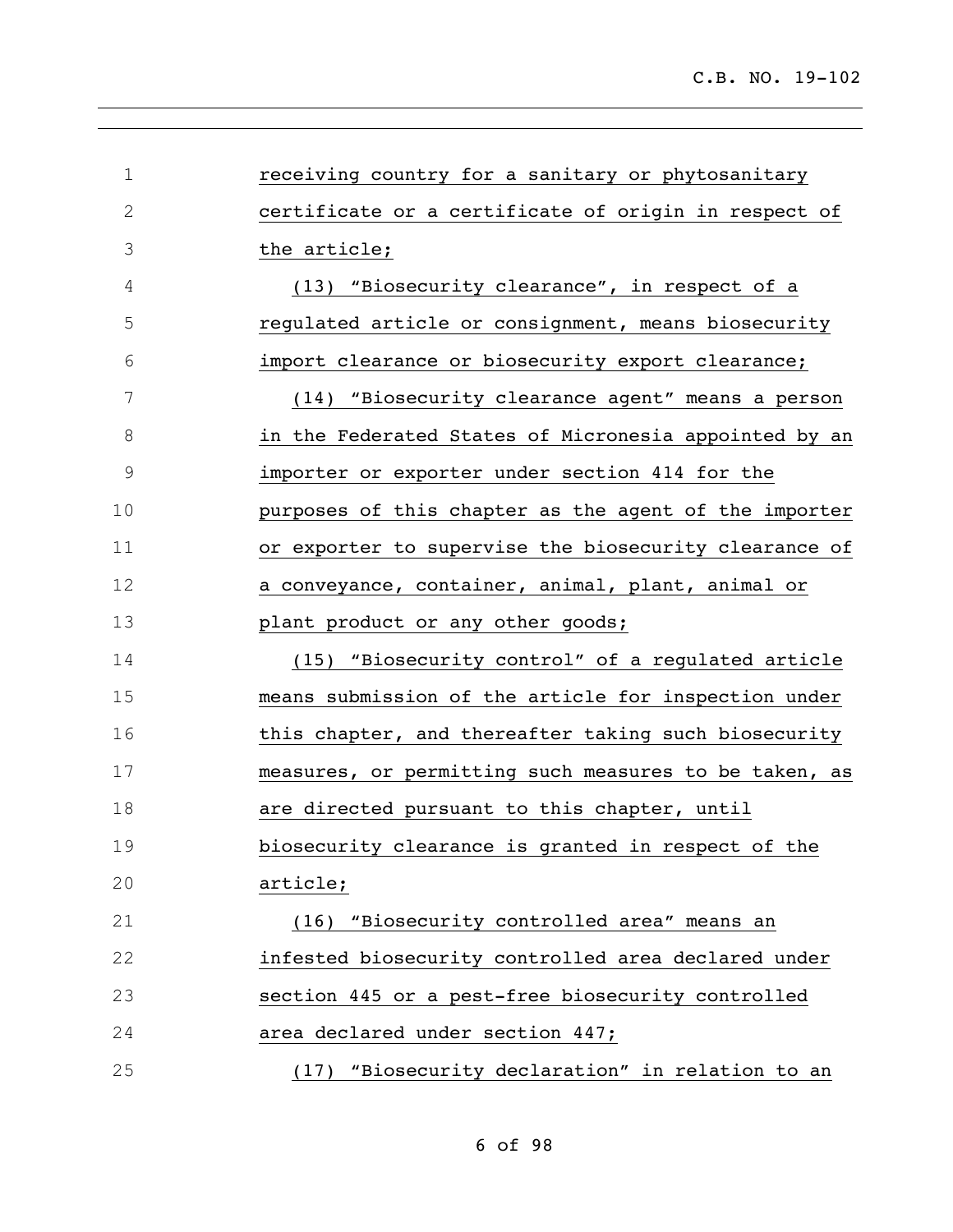receiving country for a sanitary or phytosanitary certificate or a certificate of origin in respect of the article;

(13) "Biosecurity clearance", in respect of a regulated article or consignment, means biosecurity import clearance or biosecurity export clearance;

(14) "Biosecurity clearance agent" means a person in the Federated States of Micronesia appointed by an importer or exporter under section 414 for the purposes of this chapter as the agent of the importer or exporter to supervise the biosecurity clearance of a conveyance, container, animal, plant, animal or plant product or any other goods;

(15) "Biosecurity control" of a regulated article means submission of the article for inspection under this chapter, and thereafter taking such biosecurity measures, or permitting such measures to be taken, as are directed pursuant to this chapter, until biosecurity clearance is granted in respect of the article;

(16) "Biosecurity controlled area" means an infested biosecurity controlled area declared under section 445 or a pest-free biosecurity controlled area declared under section 447;

(17) "Biosecurity declaration" in relation to an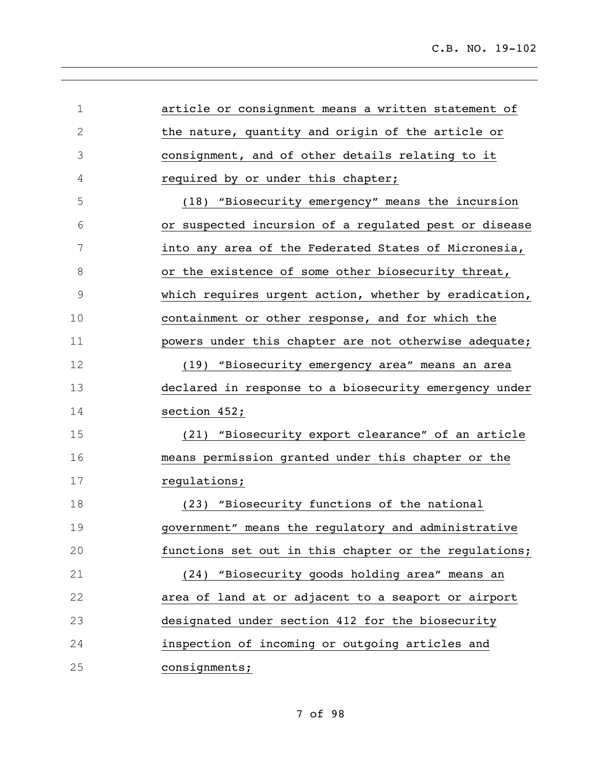article or consignment means a written statement of the nature, quantity and origin of the article or consignment, and of other details relating to it required by or under this chapter;

(18) "Biosecurity emergency" means the incursion or suspected incursion of a regulated pest or disease into any area of the Federated States of Micronesia, or the existence of some other biosecurity threat, which requires urgent action, whether by eradication, containment or other response, and for which the powers under this chapter are not otherwise adequate;

(19) "Biosecurity emergency area" means an area declared in response to a biosecurity emergency under section 452;

(21) "Biosecurity export clearance" of an article means permission granted under this chapter or the regulations;

(23) "Biosecurity functions of the national government" means the regulatory and administrative functions set out in this chapter or the regulations;

(24) "Biosecurity goods holding area" means an area of land at or adjacent to a seaport or airport designated under section 412 for the biosecurity inspection of incoming or outgoing articles and consignments;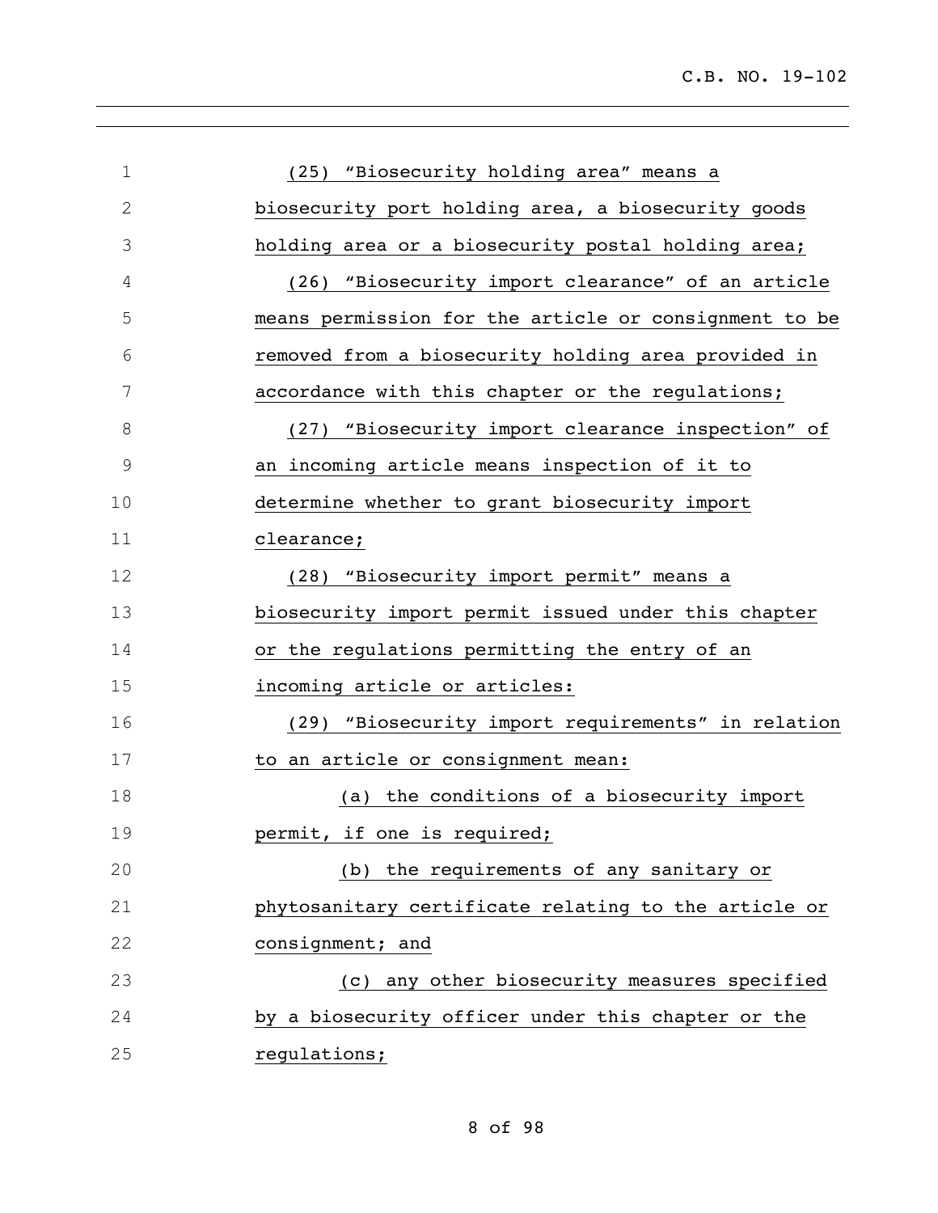(25) "Biosecurity holding area" means a biosecurity port holding area, a biosecurity goods holding area or a biosecurity postal holding area;

(26) "Biosecurity import clearance" of an article means permission for the article or consignment to be removed from a biosecurity holding area provided in accordance with this chapter or the regulations;

(27) "Biosecurity import clearance inspection" of an incoming article means inspection of it to determine whether to grant biosecurity import clearance;

(28) "Biosecurity import permit" means a biosecurity import permit issued under this chapter or the regulations permitting the entry of an incoming article or articles:

(29) "Biosecurity import requirements" in relation to an article or consignment mean:

(a) the conditions of a biosecurity import permit, if one is required;

(b) the requirements of any sanitary or phytosanitary certificate relating to the article or consignment; and

(c) any other biosecurity measures specified by a biosecurity officer under this chapter or the regulations;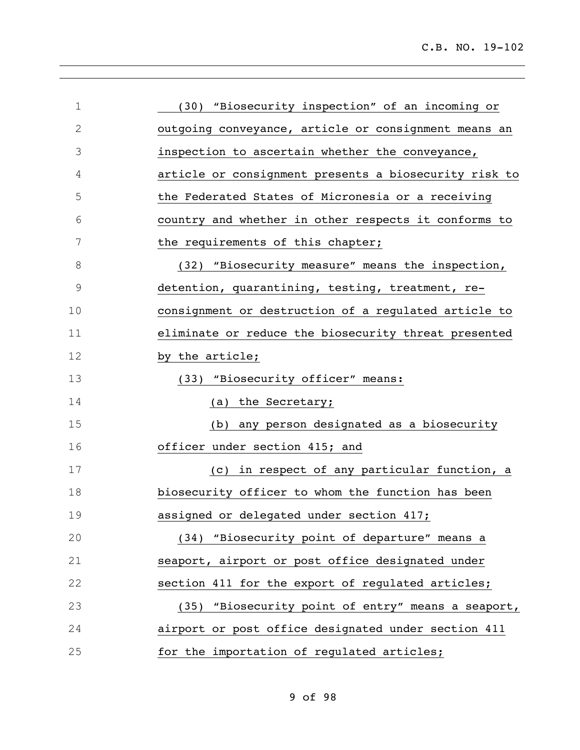(30) "Biosecurity inspection" of an incoming or outgoing conveyance, article or consignment means an inspection to ascertain whether the conveyance, article or consignment presents a biosecurity risk to the Federated States of Micronesia or a receiving country and whether in other respects it conforms to the requirements of this chapter;

(32) "Biosecurity measure" means the inspection, detention, quarantining, testing, treatment, re-consignment or destruction of a regulated article to eliminate or reduce the biosecurity threat presented by the article;

(33) "Biosecurity officer" means:

(a) the Secretary;

(b) any person designated as a biosecurity officer under section 415; and

(c) in respect of any particular function, a biosecurity officer to whom the function has been assigned or delegated under section 417;

(34) "Biosecurity point of departure" means a seaport, airport or post office designated under section 411 for the export of regulated articles;

(35) "Biosecurity point of entry" means a seaport, airport or post office designated under section 411 for the importation of regulated articles;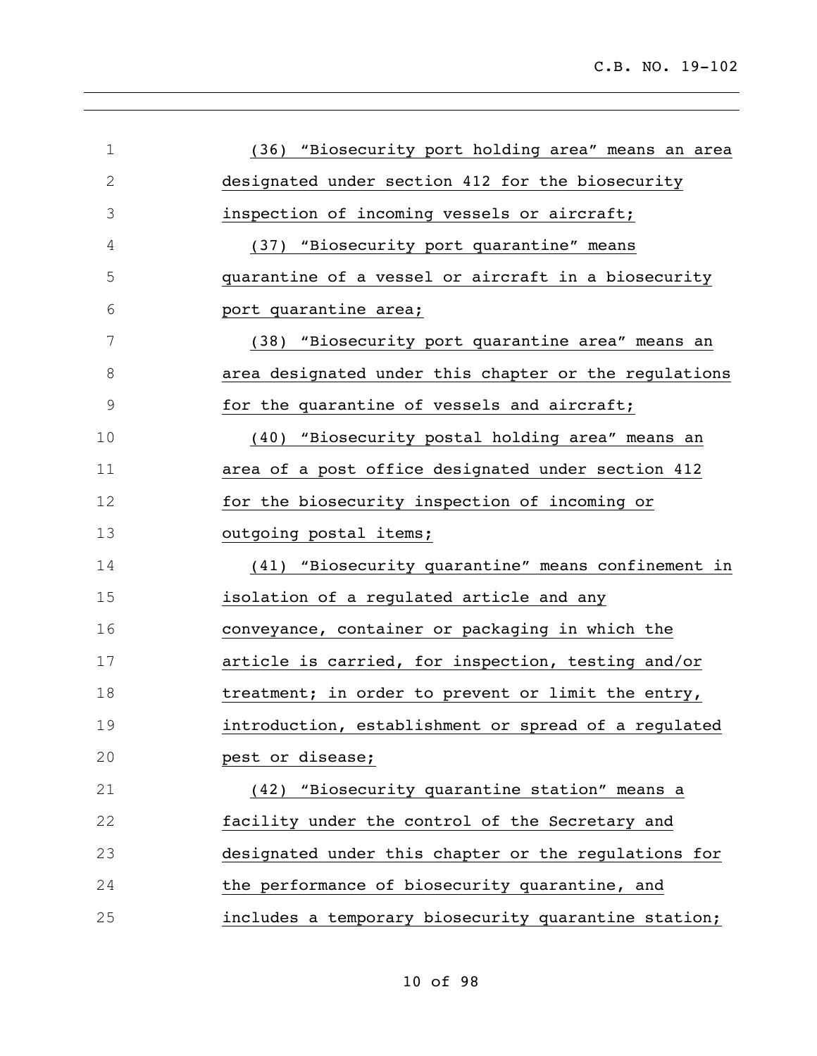(36) "Biosecurity port holding area" means an area designated under section 412 for the biosecurity inspection of incoming vessels or aircraft;

(37) "Biosecurity port quarantine" means quarantine of a vessel or aircraft in a biosecurity port quarantine area;

(38) "Biosecurity port quarantine area" means an area designated under this chapter or the regulations for the quarantine of vessels and aircraft;

(40) "Biosecurity postal holding area" means an area of a post office designated under section 412 for the biosecurity inspection of incoming or outgoing postal items;

(41) "Biosecurity quarantine" means confinement in isolation of a regulated article and any conveyance, container or packaging in which the article is carried, for inspection, testing and/or treatment; in order to prevent or limit the entry, introduction, establishment or spread of a regulated pest or disease;

(42) "Biosecurity quarantine station" means a facility under the control of the Secretary and designated under this chapter or the regulations for the performance of biosecurity quarantine, and includes a temporary biosecurity quarantine station;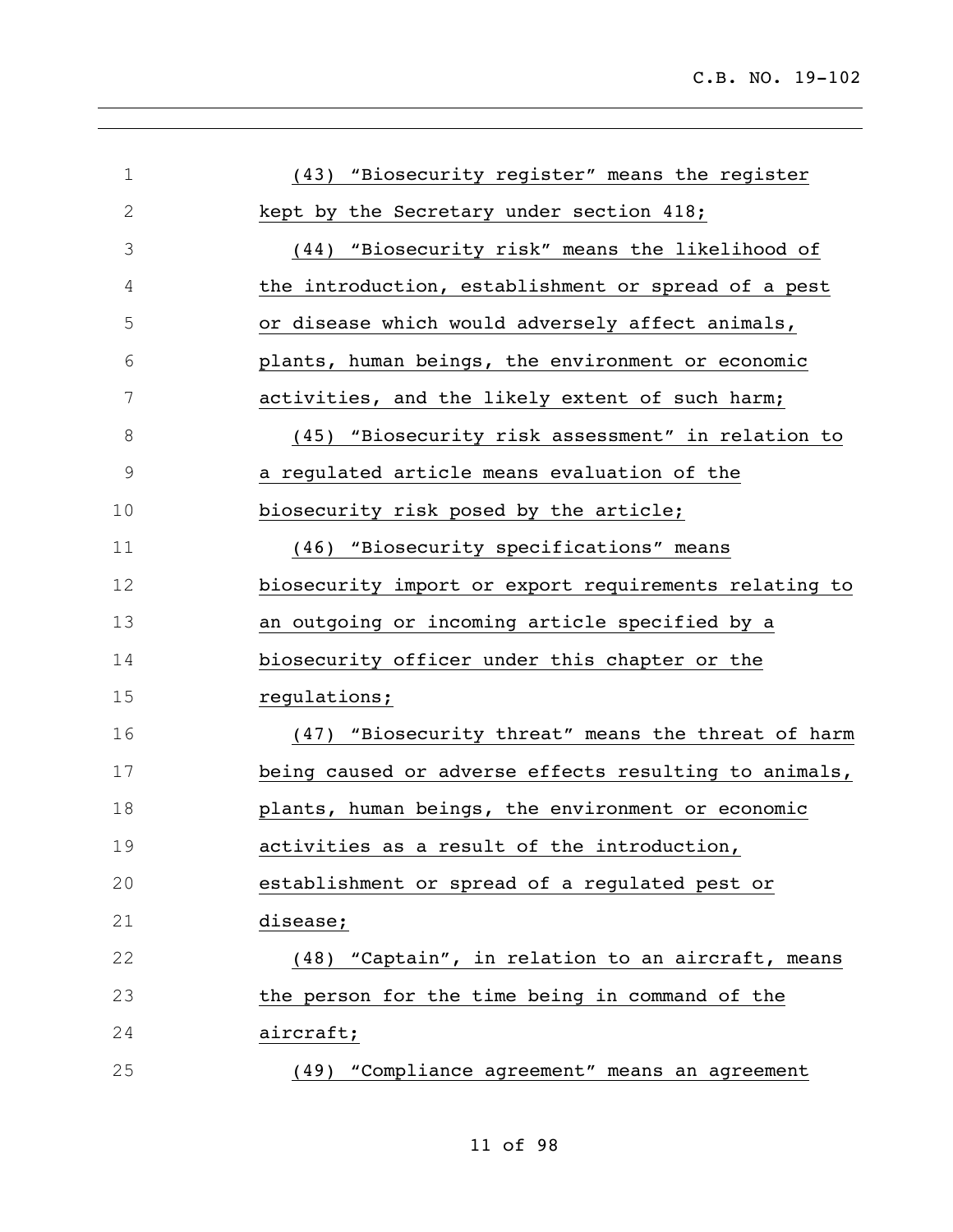(43) "Biosecurity register" means the register kept by the Secretary under section 418;

(44) "Biosecurity risk" means the likelihood of the introduction, establishment or spread of a pest or disease which would adversely affect animals, plants, human beings, the environment or economic activities, and the likely extent of such harm;

(45) "Biosecurity risk assessment" in relation to a regulated article means evaluation of the biosecurity risk posed by the article;

(46) "Biosecurity specifications" means biosecurity import or export requirements relating to an outgoing or incoming article specified by a biosecurity officer under this chapter or the regulations;

(47) "Biosecurity threat" means the threat of harm being caused or adverse effects resulting to animals, plants, human beings, the environment or economic activities as a result of the introduction, establishment or spread of a regulated pest or disease;

(48) "Captain", in relation to an aircraft, means the person for the time being in command of the aircraft;

(49) "Compliance agreement" means an agreement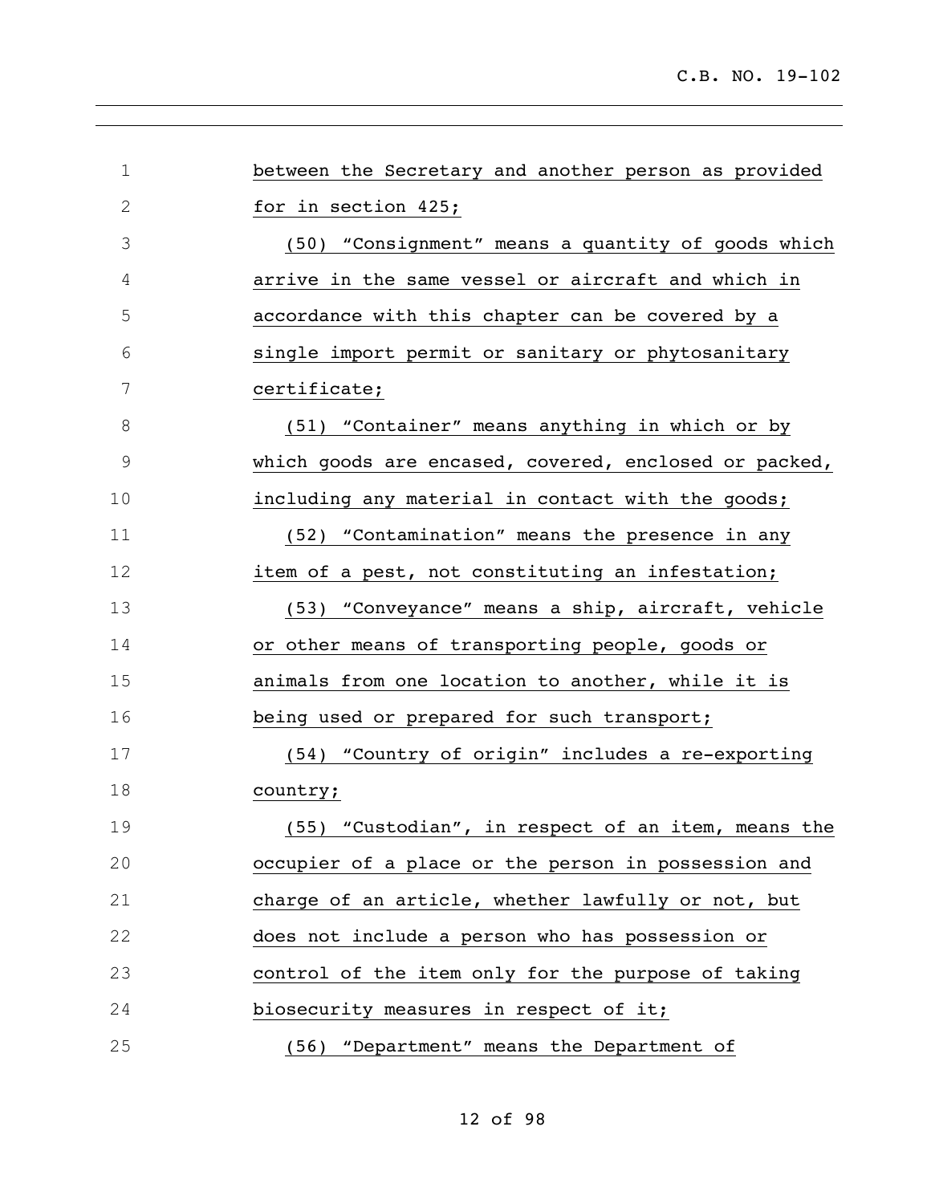between the Secretary and another person as provided for in section 425;

(50) "Consignment" means a quantity of goods which arrive in the same vessel or aircraft and which in accordance with this chapter can be covered by a single import permit or sanitary or phytosanitary certificate;

(51) "Container" means anything in which or by which goods are encased, covered, enclosed or packed, including any material in contact with the goods;

(52) "Contamination" means the presence in any item of a pest, not constituting an infestation;

(53) "Conveyance" means a ship, aircraft, vehicle or other means of transporting people, goods or animals from one location to another, while it is being used or prepared for such transport;

(54) "Country of origin" includes a re-exporting country;

(55) "Custodian", in respect of an item, means the occupier of a place or the person in possession and charge of an article, whether lawfully or not, but does not include a person who has possession or control of the item only for the purpose of taking biosecurity measures in respect of it;

(56) "Department" means the Department of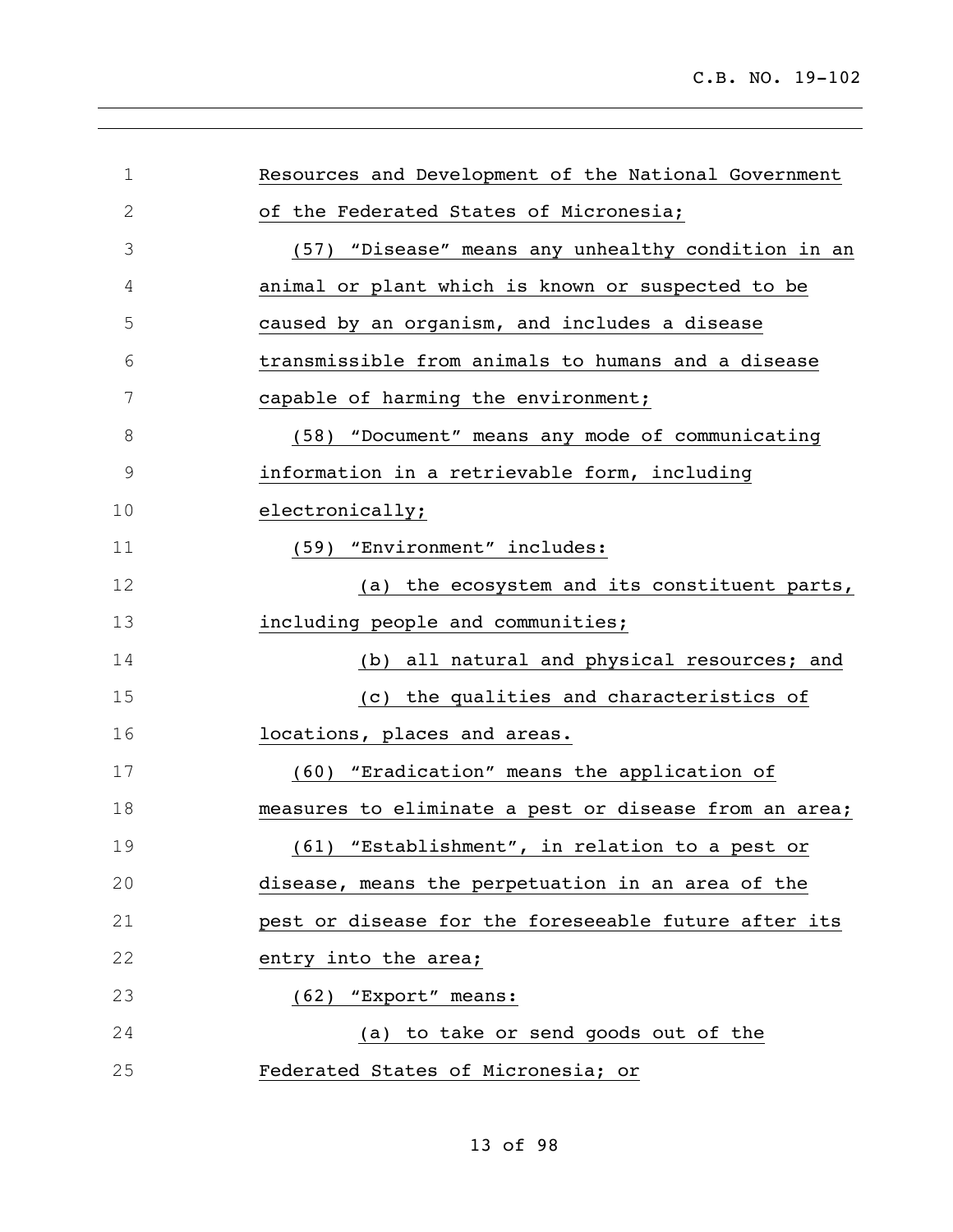Resources and Development of the National Government of the Federated States of Micronesia;

(57) "Disease" means any unhealthy condition in an animal or plant which is known or suspected to be caused by an organism, and includes a disease transmissible from animals to humans and a disease capable of harming the environment;

(58) "Document" means any mode of communicating information in a retrievable form, including electronically;

(59) "Environment" includes:

(a) the ecosystem and its constituent parts, including people and communities;

(b) all natural and physical resources; and

(c) the qualities and characteristics of locations, places and areas.

(60) "Eradication" means the application of measures to eliminate a pest or disease from an area;

(61) "Establishment", in relation to a pest or disease, means the perpetuation in an area of the pest or disease for the foreseeable future after its entry into the area;

(62) "Export" means:

(a) to take or send goods out of the Federated States of Micronesia; or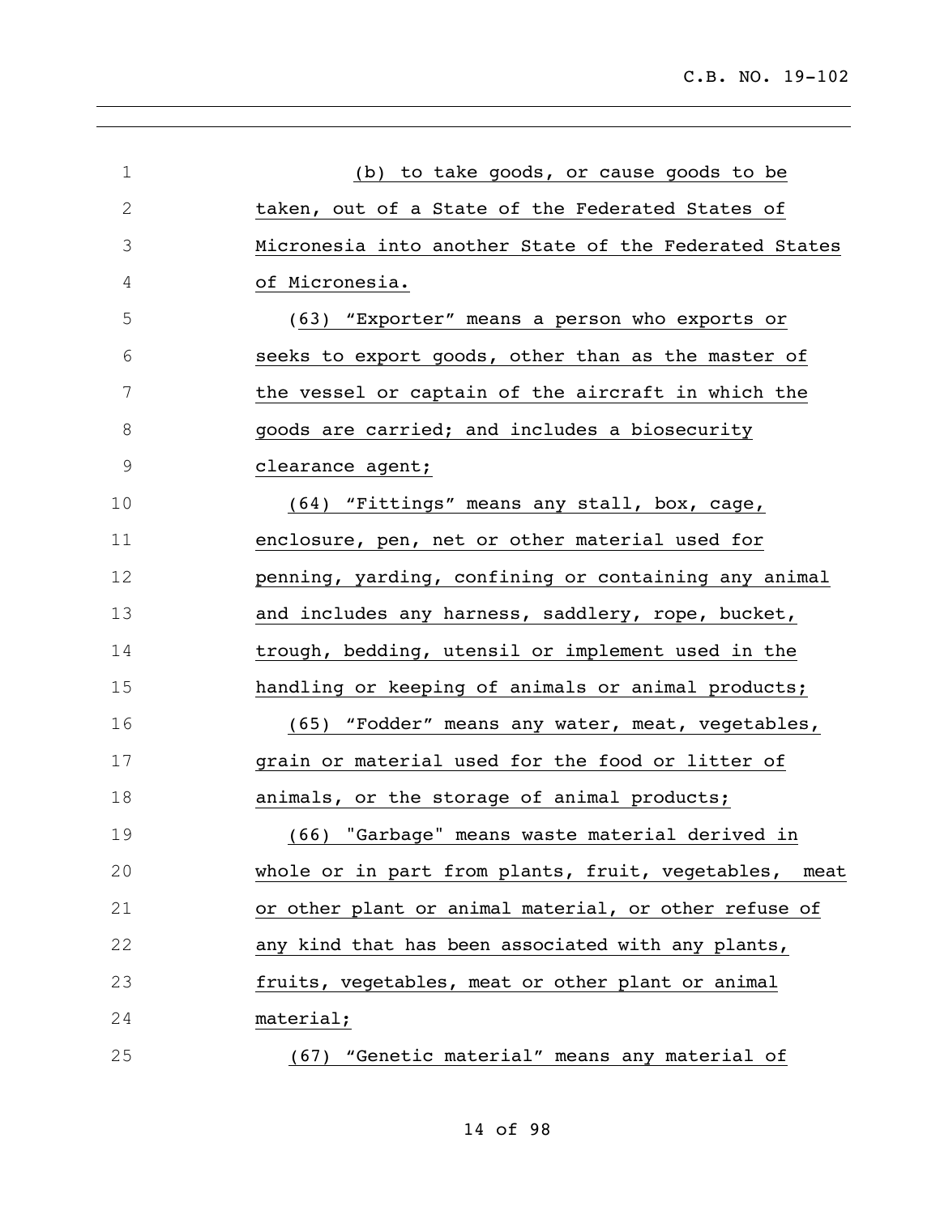(b) to take goods, or cause goods to be taken, out of a State of the Federated States of Micronesia into another State of the Federated States of Micronesia.

(63) "Exporter" means a person who exports or seeks to export goods, other than as the master of the vessel or captain of the aircraft in which the goods are carried; and includes a biosecurity clearance agent;

(64) "Fittings" means any stall, box, cage, enclosure, pen, net or other material used for penning, yarding, confining or containing any animal and includes any harness, saddlery, rope, bucket, trough, bedding, utensil or implement used in the handling or keeping of animals or animal products;

(65) "Fodder" means any water, meat, vegetables, grain or material used for the food or litter of animals, or the storage of animal products;

(66) "Garbage" means waste material derived in whole or in part from plants, fruit, vegetables, meat or other plant or animal material, or other refuse of any kind that has been associated with any plants, fruits, vegetables, meat or other plant or animal material;

(67) "Genetic material" means any material of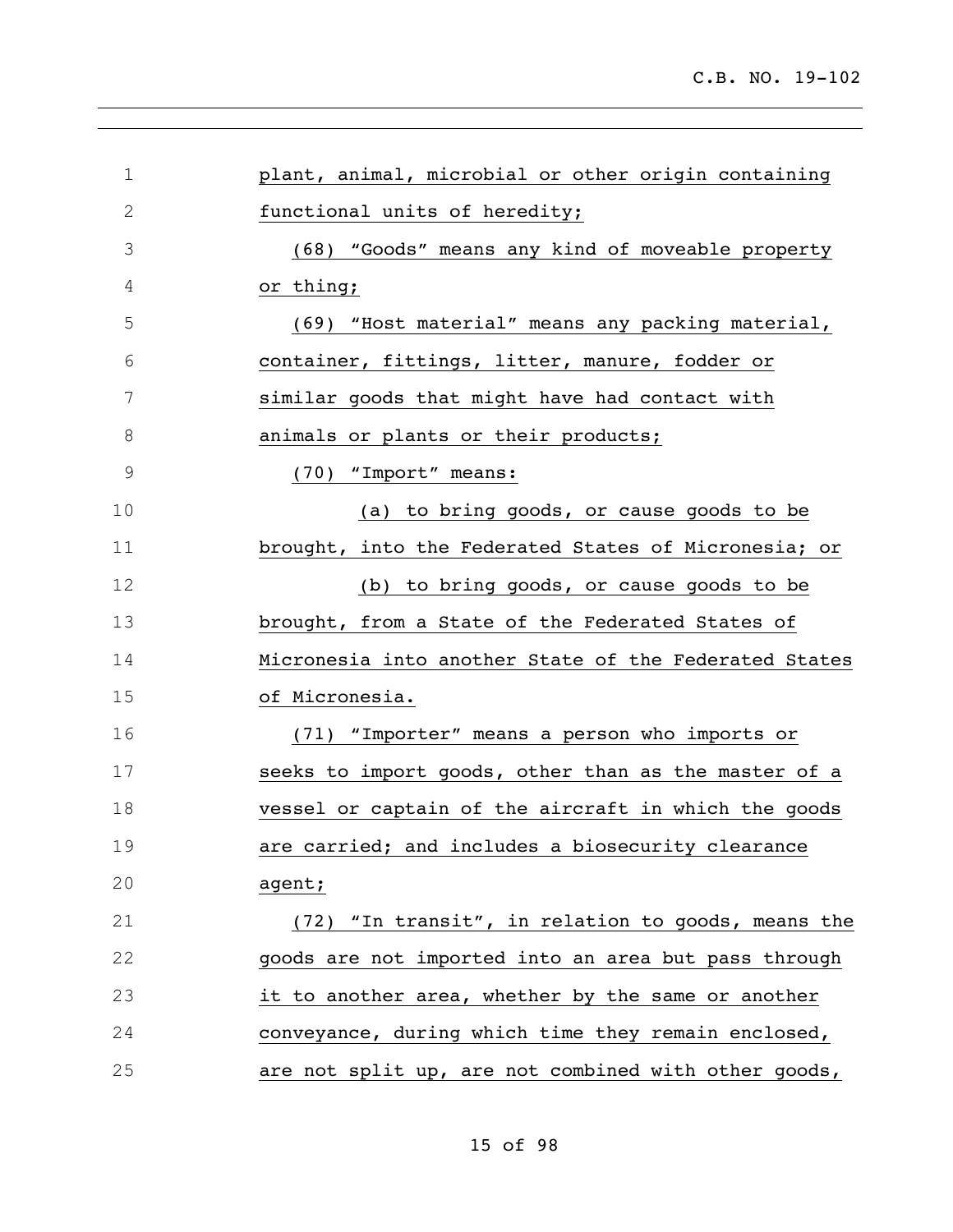plant, animal, microbial or other origin containing functional units of heredity;

(68) "Goods" means any kind of moveable property or thing;

(69) "Host material" means any packing material, container, fittings, litter, manure, fodder or similar goods that might have had contact with animals or plants or their products;

(70) "Import" means:

(a) to bring goods, or cause goods to be brought, into the Federated States of Micronesia; or

(b) to bring goods, or cause goods to be brought, from a State of the Federated States of Micronesia into another State of the Federated States of Micronesia.

(71) "Importer" means a person who imports or seeks to import goods, other than as the master of a vessel or captain of the aircraft in which the goods are carried; and includes a biosecurity clearance agent;

(72) "In transit", in relation to goods, means the goods are not imported into an area but pass through it to another area, whether by the same or another conveyance, during which time they remain enclosed, are not split up, are not combined with other goods,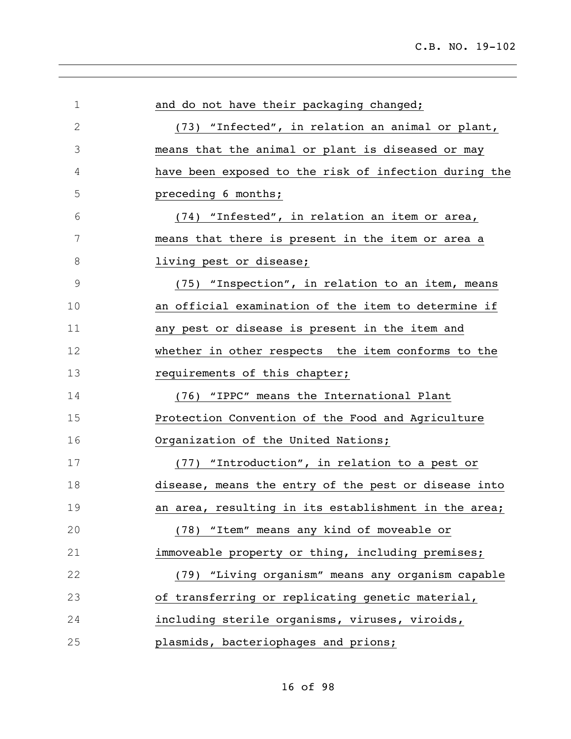and do not have their packaging changed;

(73) "Infected", in relation an animal or plant, means that the animal or plant is diseased or may have been exposed to the risk of infection during the preceding 6 months;

(74) "Infested", in relation an item or area, means that there is present in the item or area a living pest or disease;

(75) "Inspection", in relation to an item, means an official examination of the item to determine if any pest or disease is present in the item and whether in other respects the item conforms to the requirements of this chapter;

(76) "IPPC" means the International Plant Protection Convention of the Food and Agriculture Organization of the United Nations;

(77) "Introduction", in relation to a pest or disease, means the entry of the pest or disease into an area, resulting in its establishment in the area;

(78) "Item" means any kind of moveable or immoveable property or thing, including premises;

(79) "Living organism" means any organism capable of transferring or replicating genetic material, including sterile organisms, viruses, viroids, plasmids, bacteriophages and prions;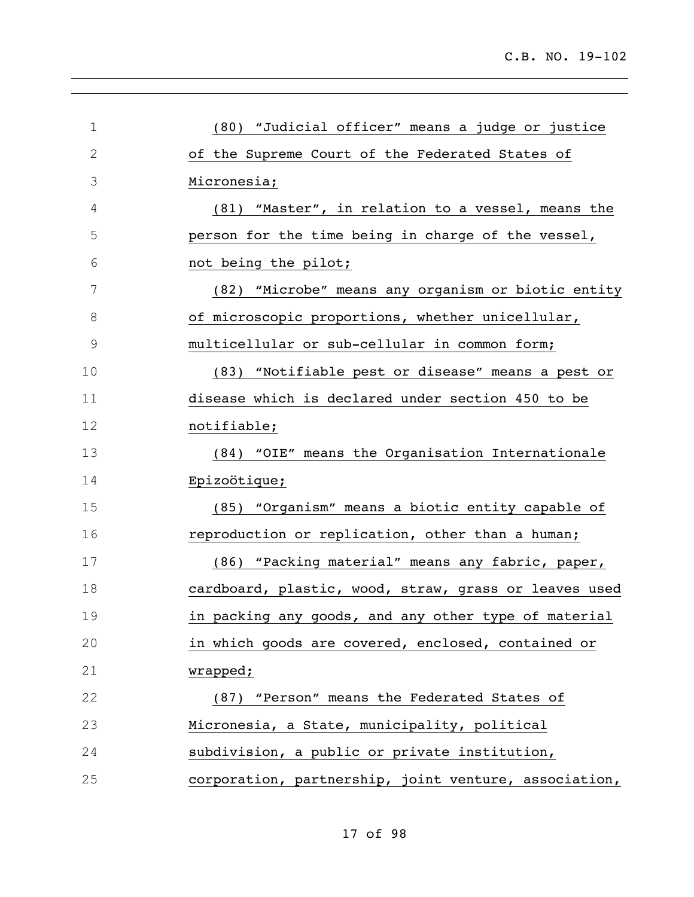(80) "Judicial officer" means a judge or justice of the Supreme Court of the Federated States of Micronesia;

(81) "Master", in relation to a vessel, means the person for the time being in charge of the vessel, not being the pilot;

(82) "Microbe" means any organism or biotic entity of microscopic proportions, whether unicellular, multicellular or sub-cellular in common form;

(83) "Notifiable pest or disease" means a pest or disease which is declared under section 450 to be notifiable;

(84) "OIE" means the Organisation Internationale Epizoötique;

(85) "Organism" means a biotic entity capable of reproduction or replication, other than a human;

(86) "Packing material" means any fabric, paper, cardboard, plastic, wood, straw, grass or leaves used in packing any goods, and any other type of material in which goods are covered, enclosed, contained or wrapped;

(87) "Person" means the Federated States of Micronesia, a State, municipality, political subdivision, a public or private institution, corporation, partnership, joint venture, association,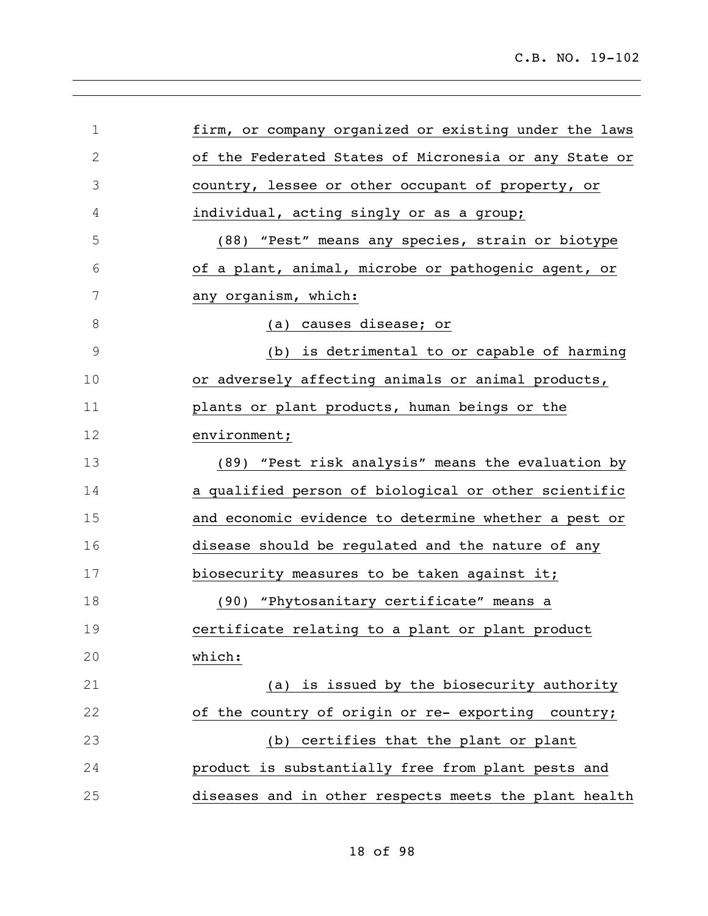firm, or company organized or existing under the laws of the Federated States of Micronesia or any State or country, lessee or other occupant of property, or individual, acting singly or as a group;

(88) "Pest" means any species, strain or biotype of a plant, animal, microbe or pathogenic agent, or any organism, which:

(a) causes disease; or

(b) is detrimental to or capable of harming or adversely affecting animals or animal products, plants or plant products, human beings or the environment;

(89) "Pest risk analysis" means the evaluation by a qualified person of biological or other scientific and economic evidence to determine whether a pest or disease should be regulated and the nature of any biosecurity measures to be taken against it;

(90) "Phytosanitary certificate" means a certificate relating to a plant or plant product which:

(a) is issued by the biosecurity authority of the country of origin or re- exporting country;

(b) certifies that the plant or plant product is substantially free from plant pests and diseases and in other respects meets the plant health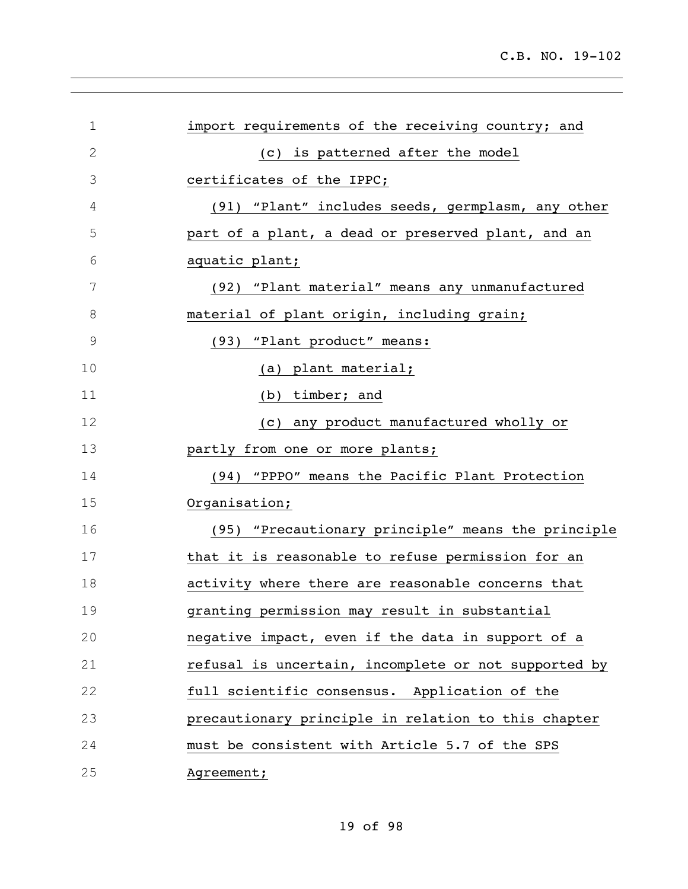import requirements of the receiving country; and

(c) is patterned after the model certificates of the IPPC;

(91) "Plant" includes seeds, germplasm, any other part of a plant, a dead or preserved plant, and an aquatic plant;

(92) "Plant material" means any unmanufactured material of plant origin, including grain;

(93) "Plant product" means:

(a) plant material;

(b) timber; and

(c) any product manufactured wholly or partly from one or more plants;

(94) "PPPO" means the Pacific Plant Protection Organisation;

(95) "Precautionary principle" means the principle that it is reasonable to refuse permission for an activity where there are reasonable concerns that granting permission may result in substantial negative impact, even if the data in support of a refusal is uncertain, incomplete or not supported by full scientific consensus. Application of the precautionary principle in relation to this chapter must be consistent with Article 5.7 of the SPS Agreement;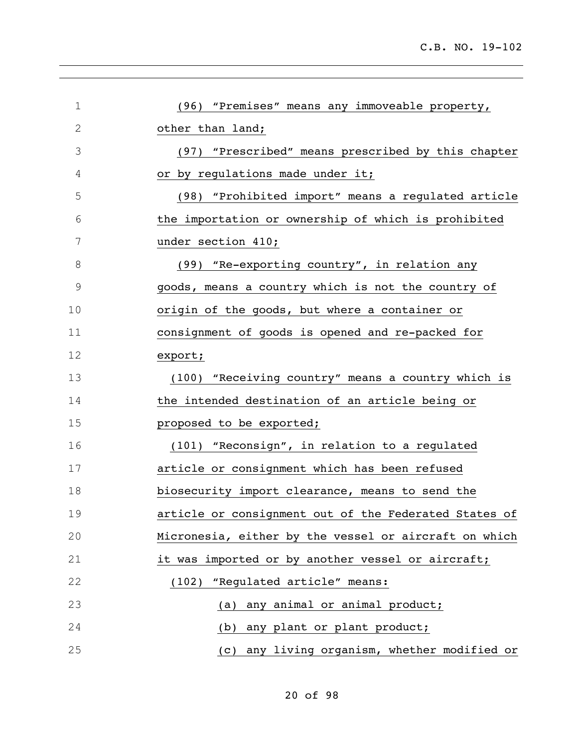(96) "Premises" means any immoveable property, other than land;

(97) "Prescribed" means prescribed by this chapter or by regulations made under it;

(98) "Prohibited import" means a regulated article the importation or ownership of which is prohibited under section 410;

(99) "Re-exporting country", in relation any goods, means a country which is not the country of origin of the goods, but where a container or consignment of goods is opened and re-packed for export;

(100) "Receiving country" means a country which is the intended destination of an article being or proposed to be exported;

(101) "Reconsign", in relation to a regulated article or consignment which has been refused biosecurity import clearance, means to send the article or consignment out of the Federated States of Micronesia, either by the vessel or aircraft on which it was imported or by another vessel or aircraft;

(102) "Regulated article" means:

(a) any animal or animal product;

(b) any plant or plant product;

(c) any living organism, whether modified or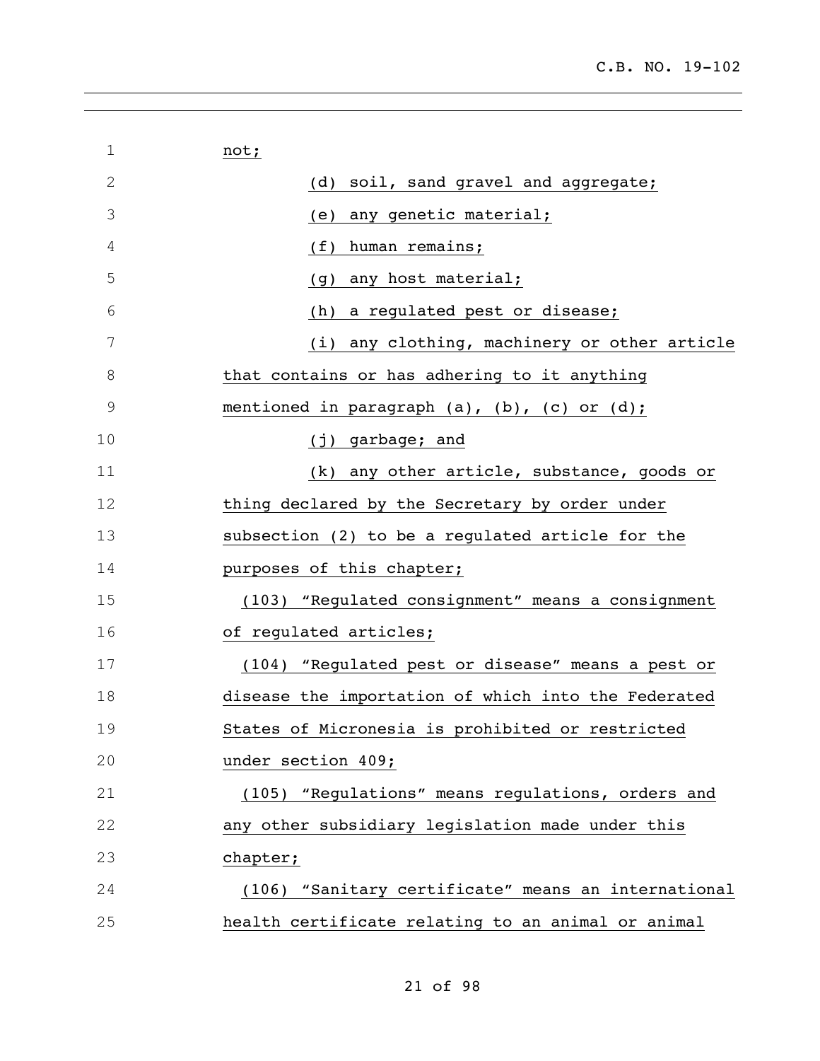not;

(d) soil, sand gravel and aggregate;

(e) any genetic material;

(f) human remains;

(g) any host material;

(h) a regulated pest or disease;

(i) any clothing, machinery or other article that contains or has adhering to it anything mentioned in paragraph (a), (b), (c) or (d);

(j) garbage; and

(k) any other article, substance, goods or thing declared by the Secretary by order under subsection (2) to be a regulated article for the purposes of this chapter;

(103) "Regulated consignment" means a consignment of regulated articles;

(104) "Regulated pest or disease" means a pest or disease the importation of which into the Federated States of Micronesia is prohibited or restricted under section 409;

(105) "Regulations" means regulations, orders and any other subsidiary legislation made under this chapter;

(106) "Sanitary certificate" means an international health certificate relating to an animal or animal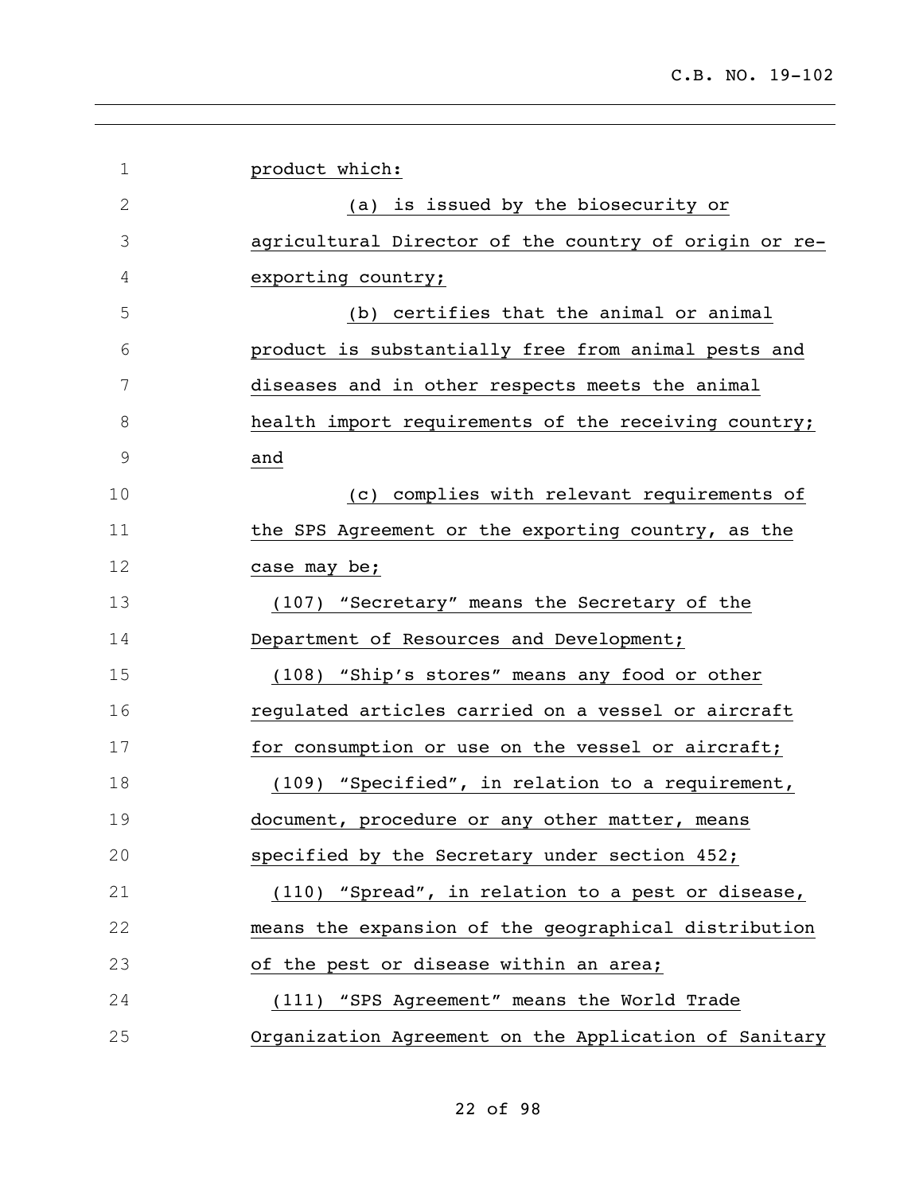product which:

(a) is issued by the biosecurity or agricultural Director of the country of origin or re-exporting country;

(b) certifies that the animal or animal product is substantially free from animal pests and diseases and in other respects meets the animal health import requirements of the receiving country; and

(c) complies with relevant requirements of the SPS Agreement or the exporting country, as the case may be;

(107) "Secretary" means the Secretary of the Department of Resources and Development;

(108) "Ship's stores" means any food or other regulated articles carried on a vessel or aircraft for consumption or use on the vessel or aircraft;

(109) "Specified", in relation to a requirement, document, procedure or any other matter, means specified by the Secretary under section 452;

(110) "Spread", in relation to a pest or disease, means the expansion of the geographical distribution of the pest or disease within an area;

(111) "SPS Agreement" means the World Trade Organization Agreement on the Application of Sanitary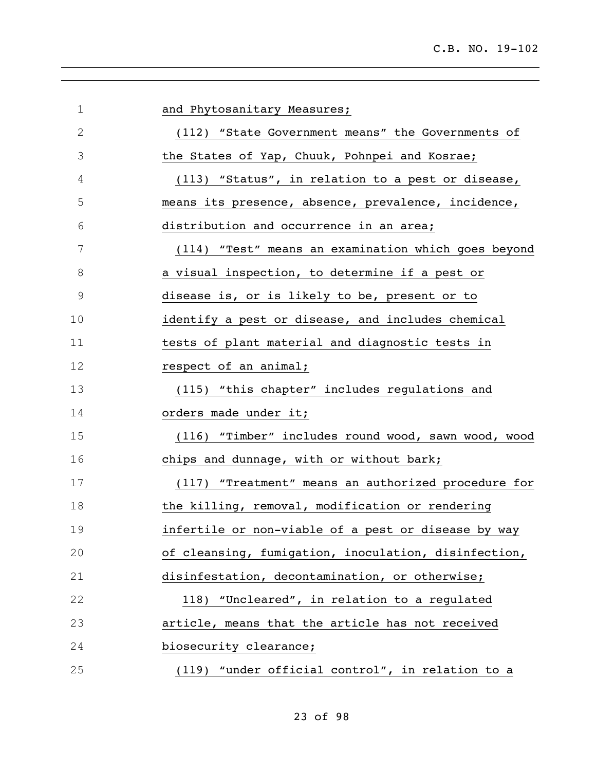and Phytosanitary Measures;

(112) "State Government means" the Governments of the States of Yap, Chuuk, Pohnpei and Kosrae;

(113) "Status", in relation to a pest or disease, means its presence, absence, prevalence, incidence, distribution and occurrence in an area;

(114) "Test" means an examination which goes beyond a visual inspection, to determine if a pest or disease is, or is likely to be, present or to identify a pest or disease, and includes chemical tests of plant material and diagnostic tests in respect of an animal;

(115) "this chapter" includes regulations and orders made under it;

(116) "Timber" includes round wood, sawn wood, wood chips and dunnage, with or without bark;

(117) "Treatment" means an authorized procedure for the killing, removal, modification or rendering infertile or non-viable of a pest or disease by way of cleansing, fumigation, inoculation, disinfection, disinfestation, decontamination, or otherwise;

118) "Uncleared", in relation to a regulated article, means that the article has not received biosecurity clearance;

(119) "under official control", in relation to a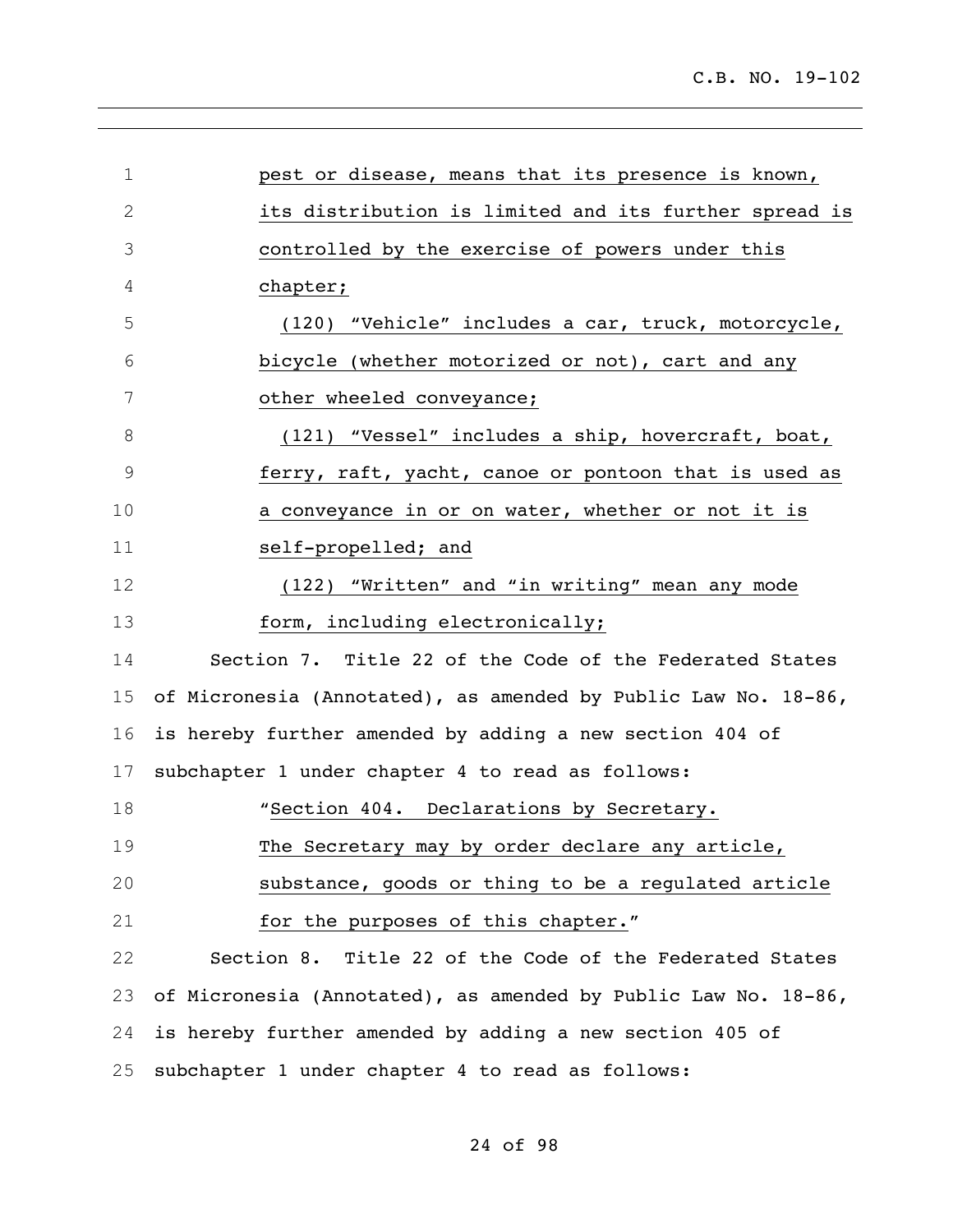pest or disease, means that its presence is known, its distribution is limited and its further spread is controlled by the exercise of powers under this chapter;

(120) "Vehicle" includes a car, truck, motorcycle, bicycle (whether motorized or not), cart and any other wheeled conveyance;

(121) "Vessel" includes a ship, hovercraft, boat, ferry, raft, yacht, canoe or pontoon that is used as a conveyance in or on water, whether or not it is self-propelled; and

(122) "Written" and "in writing" mean any mode form, including electronically;

Section 7. Title 22 of the Code of the Federated States of Micronesia (Annotated), as amended by Public Law No. 18-86, is hereby further amended by adding a new section 404 of subchapter 1 under chapter 4 to read as follows:

"Section 404. Declarations by Secretary.

The Secretary may by order declare any article, substance, goods or thing to be a regulated article for the purposes of this chapter."

Section 8. Title 22 of the Code of the Federated States of Micronesia (Annotated), as amended by Public Law No. 18-86, is hereby further amended by adding a new section 405 of subchapter 1 under chapter 4 to read as follows: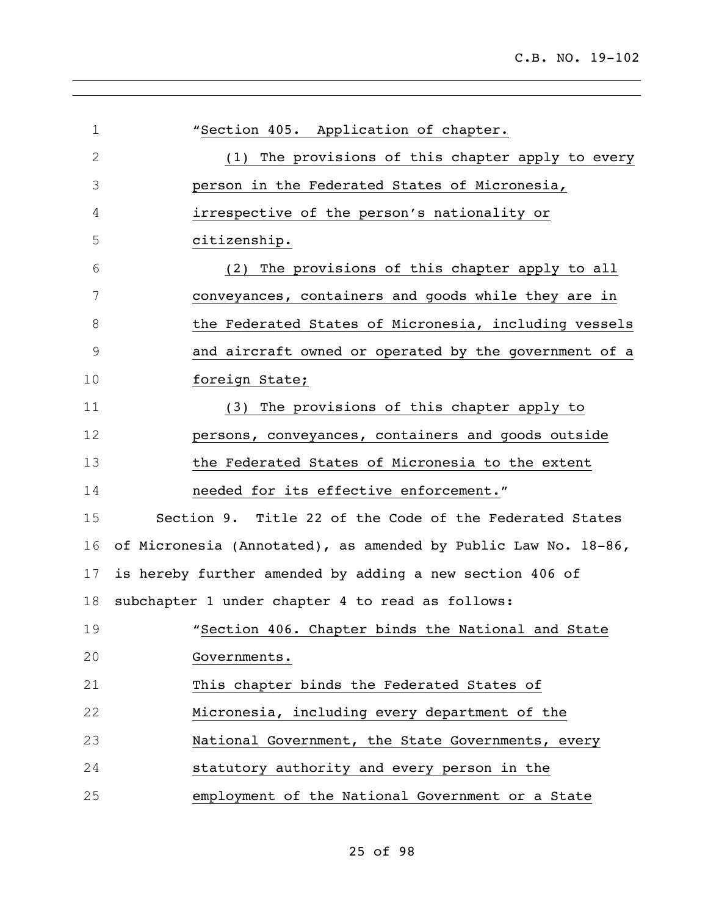"Section 405. Application of chapter.

(1) The provisions of this chapter apply to every person in the Federated States of Micronesia, irrespective of the person's nationality or citizenship.

(2) The provisions of this chapter apply to all conveyances, containers and goods while they are in the Federated States of Micronesia, including vessels and aircraft owned or operated by the government of a foreign State;

(3) The provisions of this chapter apply to persons, conveyances, containers and goods outside the Federated States of Micronesia to the extent needed for its effective enforcement."

Section 9. Title 22 of the Code of the Federated States of Micronesia (Annotated), as amended by Public Law No. 18-86, is hereby further amended by adding a new section 406 of subchapter 1 under chapter 4 to read as follows:

"Section 406. Chapter binds the National and State Governments.

This chapter binds the Federated States of Micronesia, including every department of the National Government, the State Governments, every statutory authority and every person in the employment of the National Government or a State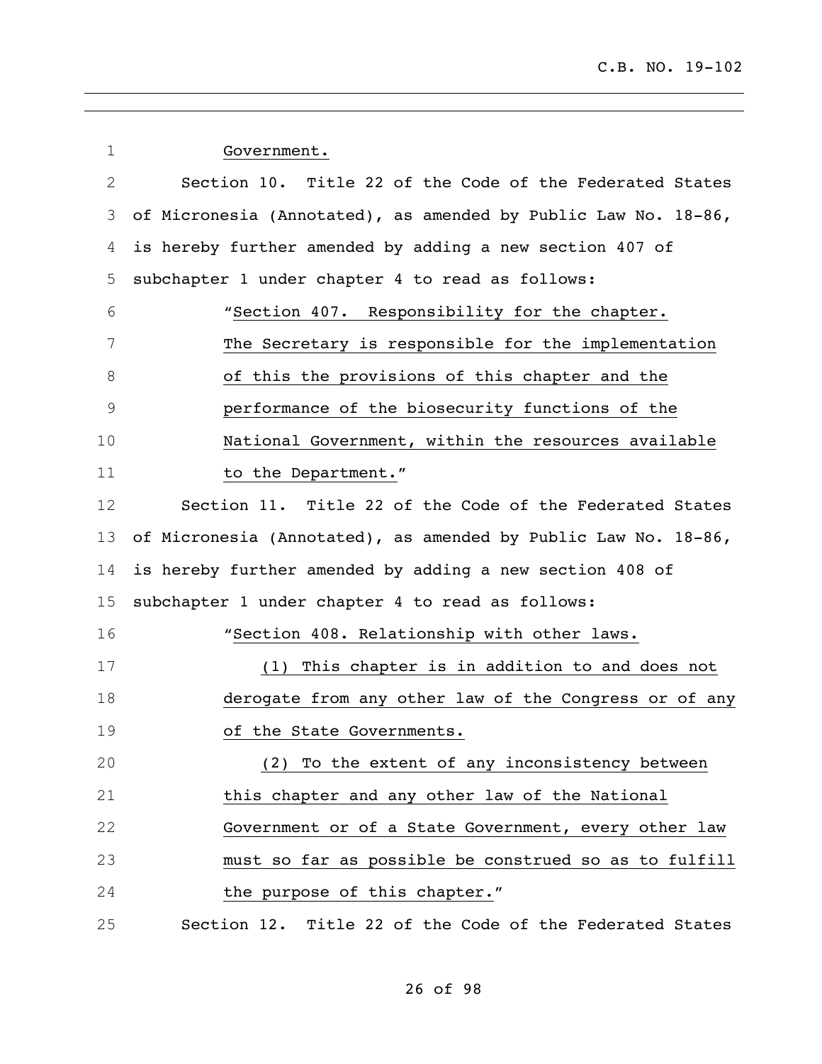Government.

Section 10. Title 22 of the Code of the Federated States of Micronesia (Annotated), as amended by Public Law No. 18-86, is hereby further amended by adding a new section 407 of subchapter 1 under chapter 4 to read as follows:

"Section 407. Responsibility for the chapter. The Secretary is responsible for the implementation of this the provisions of this chapter and the performance of the biosecurity functions of the National Government, within the resources available to the Department."

Section 11. Title 22 of the Code of the Federated States of Micronesia (Annotated), as amended by Public Law No. 18-86, is hereby further amended by adding a new section 408 of subchapter 1 under chapter 4 to read as follows:

"Section 408. Relationship with other laws.

(1) This chapter is in addition to and does not derogate from any other law of the Congress or of any of the State Governments.

(2) To the extent of any inconsistency between this chapter and any other law of the National Government or of a State Government, every other law must so far as possible be construed so as to fulfill the purpose of this chapter."

Section 12. Title 22 of the Code of the Federated States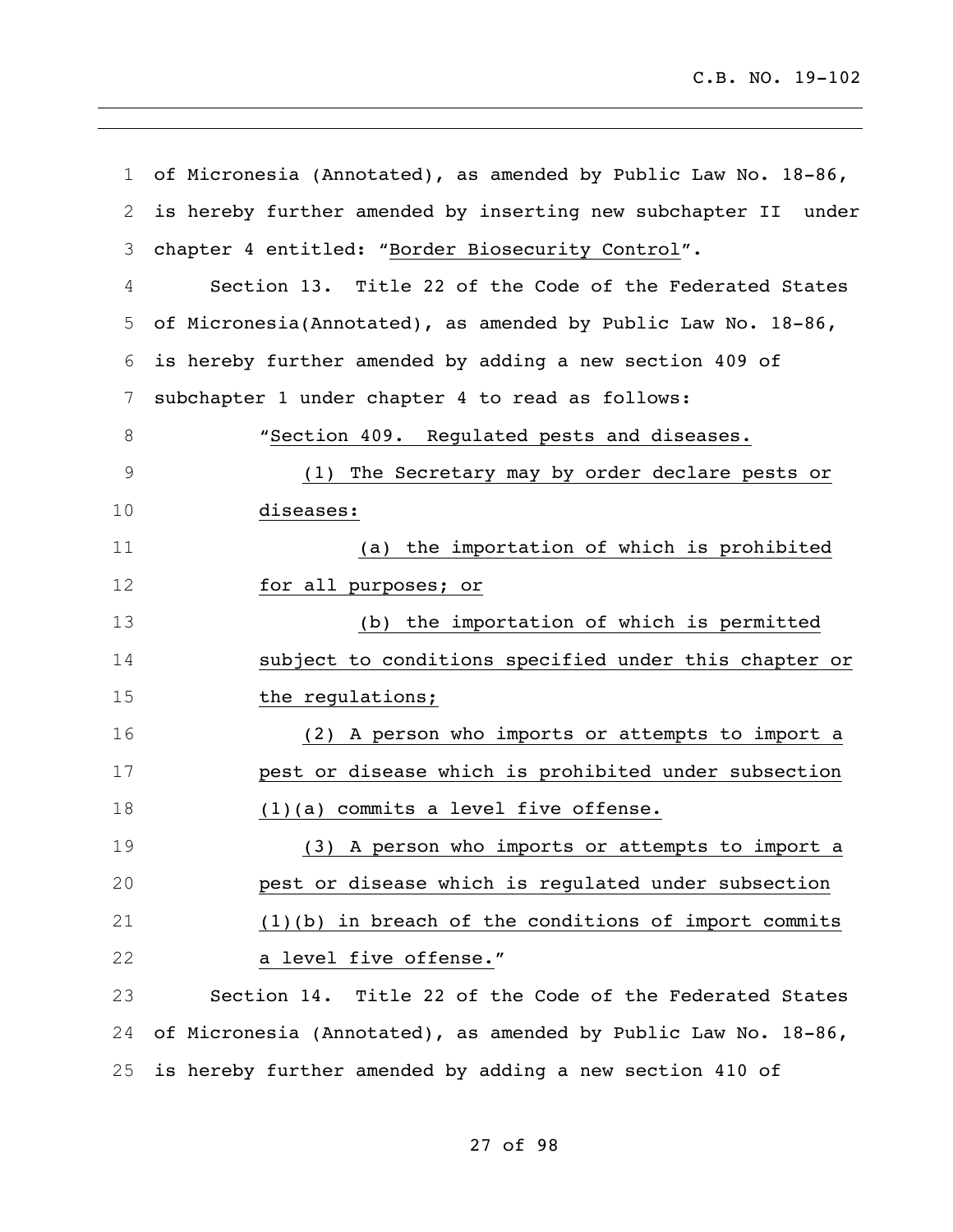of Micronesia (Annotated), as amended by Public Law No. 18-86, is hereby further amended by inserting new subchapter II under chapter 4 entitled: "Border Biosecurity Control".

Section 13. Title 22 of the Code of the Federated States of Micronesia(Annotated), as amended by Public Law No. 18-86, is hereby further amended by adding a new section 409 of subchapter 1 under chapter 4 to read as follows:

"Section 409. Regulated pests and diseases.

(1) The Secretary may by order declare pests or diseases:

(a) the importation of which is prohibited for all purposes; or

(b) the importation of which is permitted subject to conditions specified under this chapter or the regulations;

(2) A person who imports or attempts to import a pest or disease which is prohibited under subsection (1)(a) commits a level five offense.

(3) A person who imports or attempts to import a pest or disease which is regulated under subsection (1)(b) in breach of the conditions of import commits a level five offense."

Section 14. Title 22 of the Code of the Federated States of Micronesia (Annotated), as amended by Public Law No. 18-86, is hereby further amended by adding a new section 410 of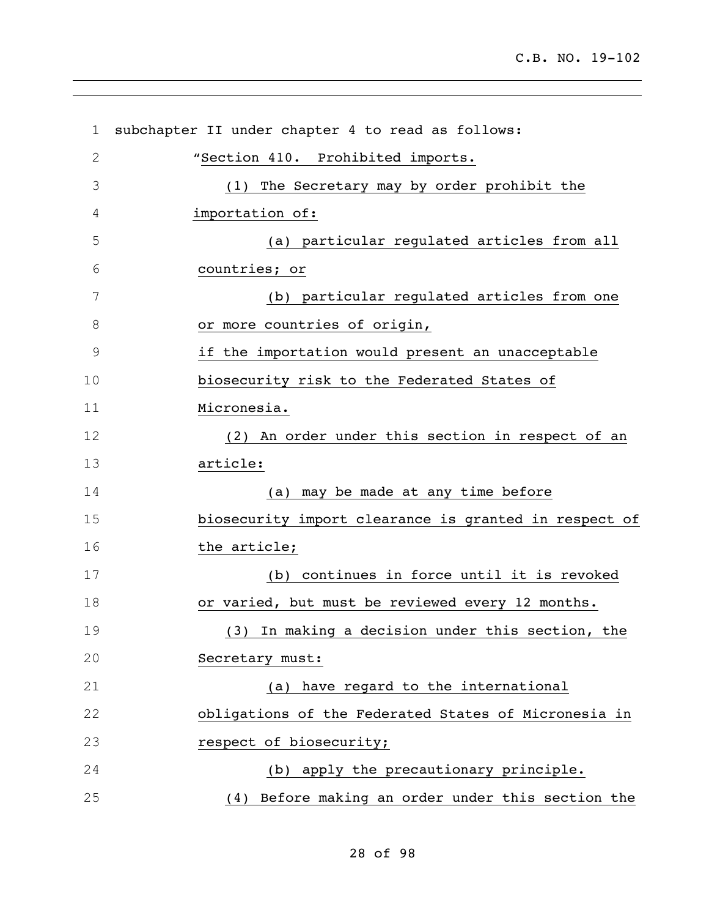subchapter II under chapter 4 to read as follows:

"Section 410. Prohibited imports.

(1) The Secretary may by order prohibit the importation of:

(a) particular regulated articles from all countries; or

(b) particular regulated articles from one or more countries of origin,

if the importation would present an unacceptable biosecurity risk to the Federated States of Micronesia.

(2) An order under this section in respect of an article:

(a) may be made at any time before biosecurity import clearance is granted in respect of the article;

(b) continues in force until it is revoked or varied, but must be reviewed every 12 months.

(3) In making a decision under this section, the Secretary must:

(a) have regard to the international obligations of the Federated States of Micronesia in respect of biosecurity;

(b) apply the precautionary principle.

(4) Before making an order under this section the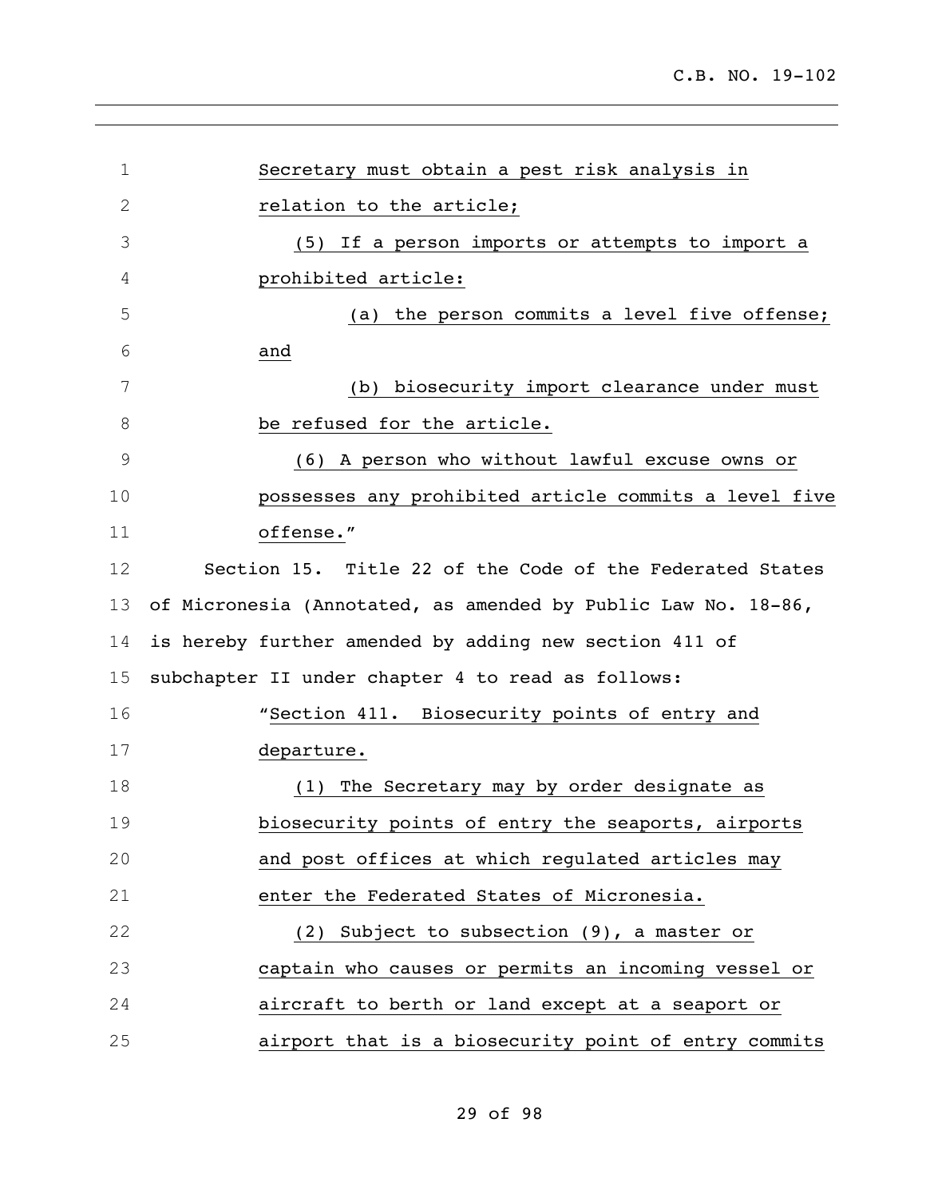Secretary must obtain a pest risk analysis in relation to the article;

(5) If a person imports or attempts to import a prohibited article:

(a) the person commits a level five offense; and

(b) biosecurity import clearance under must be refused for the article.

(6) A person who without lawful excuse owns or possesses any prohibited article commits a level five offense."

Section 15. Title 22 of the Code of the Federated States of Micronesia (Annotated, as amended by Public Law No. 18-86, is hereby further amended by adding new section 411 of subchapter II under chapter 4 to read as follows:

"Section 411. Biosecurity points of entry and departure.

(1) The Secretary may by order designate as biosecurity points of entry the seaports, airports and post offices at which regulated articles may enter the Federated States of Micronesia.

(2) Subject to subsection (9), a master or captain who causes or permits an incoming vessel or aircraft to berth or land except at a seaport or airport that is a biosecurity point of entry commits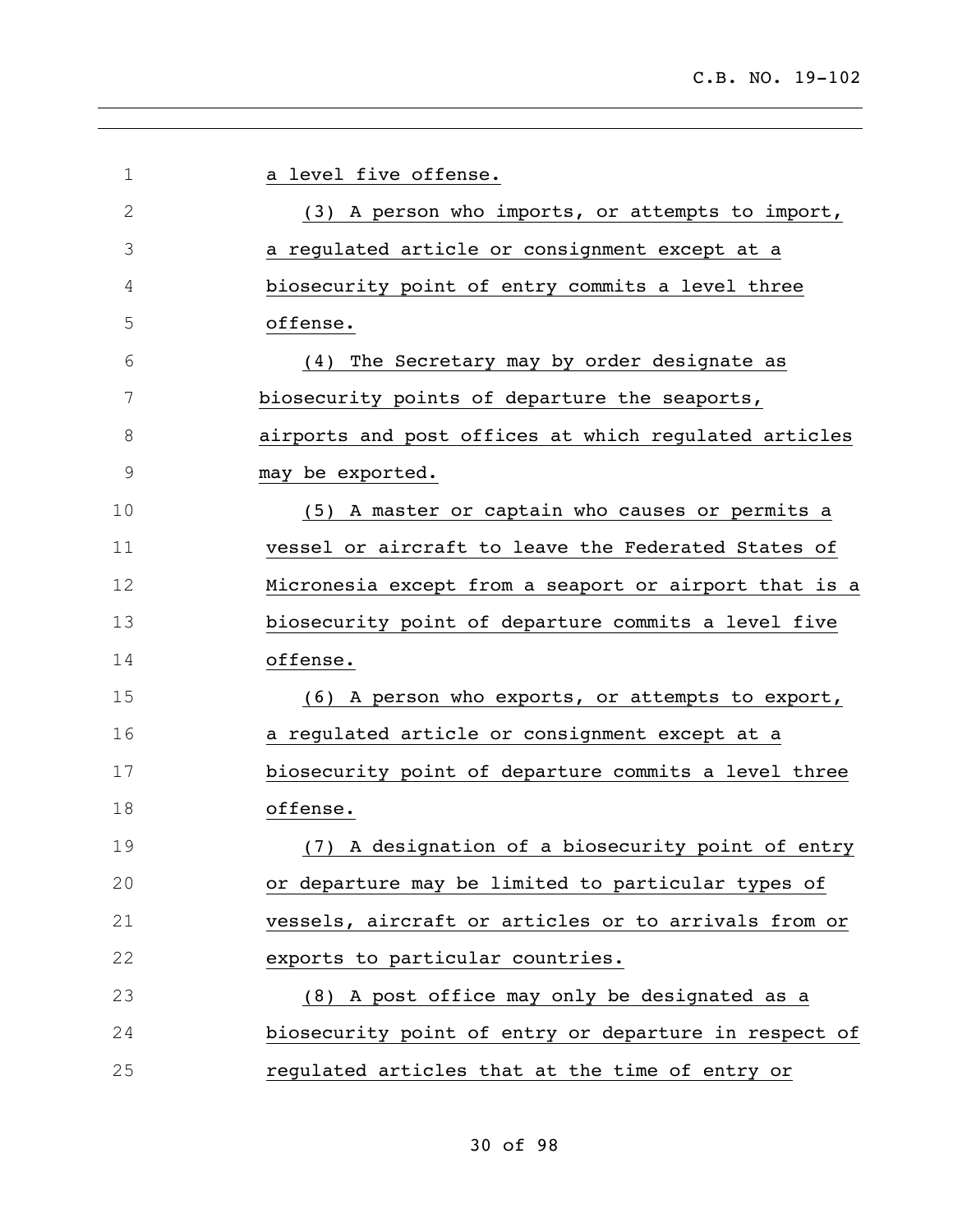a level five offense.

(3) A person who imports, or attempts to import, a regulated article or consignment except at a biosecurity point of entry commits a level three offense.

(4) The Secretary may by order designate as biosecurity points of departure the seaports, airports and post offices at which regulated articles may be exported.

(5) A master or captain who causes or permits a vessel or aircraft to leave the Federated States of Micronesia except from a seaport or airport that is a biosecurity point of departure commits a level five offense.

(6) A person who exports, or attempts to export, a regulated article or consignment except at a biosecurity point of departure commits a level three offense.

(7) A designation of a biosecurity point of entry or departure may be limited to particular types of vessels, aircraft or articles or to arrivals from or exports to particular countries.

(8) A post office may only be designated as a biosecurity point of entry or departure in respect of regulated articles that at the time of entry or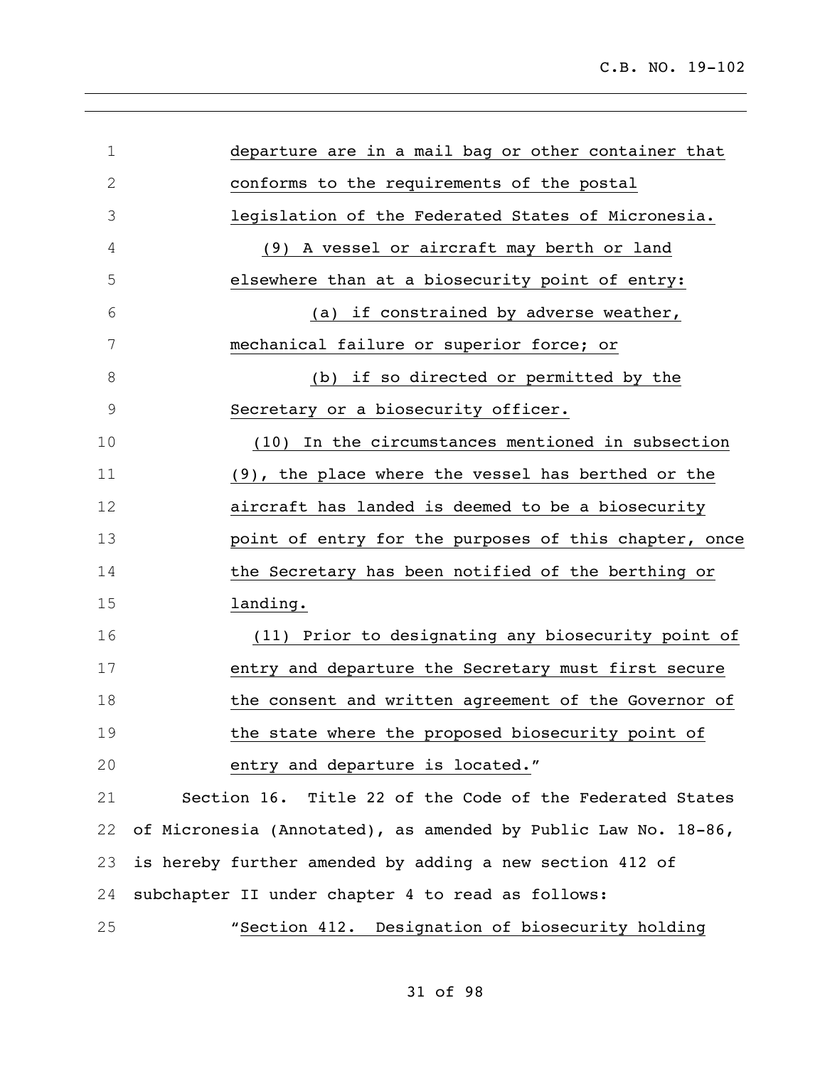departure are in a mail bag or other container that conforms to the requirements of the postal legislation of the Federated States of Micronesia.

(9) A vessel or aircraft may berth or land elsewhere than at a biosecurity point of entry:

(a) if constrained by adverse weather, mechanical failure or superior force; or

(b) if so directed or permitted by the Secretary or a biosecurity officer.

(10) In the circumstances mentioned in subsection (9), the place where the vessel has berthed or the aircraft has landed is deemed to be a biosecurity point of entry for the purposes of this chapter, once the Secretary has been notified of the berthing or landing.

(11) Prior to designating any biosecurity point of entry and departure the Secretary must first secure the consent and written agreement of the Governor of the state where the proposed biosecurity point of entry and departure is located."

Section 16. Title 22 of the Code of the Federated States of Micronesia (Annotated), as amended by Public Law No. 18-86, is hereby further amended by adding a new section 412 of subchapter II under chapter 4 to read as follows:

"Section 412. Designation of biosecurity holding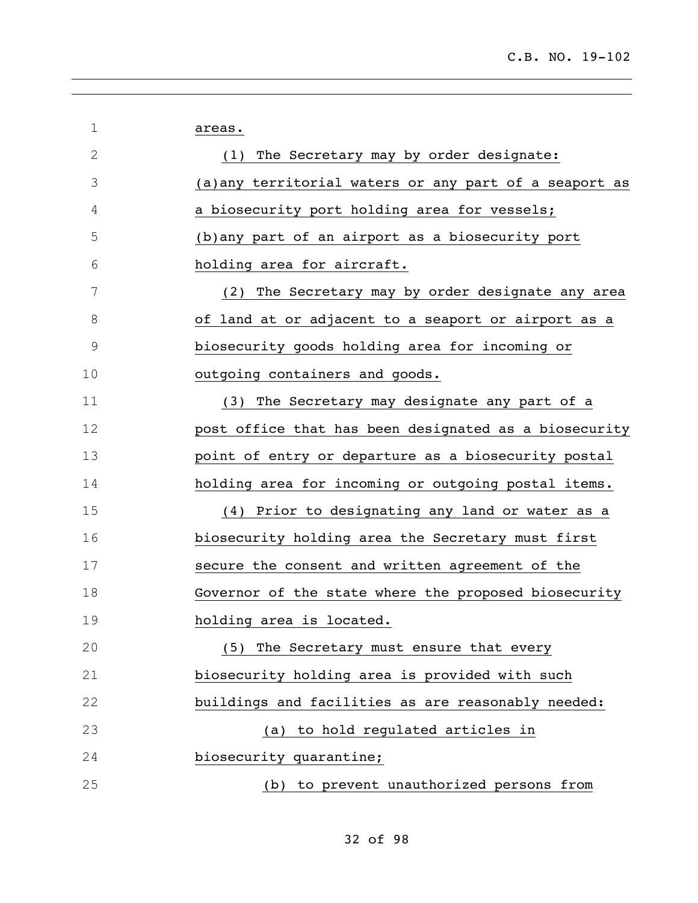areas.

(1) The Secretary may by order designate:

(a)any territorial waters or any part of a seaport as a biosecurity port holding area for vessels;

(b)any part of an airport as a biosecurity port holding area for aircraft.

(2) The Secretary may by order designate any area of land at or adjacent to a seaport or airport as a biosecurity goods holding area for incoming or outgoing containers and goods.

(3) The Secretary may designate any part of a post office that has been designated as a biosecurity point of entry or departure as a biosecurity postal holding area for incoming or outgoing postal items.

(4) Prior to designating any land or water as a biosecurity holding area the Secretary must first secure the consent and written agreement of the Governor of the state where the proposed biosecurity holding area is located.

(5) The Secretary must ensure that every biosecurity holding area is provided with such buildings and facilities as are reasonably needed:

(a) to hold regulated articles in biosecurity quarantine;

(b) to prevent unauthorized persons from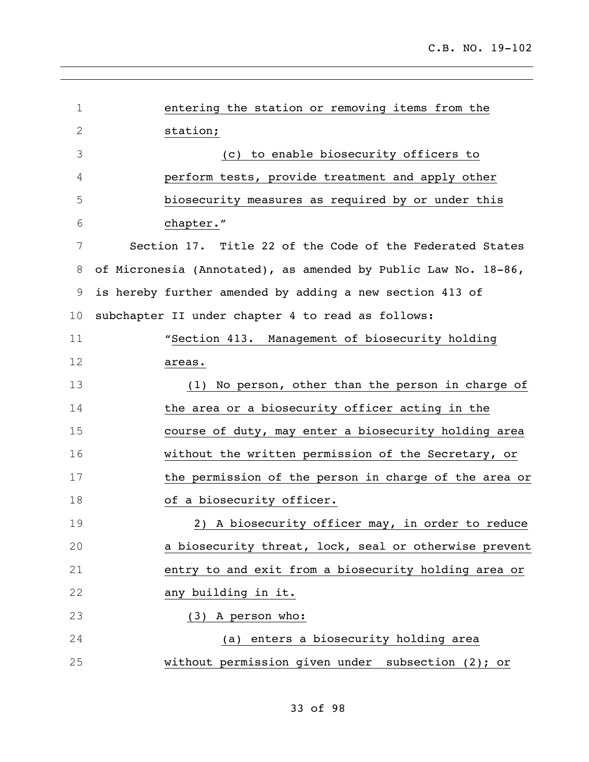entering the station or removing items from the station;

(c) to enable biosecurity officers to perform tests, provide treatment and apply other biosecurity measures as required by or under this chapter."

Section 17. Title 22 of the Code of the Federated States of Micronesia (Annotated), as amended by Public Law No. 18-86, is hereby further amended by adding a new section 413 of subchapter II under chapter 4 to read as follows:

"Section 413. Management of biosecurity holding areas.

(1) No person, other than the person in charge of the area or a biosecurity officer acting in the course of duty, may enter a biosecurity holding area without the written permission of the Secretary, or the permission of the person in charge of the area or of a biosecurity officer.

2) A biosecurity officer may, in order to reduce a biosecurity threat, lock, seal or otherwise prevent entry to and exit from a biosecurity holding area or any building in it.

(3) A person who:

(a) enters a biosecurity holding area without permission given under subsection (2); or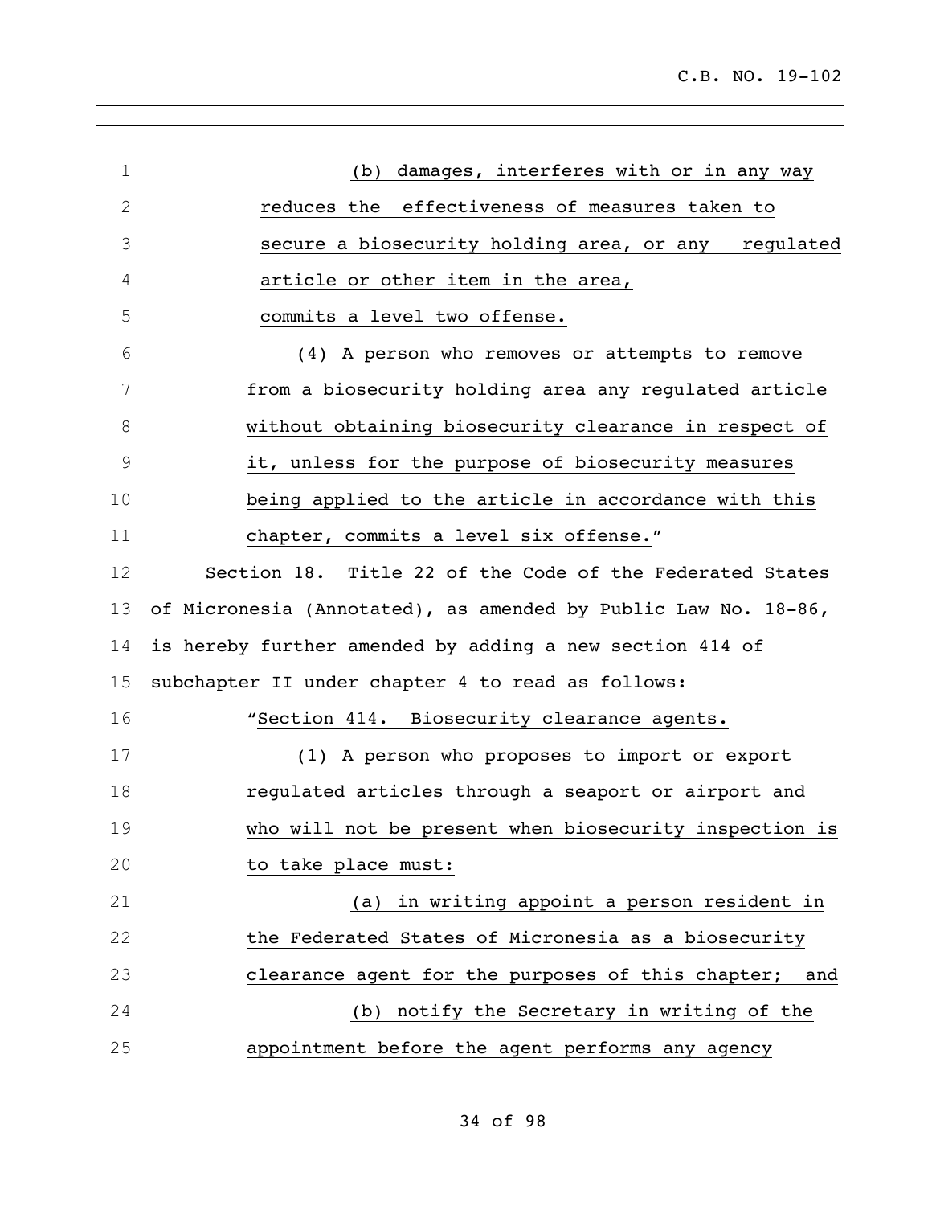(b) damages, interferes with or in any way reduces the effectiveness of measures taken to secure a biosecurity holding area, or any regulated article or other item in the area,

commits a level two offense.

(4) A person who removes or attempts to remove from a biosecurity holding area any regulated article without obtaining biosecurity clearance in respect of it, unless for the purpose of biosecurity measures being applied to the article in accordance with this chapter, commits a level six offense."

Section 18. Title 22 of the Code of the Federated States of Micronesia (Annotated), as amended by Public Law No. 18-86, is hereby further amended by adding a new section 414 of subchapter II under chapter 4 to read as follows:

"Section 414. Biosecurity clearance agents.

(1) A person who proposes to import or export regulated articles through a seaport or airport and who will not be present when biosecurity inspection is to take place must:

(a) in writing appoint a person resident in the Federated States of Micronesia as a biosecurity clearance agent for the purposes of this chapter; and

(b) notify the Secretary in writing of the appointment before the agent performs any agency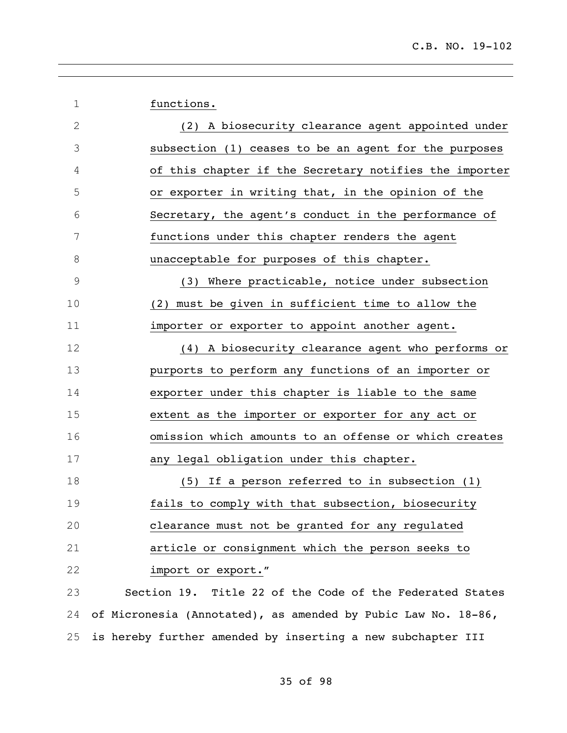functions.

(2) A biosecurity clearance agent appointed under subsection (1) ceases to be an agent for the purposes of this chapter if the Secretary notifies the importer or exporter in writing that, in the opinion of the Secretary, the agent's conduct in the performance of functions under this chapter renders the agent unacceptable for purposes of this chapter.

(3) Where practicable, notice under subsection (2) must be given in sufficient time to allow the importer or exporter to appoint another agent.

(4) A biosecurity clearance agent who performs or purports to perform any functions of an importer or exporter under this chapter is liable to the same extent as the importer or exporter for any act or omission which amounts to an offense or which creates any legal obligation under this chapter.

(5) If a person referred to in subsection (1) fails to comply with that subsection, biosecurity clearance must not be granted for any regulated article or consignment which the person seeks to import or export."

Section 19. Title 22 of the Code of the Federated States of Micronesia (Annotated), as amended by Pubic Law No. 18-86, is hereby further amended by inserting a new subchapter III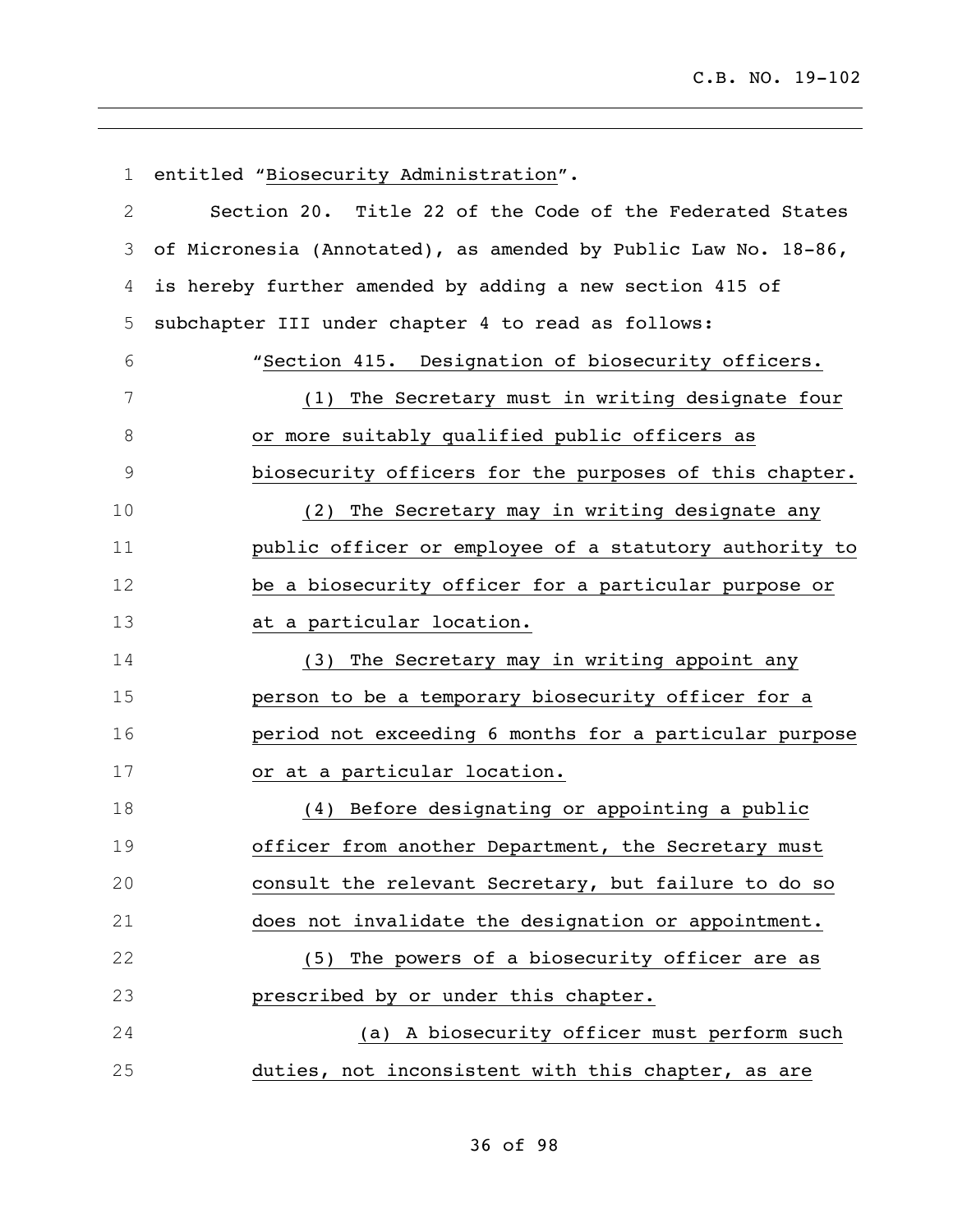entitled "Biosecurity Administration".

Section 20. Title 22 of the Code of the Federated States of Micronesia (Annotated), as amended by Public Law No. 18-86, is hereby further amended by adding a new section 415 of subchapter III under chapter 4 to read as follows:

"Section 415. Designation of biosecurity officers.

(1) The Secretary must in writing designate four or more suitably qualified public officers as biosecurity officers for the purposes of this chapter.

(2) The Secretary may in writing designate any public officer or employee of a statutory authority to be a biosecurity officer for a particular purpose or at a particular location.

(3) The Secretary may in writing appoint any person to be a temporary biosecurity officer for a period not exceeding 6 months for a particular purpose or at a particular location.

(4) Before designating or appointing a public officer from another Department, the Secretary must consult the relevant Secretary, but failure to do so does not invalidate the designation or appointment.

(5) The powers of a biosecurity officer are as prescribed by or under this chapter.

(a) A biosecurity officer must perform such duties, not inconsistent with this chapter, as are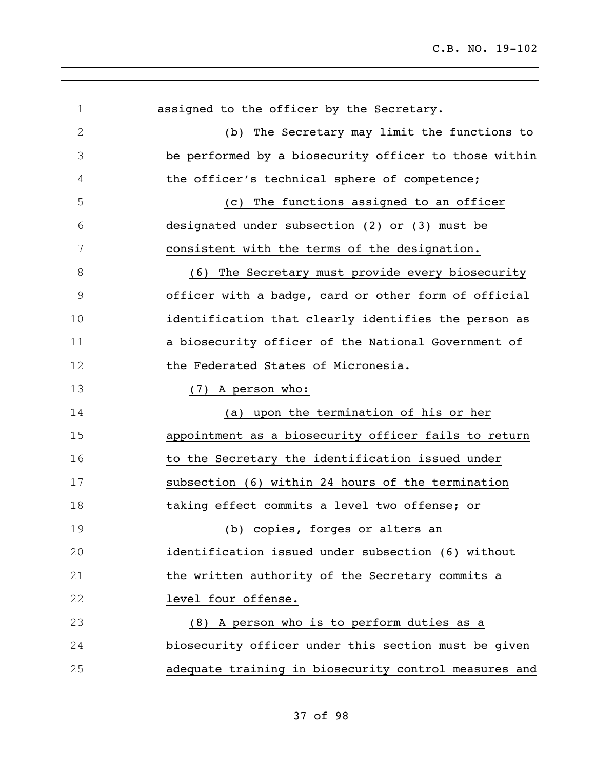assigned to the officer by the Secretary.

(b) The Secretary may limit the functions to be performed by a biosecurity officer to those within the officer's technical sphere of competence;

(c) The functions assigned to an officer designated under subsection (2) or (3) must be consistent with the terms of the designation.

(6) The Secretary must provide every biosecurity officer with a badge, card or other form of official identification that clearly identifies the person as a biosecurity officer of the National Government of the Federated States of Micronesia.

(7) A person who:

(a) upon the termination of his or her appointment as a biosecurity officer fails to return to the Secretary the identification issued under subsection (6) within 24 hours of the termination taking effect commits a level two offense; or

(b) copies, forges or alters an identification issued under subsection (6) without the written authority of the Secretary commits a level four offense.

(8) A person who is to perform duties as a biosecurity officer under this section must be given adequate training in biosecurity control measures and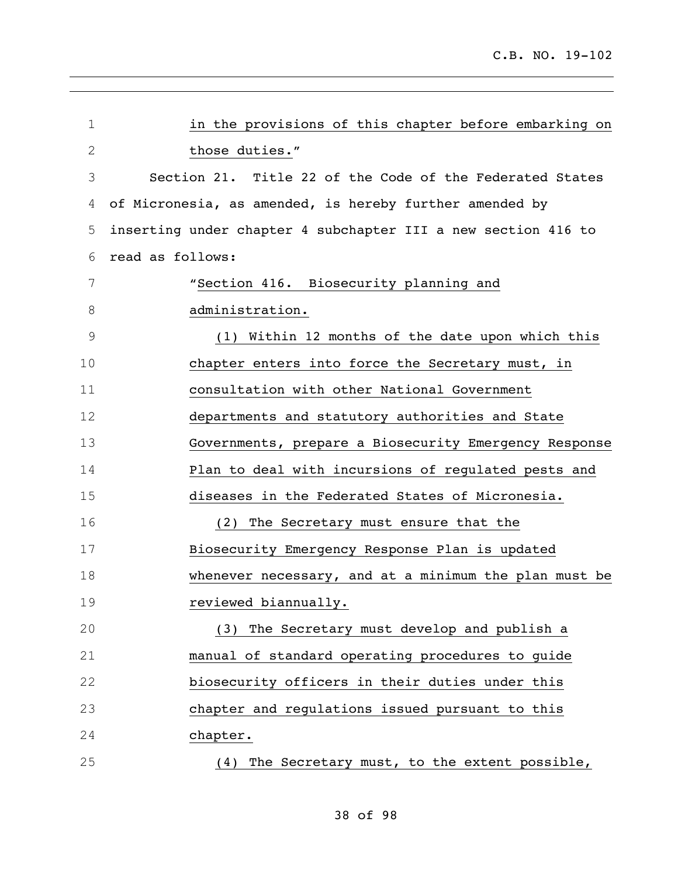in the provisions of this chapter before embarking on those duties."

Section 21. Title 22 of the Code of the Federated States of Micronesia, as amended, is hereby further amended by inserting under chapter 4 subchapter III a new section 416 to read as follows:

"Section 416. Biosecurity planning and administration.

(1) Within 12 months of the date upon which this chapter enters into force the Secretary must, in consultation with other National Government departments and statutory authorities and State Governments, prepare a Biosecurity Emergency Response Plan to deal with incursions of regulated pests and diseases in the Federated States of Micronesia.

(2) The Secretary must ensure that the Biosecurity Emergency Response Plan is updated whenever necessary, and at a minimum the plan must be reviewed biannually.

(3) The Secretary must develop and publish a manual of standard operating procedures to guide biosecurity officers in their duties under this chapter and regulations issued pursuant to this chapter.

(4) The Secretary must, to the extent possible,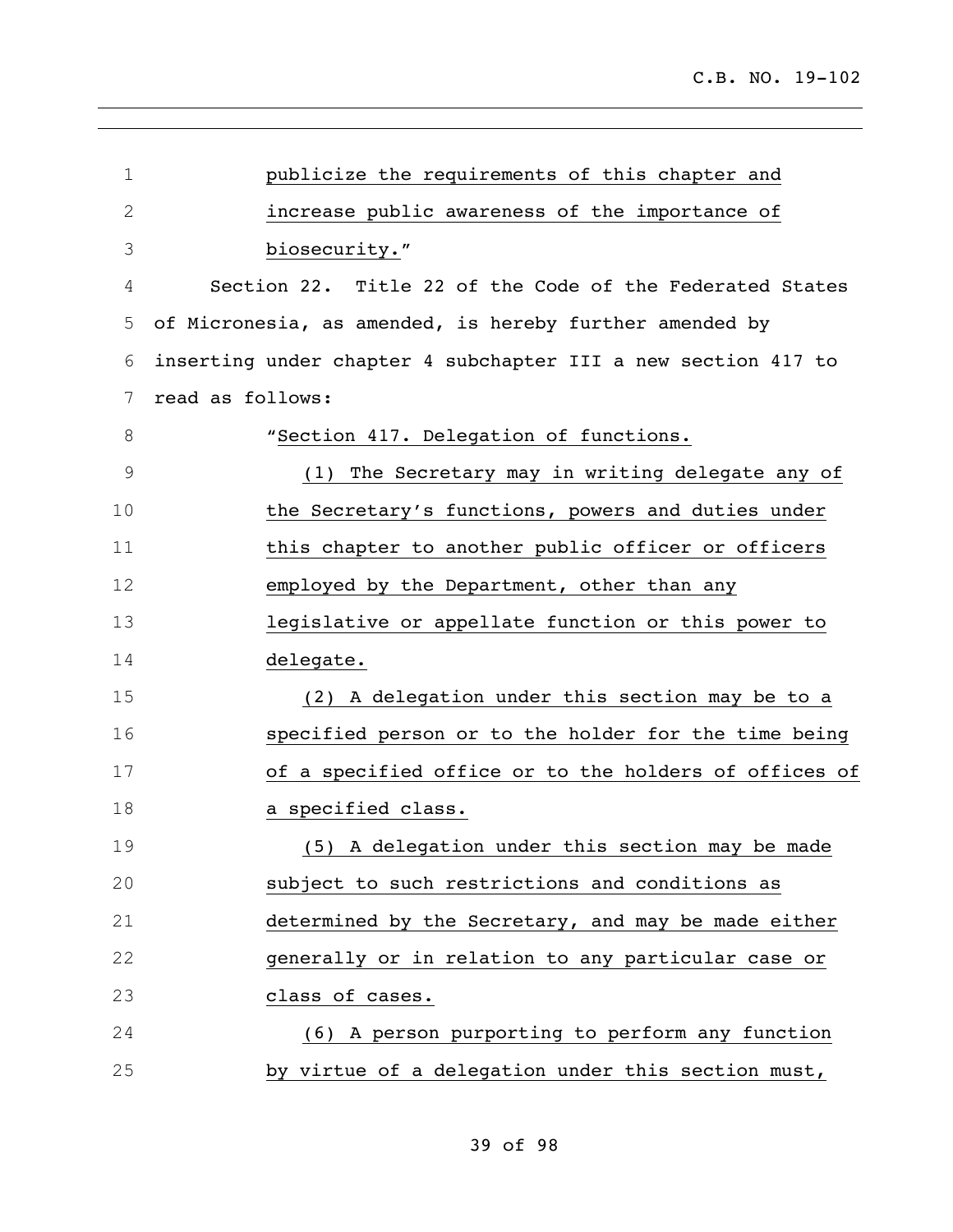publicize the requirements of this chapter and increase public awareness of the importance of biosecurity."

Section 22. Title 22 of the Code of the Federated States of Micronesia, as amended, is hereby further amended by inserting under chapter 4 subchapter III a new section 417 to read as follows:

"Section 417. Delegation of functions.

(1) The Secretary may in writing delegate any of the Secretary's functions, powers and duties under this chapter to another public officer or officers employed by the Department, other than any legislative or appellate function or this power to delegate.

(2) A delegation under this section may be to a specified person or to the holder for the time being of a specified office or to the holders of offices of a specified class.

(5) A delegation under this section may be made subject to such restrictions and conditions as determined by the Secretary, and may be made either generally or in relation to any particular case or class of cases.

(6) A person purporting to perform any function by virtue of a delegation under this section must,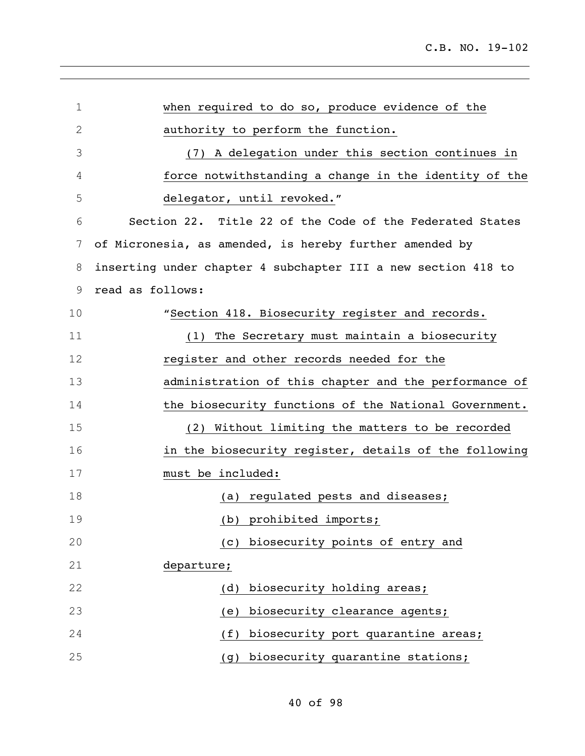when required to do so, produce evidence of the authority to perform the function.

(7) A delegation under this section continues in force notwithstanding a change in the identity of the delegator, until revoked."

Section 22. Title 22 of the Code of the Federated States of Micronesia, as amended, is hereby further amended by inserting under chapter 4 subchapter III a new section 418 to read as follows:

"Section 418. Biosecurity register and records.

(1) The Secretary must maintain a biosecurity register and other records needed for the administration of this chapter and the performance of the biosecurity functions of the National Government.

(2) Without limiting the matters to be recorded in the biosecurity register, details of the following must be included:

(a) regulated pests and diseases;

(b) prohibited imports;

(c) biosecurity points of entry and departure;

(d) biosecurity holding areas;

(e) biosecurity clearance agents;

(f) biosecurity port quarantine areas;

(g) biosecurity quarantine stations;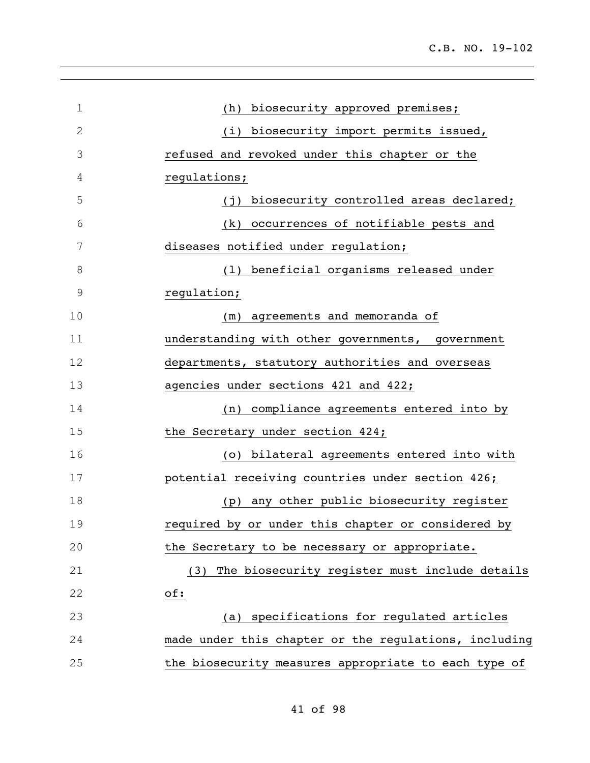(h) biosecurity approved premises;

(i) biosecurity import permits issued, refused and revoked under this chapter or the regulations;

(j) biosecurity controlled areas declared;

(k) occurrences of notifiable pests and diseases notified under regulation;

(l) beneficial organisms released under regulation;

(m) agreements and memoranda of understanding with other governments, government departments, statutory authorities and overseas agencies under sections 421 and 422;

(n) compliance agreements entered into by the Secretary under section 424;

(o) bilateral agreements entered into with potential receiving countries under section 426;

(p) any other public biosecurity register required by or under this chapter or considered by the Secretary to be necessary or appropriate.

(3) The biosecurity register must include details of:

(a) specifications for regulated articles made under this chapter or the regulations, including the biosecurity measures appropriate to each type of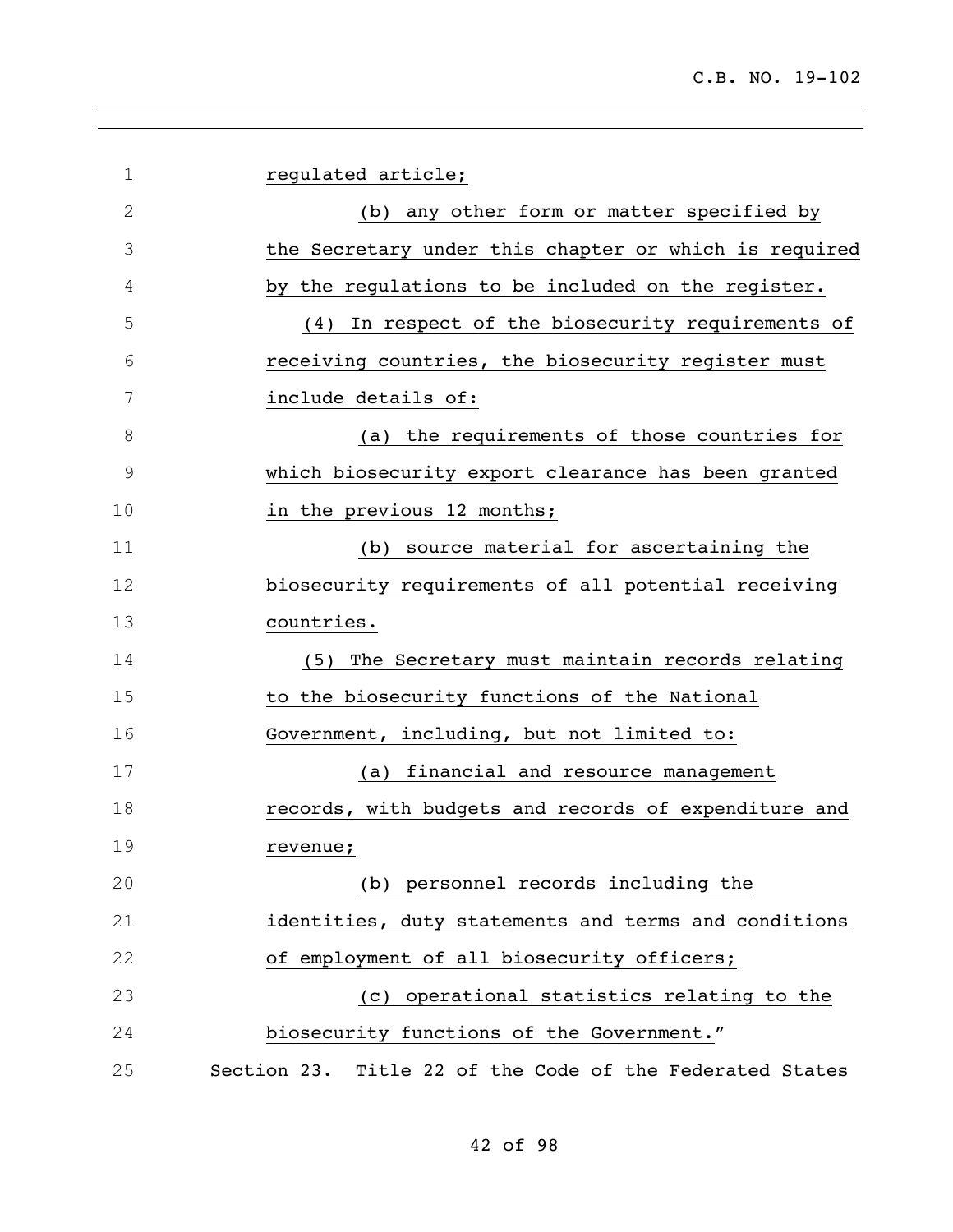regulated article;

(b) any other form or matter specified by the Secretary under this chapter or which is required by the regulations to be included on the register.

(4) In respect of the biosecurity requirements of receiving countries, the biosecurity register must include details of:

(a) the requirements of those countries for which biosecurity export clearance has been granted in the previous 12 months;

(b) source material for ascertaining the biosecurity requirements of all potential receiving countries.

(5) The Secretary must maintain records relating to the biosecurity functions of the National Government, including, but not limited to:

(a) financial and resource management records, with budgets and records of expenditure and revenue;

(b) personnel records including the identities, duty statements and terms and conditions of employment of all biosecurity officers;

(c) operational statistics relating to the biosecurity functions of the Government."

Section 23. Title 22 of the Code of the Federated States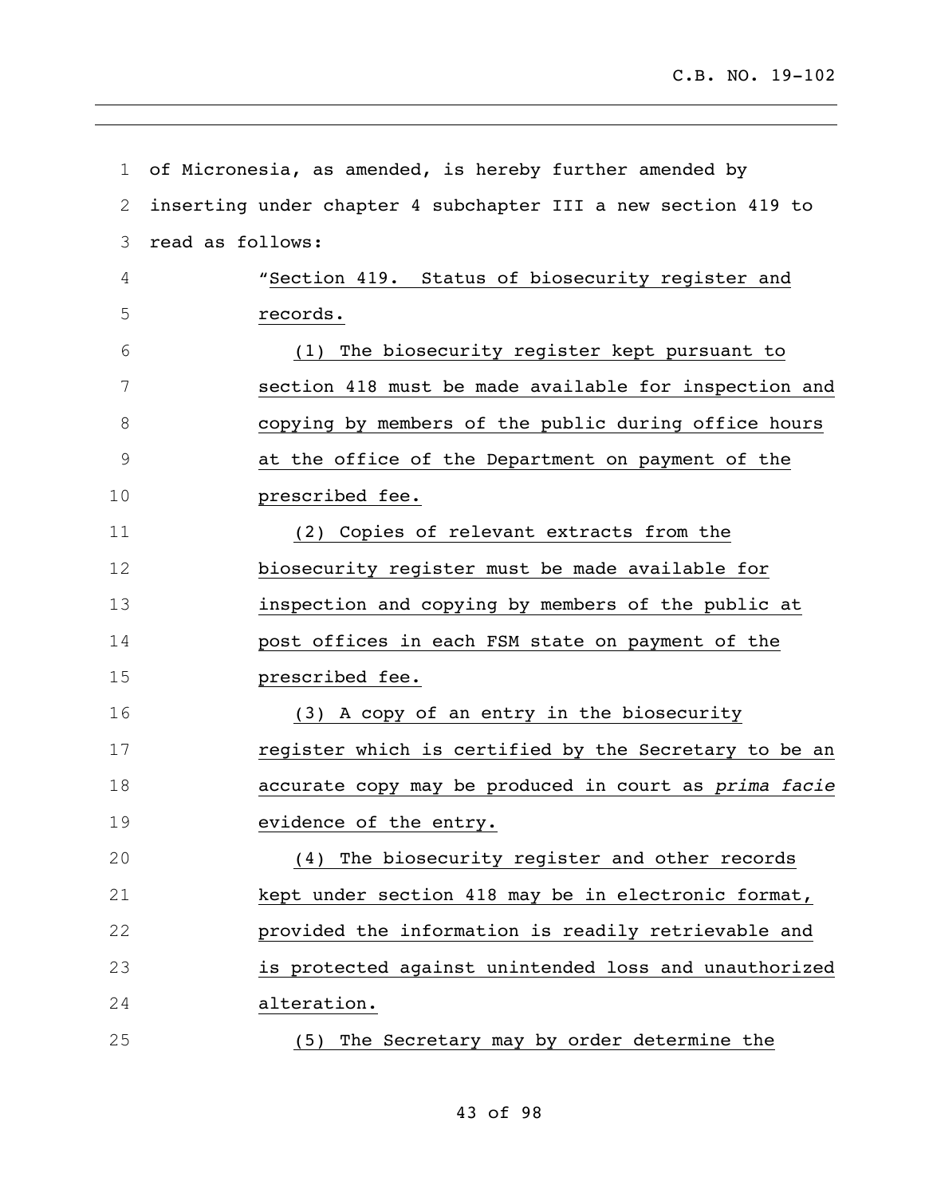of Micronesia, as amended, is hereby further amended by inserting under chapter 4 subchapter III a new section 419 to read as follows:

"Section 419. Status of biosecurity register and records.

(1) The biosecurity register kept pursuant to section 418 must be made available for inspection and copying by members of the public during office hours at the office of the Department on payment of the prescribed fee.

(2) Copies of relevant extracts from the biosecurity register must be made available for inspection and copying by members of the public at post offices in each FSM state on payment of the prescribed fee.

(3) A copy of an entry in the biosecurity register which is certified by the Secretary to be an accurate copy may be produced in court as *prima facie* evidence of the entry.

(4) The biosecurity register and other records kept under section 418 may be in electronic format, provided the information is readily retrievable and is protected against unintended loss and unauthorized alteration.

(5) The Secretary may by order determine the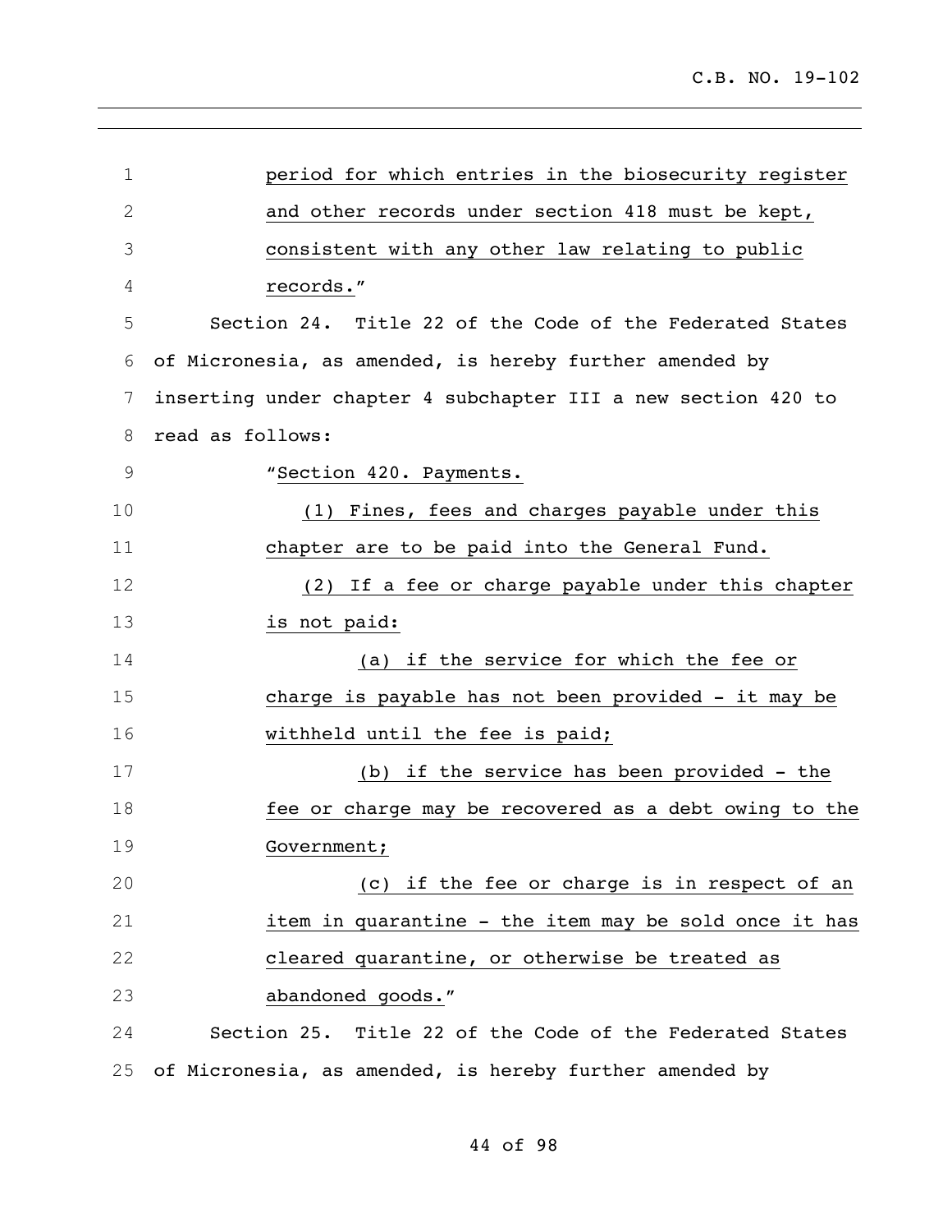period for which entries in the biosecurity register and other records under section 418 must be kept, consistent with any other law relating to public records."

Section 24. Title 22 of the Code of the Federated States of Micronesia, as amended, is hereby further amended by inserting under chapter 4 subchapter III a new section 420 to read as follows:

"Section 420. Payments.

(1) Fines, fees and charges payable under this chapter are to be paid into the General Fund.

(2) If a fee or charge payable under this chapter is not paid:

(a) if the service for which the fee or charge is payable has not been provided - it may be withheld until the fee is paid;

(b) if the service has been provided - the fee or charge may be recovered as a debt owing to the Government;

(c) if the fee or charge is in respect of an item in quarantine - the item may be sold once it has cleared quarantine, or otherwise be treated as abandoned goods."

Section 25. Title 22 of the Code of the Federated States of Micronesia, as amended, is hereby further amended by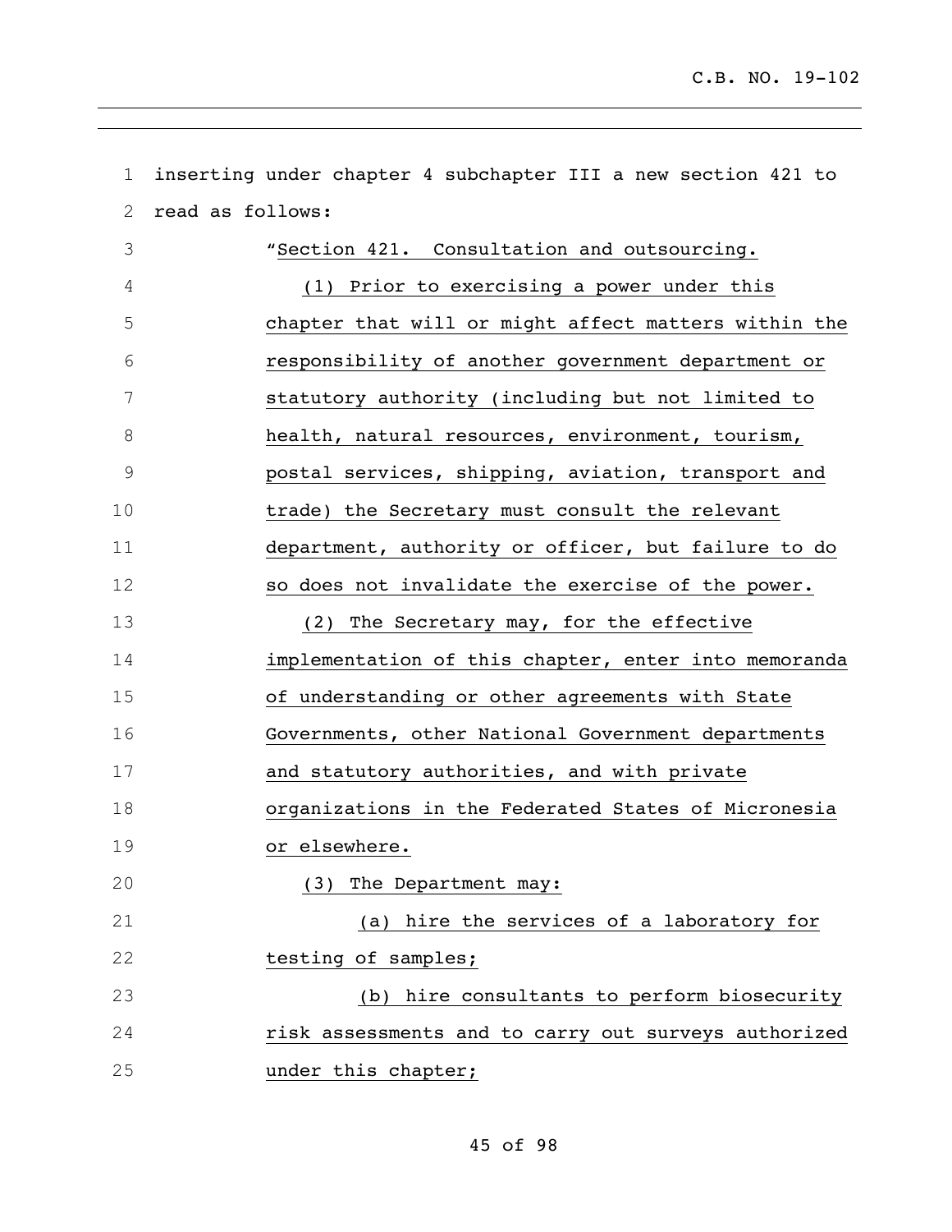inserting under chapter 4 subchapter III a new section 421 to read as follows:

"Section 421. Consultation and outsourcing.

(1) Prior to exercising a power under this chapter that will or might affect matters within the responsibility of another government department or statutory authority (including but not limited to health, natural resources, environment, tourism, postal services, shipping, aviation, transport and trade) the Secretary must consult the relevant department, authority or officer, but failure to do so does not invalidate the exercise of the power.

(2) The Secretary may, for the effective implementation of this chapter, enter into memoranda of understanding or other agreements with State Governments, other National Government departments and statutory authorities, and with private organizations in the Federated States of Micronesia or elsewhere.

(3) The Department may:

(a) hire the services of a laboratory for testing of samples;

(b) hire consultants to perform biosecurity risk assessments and to carry out surveys authorized under this chapter;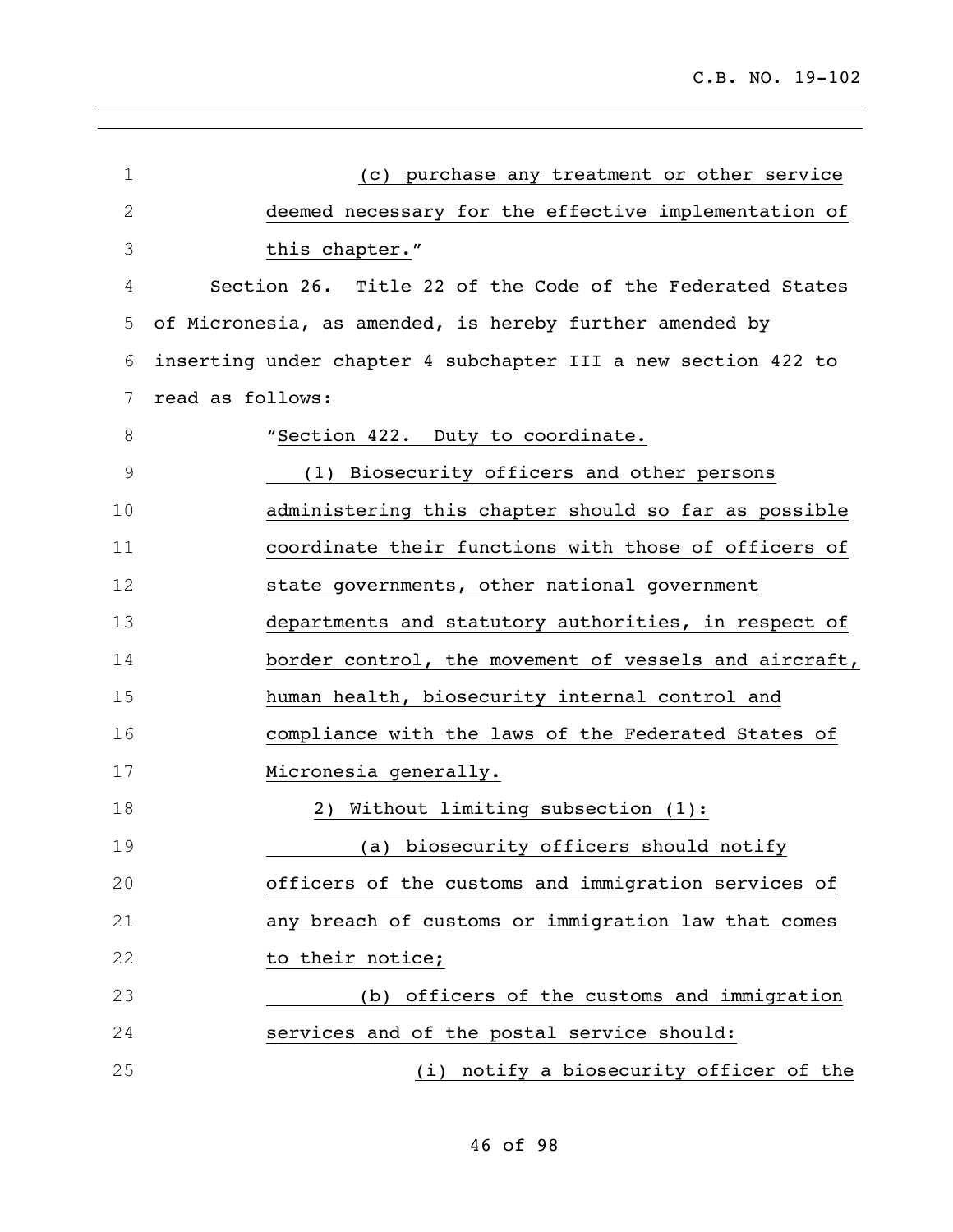(c) purchase any treatment or other service deemed necessary for the effective implementation of this chapter."

Section 26. Title 22 of the Code of the Federated States of Micronesia, as amended, is hereby further amended by inserting under chapter 4 subchapter III a new section 422 to read as follows:

"Section 422. Duty to coordinate.

(1) Biosecurity officers and other persons administering this chapter should so far as possible coordinate their functions with those of officers of state governments, other national government departments and statutory authorities, in respect of border control, the movement of vessels and aircraft, human health, biosecurity internal control and compliance with the laws of the Federated States of Micronesia generally.

2) Without limiting subsection (1):

(a) biosecurity officers should notify officers of the customs and immigration services of any breach of customs or immigration law that comes to their notice;

(b) officers of the customs and immigration services and of the postal service should:

(i) notify a biosecurity officer of the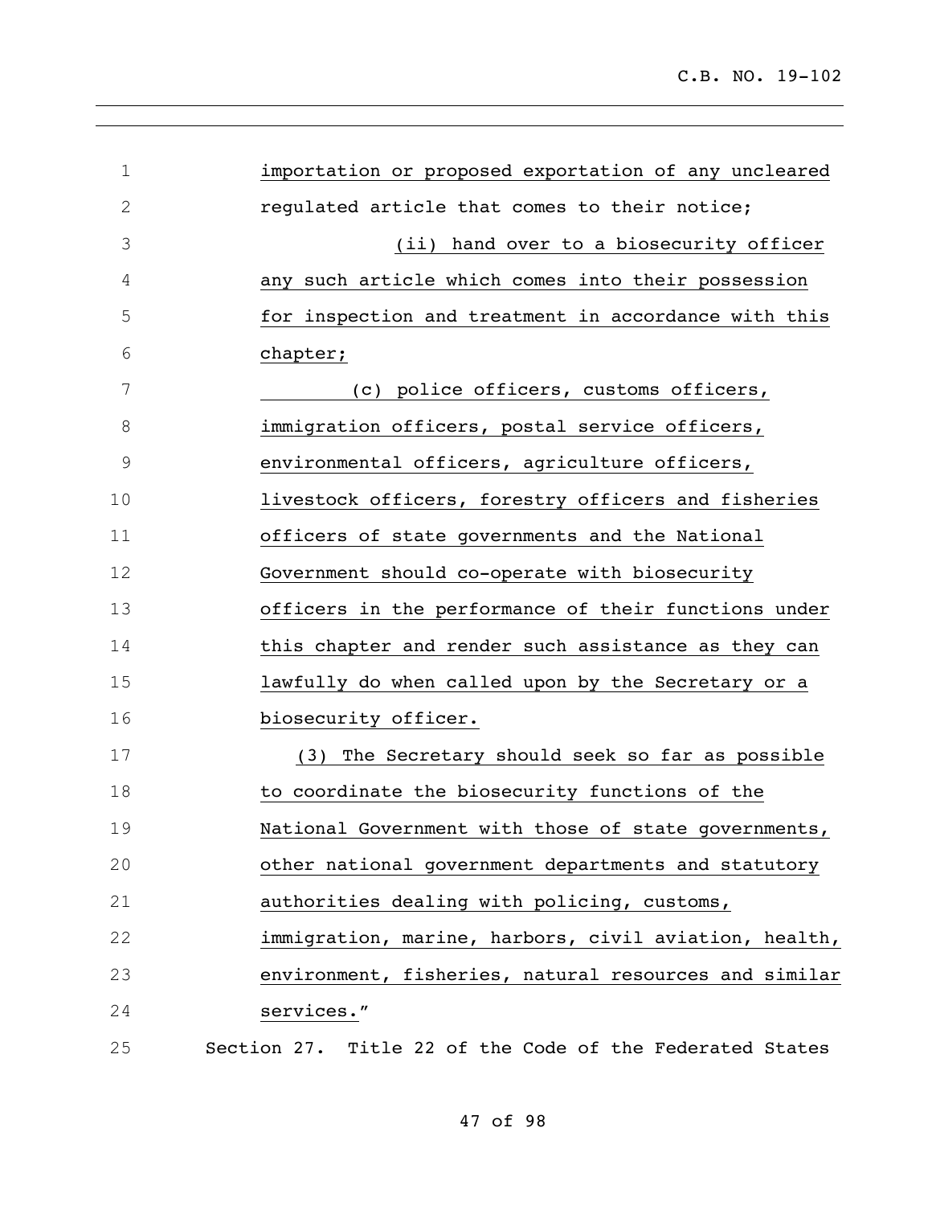importation or proposed exportation of any uncleared regulated article that comes to their notice;

(ii) hand over to a biosecurity officer any such article which comes into their possession for inspection and treatment in accordance with this chapter;

(c) police officers, customs officers, immigration officers, postal service officers, environmental officers, agriculture officers, livestock officers, forestry officers and fisheries officers of state governments and the National Government should co-operate with biosecurity officers in the performance of their functions under this chapter and render such assistance as they can lawfully do when called upon by the Secretary or a biosecurity officer.

(3) The Secretary should seek so far as possible to coordinate the biosecurity functions of the National Government with those of state governments, other national government departments and statutory authorities dealing with policing, customs, immigration, marine, harbors, civil aviation, health, environment, fisheries, natural resources and similar services."

Section 27. Title 22 of the Code of the Federated States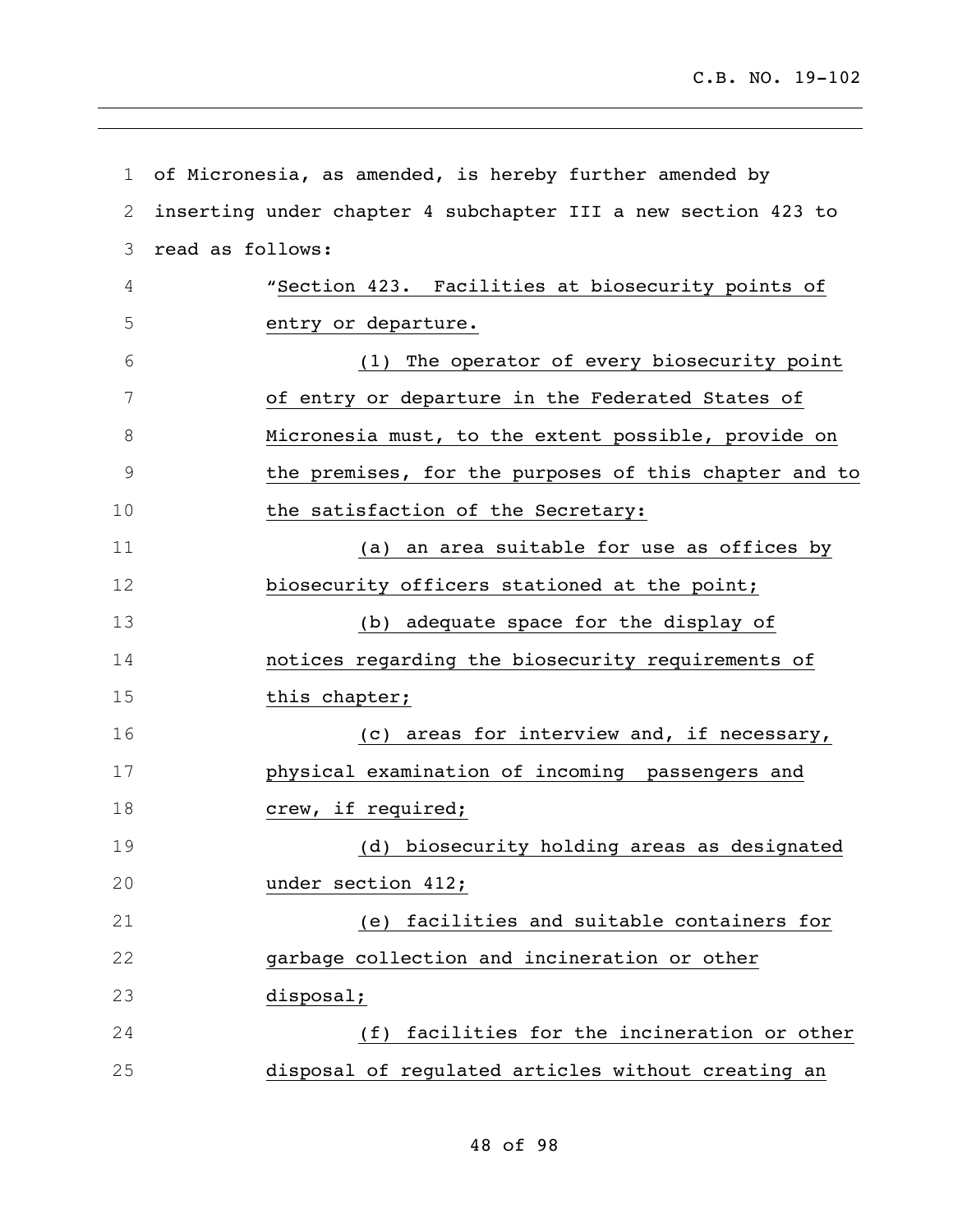of Micronesia, as amended, is hereby further amended by inserting under chapter 4 subchapter III a new section 423 to read as follows:

"Section 423. Facilities at biosecurity points of entry or departure.

(1) The operator of every biosecurity point of entry or departure in the Federated States of Micronesia must, to the extent possible, provide on the premises, for the purposes of this chapter and to the satisfaction of the Secretary:

(a) an area suitable for use as offices by biosecurity officers stationed at the point;

(b) adequate space for the display of notices regarding the biosecurity requirements of this chapter;

(c) areas for interview and, if necessary, physical examination of incoming passengers and crew, if required;

(d) biosecurity holding areas as designated under section 412;

(e) facilities and suitable containers for garbage collection and incineration or other disposal;

(f) facilities for the incineration or other disposal of regulated articles without creating an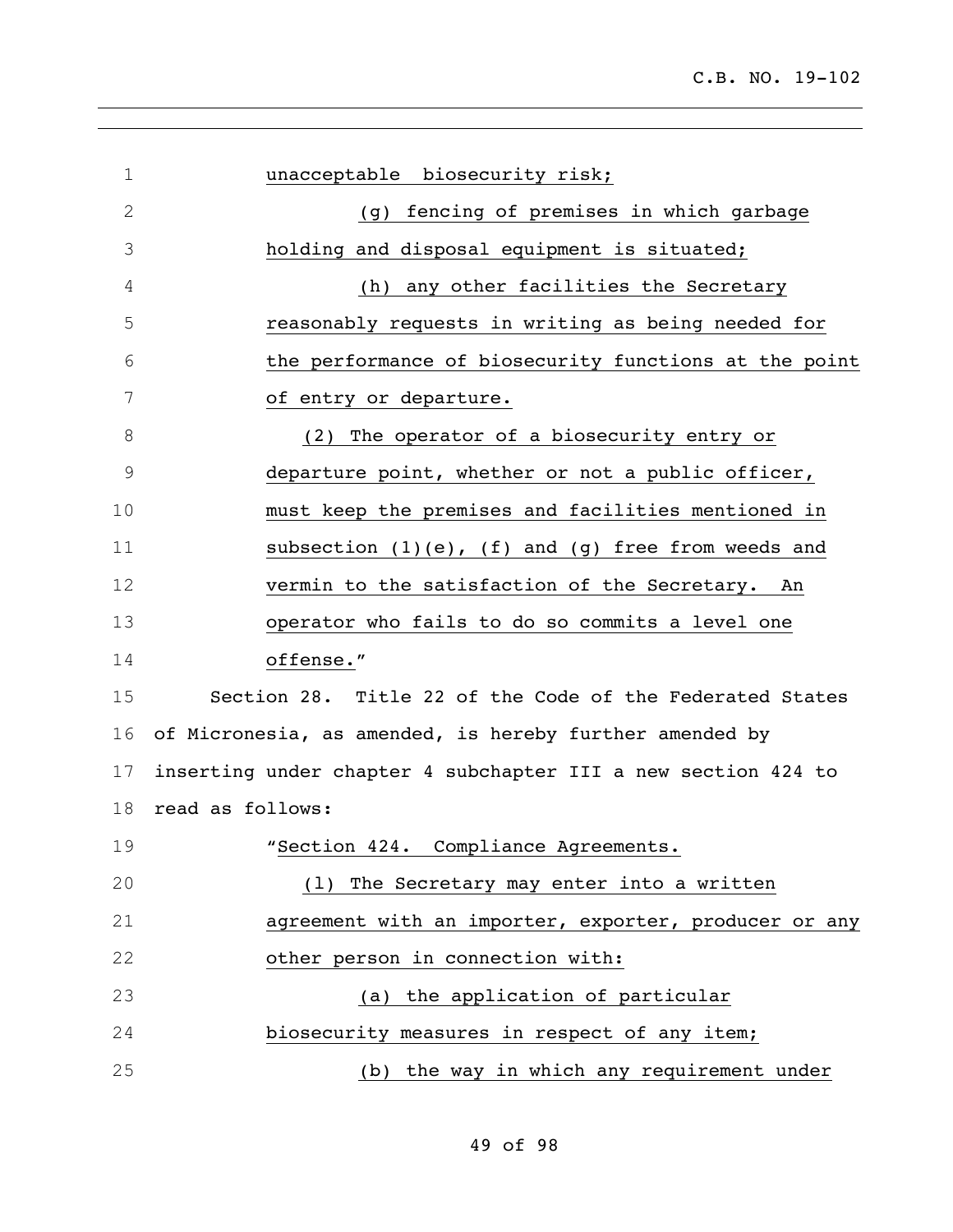unacceptable biosecurity risk;

(g) fencing of premises in which garbage holding and disposal equipment is situated;

(h) any other facilities the Secretary reasonably requests in writing as being needed for the performance of biosecurity functions at the point of entry or departure.

(2) The operator of a biosecurity entry or departure point, whether or not a public officer, must keep the premises and facilities mentioned in subsection (1)(e), (f) and (g) free from weeds and vermin to the satisfaction of the Secretary. An operator who fails to do so commits a level one offense."

Section 28. Title 22 of the Code of the Federated States of Micronesia, as amended, is hereby further amended by inserting under chapter 4 subchapter III a new section 424 to read as follows:

"Section 424. Compliance Agreements.

(1) The Secretary may enter into a written agreement with an importer, exporter, producer or any other person in connection with:

(a) the application of particular biosecurity measures in respect of any item;

(b) the way in which any requirement under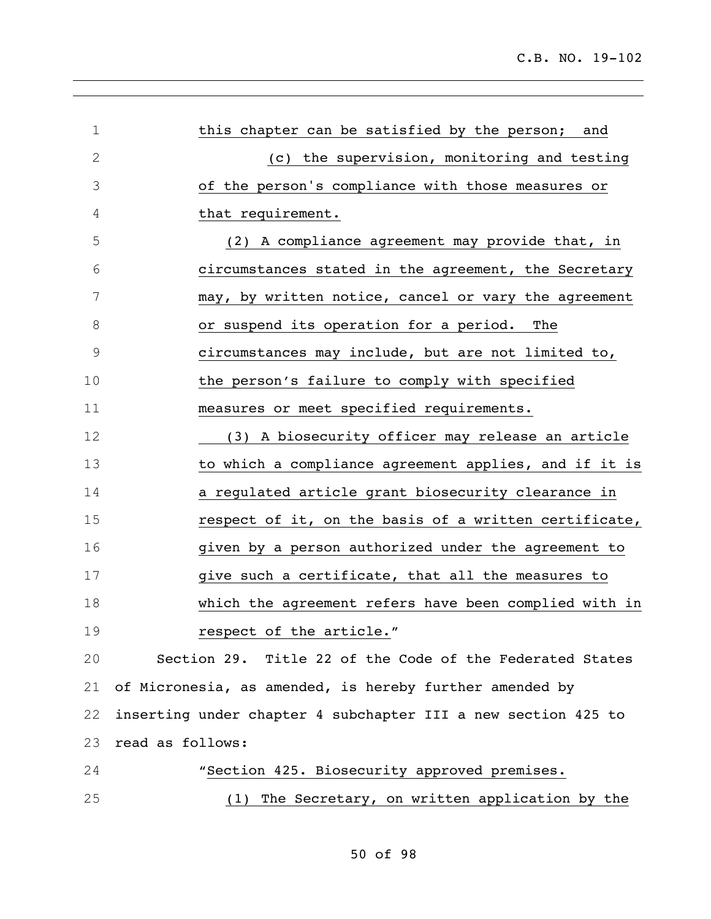this chapter can be satisfied by the person; and

(c) the supervision, monitoring and testing of the person's compliance with those measures or that requirement.

(2) A compliance agreement may provide that, in circumstances stated in the agreement, the Secretary may, by written notice, cancel or vary the agreement or suspend its operation for a period. The circumstances may include, but are not limited to, the person's failure to comply with specified measures or meet specified requirements.

(3) A biosecurity officer may release an article to which a compliance agreement applies, and if it is a regulated article grant biosecurity clearance in respect of it, on the basis of a written certificate, given by a person authorized under the agreement to give such a certificate, that all the measures to which the agreement refers have been complied with in respect of the article."

Section 29. Title 22 of the Code of the Federated States of Micronesia, as amended, is hereby further amended by inserting under chapter 4 subchapter III a new section 425 to read as follows:

"Section 425. Biosecurity approved premises.

(1) The Secretary, on written application by the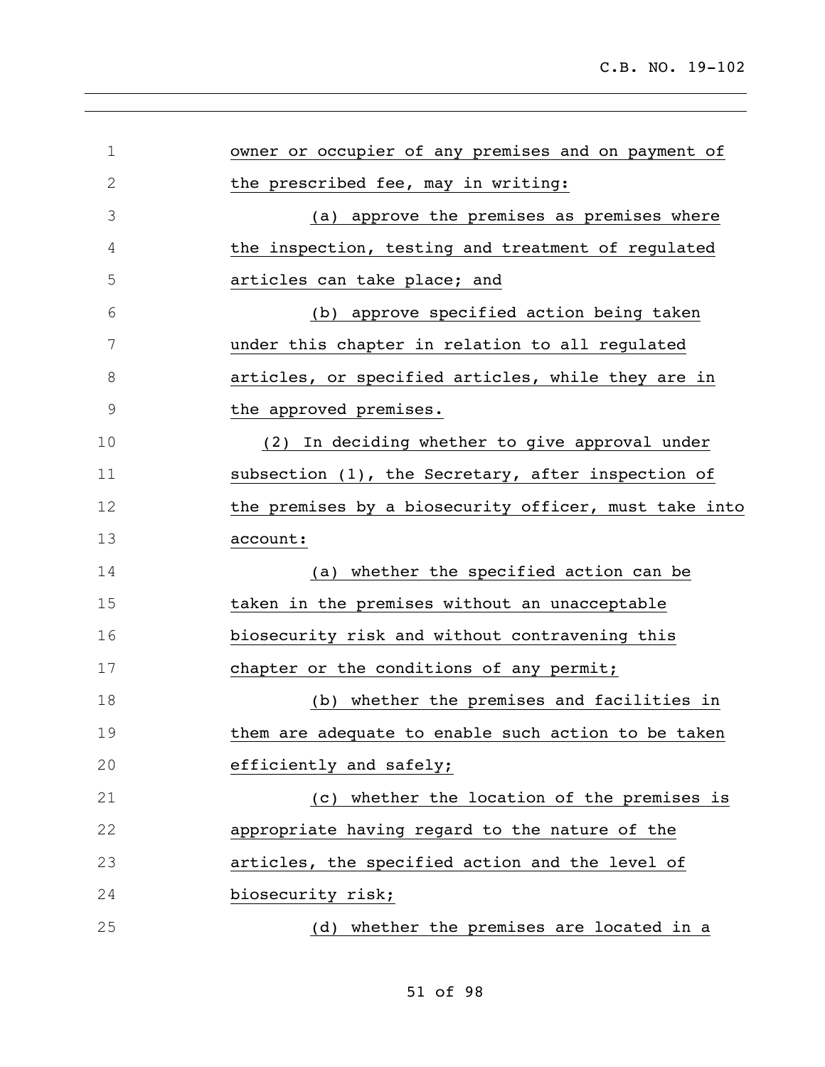owner or occupier of any premises and on payment of the prescribed fee, may in writing:

(a) approve the premises as premises where the inspection, testing and treatment of regulated articles can take place; and

(b) approve specified action being taken under this chapter in relation to all regulated articles, or specified articles, while they are in the approved premises.

(2) In deciding whether to give approval under subsection (1), the Secretary, after inspection of the premises by a biosecurity officer, must take into account:

(a) whether the specified action can be taken in the premises without an unacceptable biosecurity risk and without contravening this chapter or the conditions of any permit;

(b) whether the premises and facilities in them are adequate to enable such action to be taken efficiently and safely;

(c) whether the location of the premises is appropriate having regard to the nature of the articles, the specified action and the level of biosecurity risk;

(d) whether the premises are located in a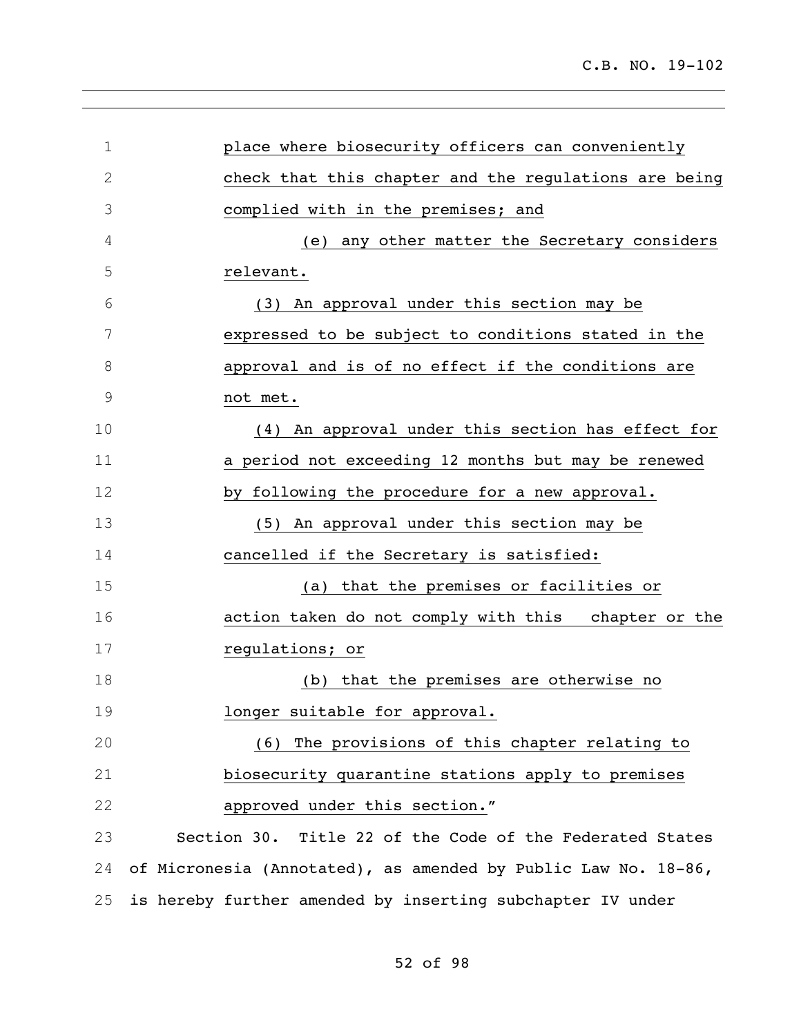place where biosecurity officers can conveniently check that this chapter and the regulations are being complied with in the premises; and

(e) any other matter the Secretary considers relevant.

(3) An approval under this section may be expressed to be subject to conditions stated in the approval and is of no effect if the conditions are not met.

(4) An approval under this section has effect for a period not exceeding 12 months but may be renewed by following the procedure for a new approval.

(5) An approval under this section may be cancelled if the Secretary is satisfied:

(a) that the premises or facilities or action taken do not comply with this chapter or the regulations; or

(b) that the premises are otherwise no longer suitable for approval.

(6) The provisions of this chapter relating to biosecurity quarantine stations apply to premises approved under this section."

Section 30. Title 22 of the Code of the Federated States of Micronesia (Annotated), as amended by Public Law No. 18-86, is hereby further amended by inserting subchapter IV under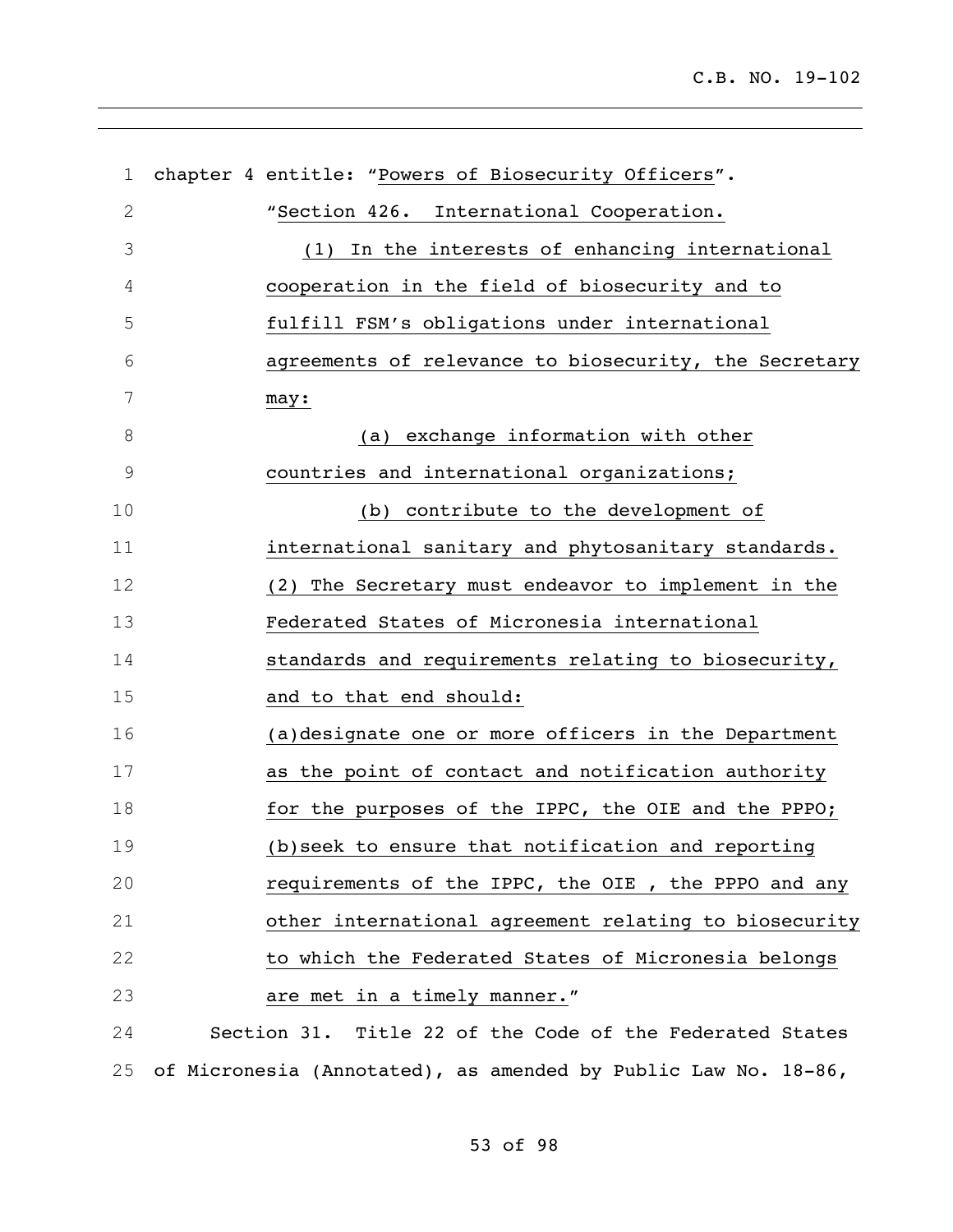chapter 4 entitle: "Powers of Biosecurity Officers".

"Section 426. International Cooperation.

(1) In the interests of enhancing international cooperation in the field of biosecurity and to fulfill FSM's obligations under international agreements of relevance to biosecurity, the Secretary may:

(a) exchange information with other countries and international organizations;

(b) contribute to the development of international sanitary and phytosanitary standards.

(2) The Secretary must endeavor to implement in the Federated States of Micronesia international standards and requirements relating to biosecurity, and to that end should:

(a)designate one or more officers in the Department as the point of contact and notification authority for the purposes of the IPPC, the OIE and the PPPO;

(b)seek to ensure that notification and reporting requirements of the IPPC, the OIE , the PPPO and any other international agreement relating to biosecurity to which the Federated States of Micronesia belongs are met in a timely manner."

Section 31. Title 22 of the Code of the Federated States of Micronesia (Annotated), as amended by Public Law No. 18-86,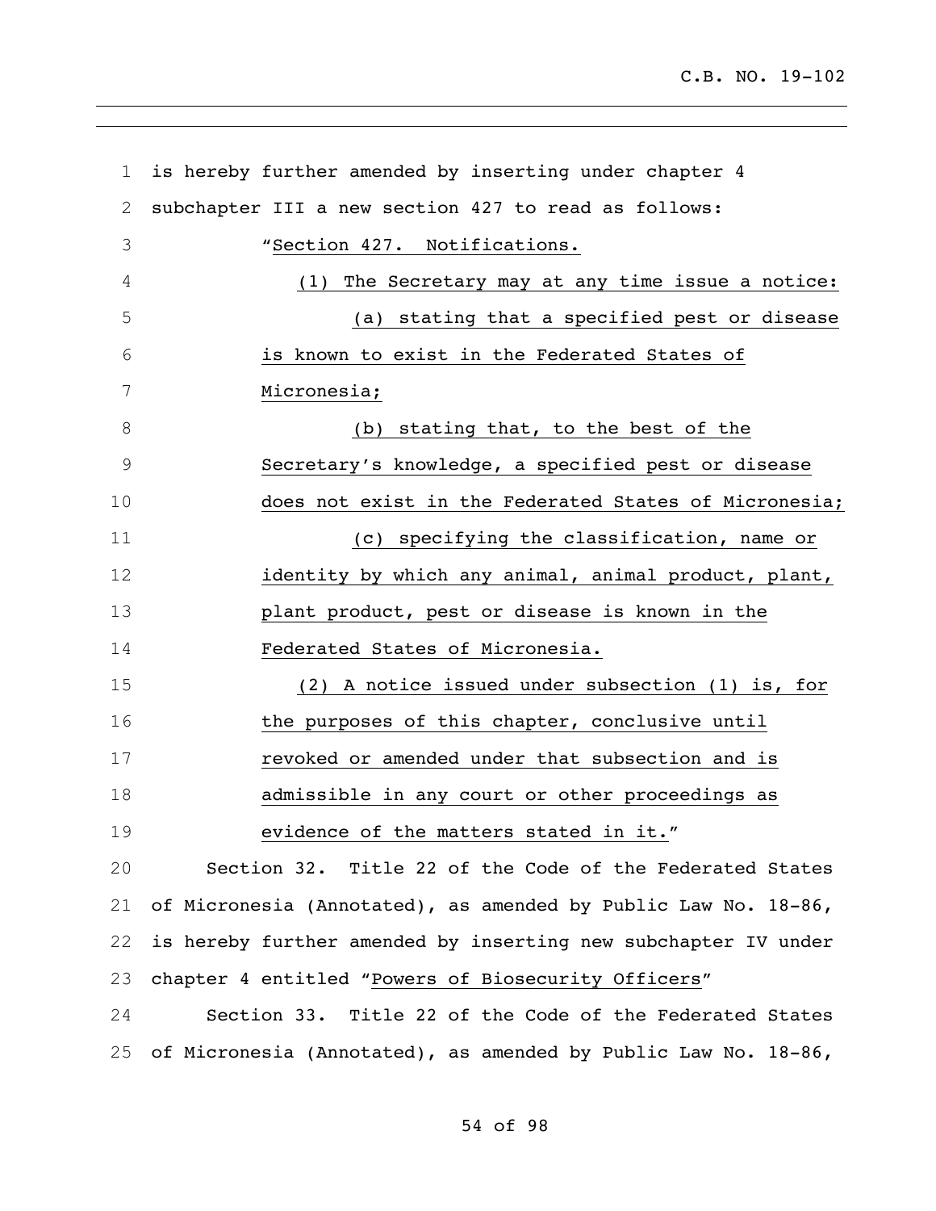is hereby further amended by inserting under chapter 4 subchapter III a new section 427 to read as follows:

"Section 427. Notifications.

(1) The Secretary may at any time issue a notice:

(a) stating that a specified pest or disease is known to exist in the Federated States of Micronesia;

(b) stating that, to the best of the Secretary's knowledge, a specified pest or disease does not exist in the Federated States of Micronesia;

(c) specifying the classification, name or identity by which any animal, animal product, plant, plant product, pest or disease is known in the Federated States of Micronesia.

(2) A notice issued under subsection (1) is, for the purposes of this chapter, conclusive until revoked or amended under that subsection and is admissible in any court or other proceedings as evidence of the matters stated in it."

Section 32. Title 22 of the Code of the Federated States of Micronesia (Annotated), as amended by Public Law No. 18-86, is hereby further amended by inserting new subchapter IV under chapter 4 entitled "Powers of Biosecurity Officers"

Section 33. Title 22 of the Code of the Federated States of Micronesia (Annotated), as amended by Public Law No. 18-86,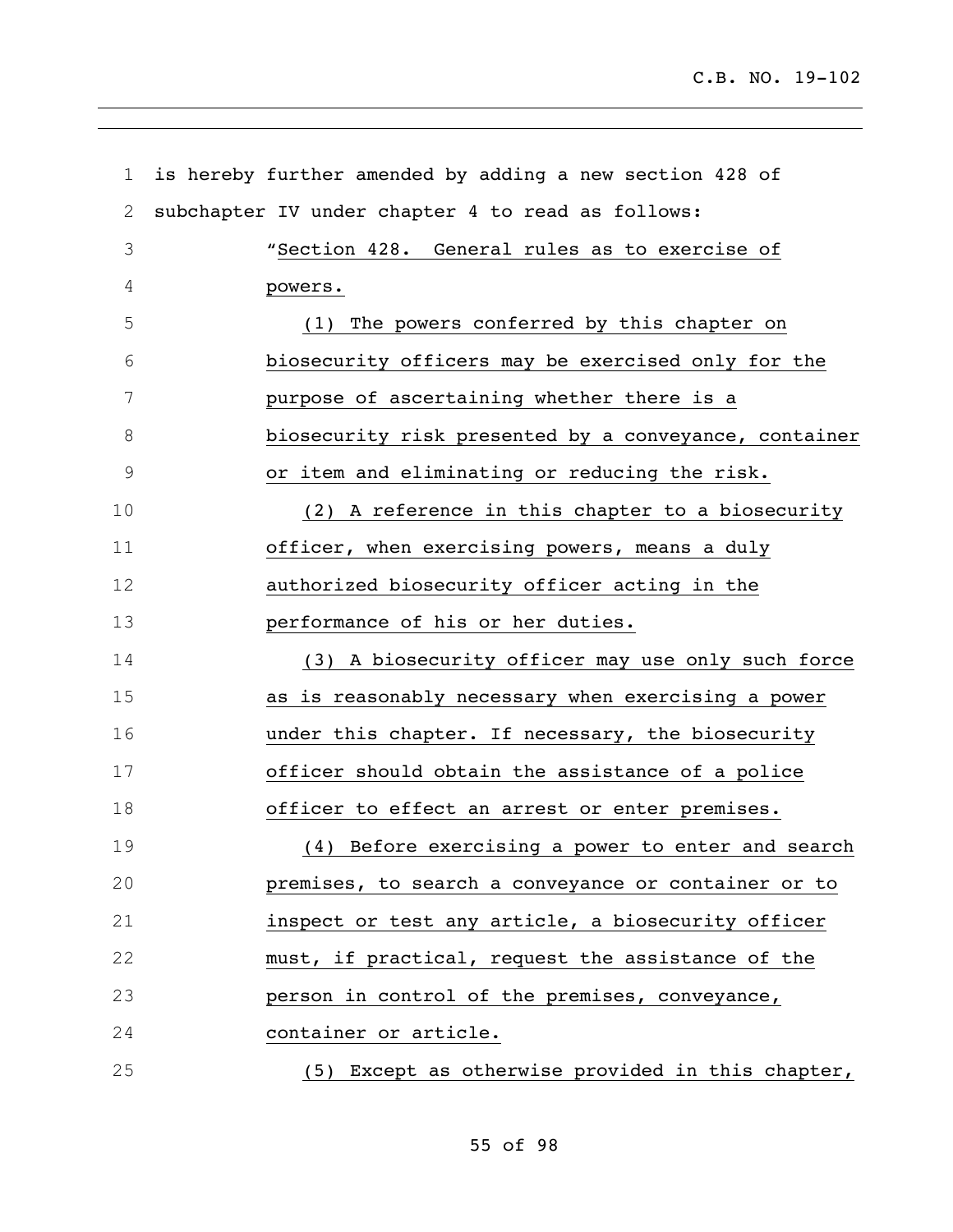is hereby further amended by adding a new section 428 of subchapter IV under chapter 4 to read as follows:

"Section 428. General rules as to exercise of powers.

(1) The powers conferred by this chapter on biosecurity officers may be exercised only for the purpose of ascertaining whether there is a biosecurity risk presented by a conveyance, container or item and eliminating or reducing the risk.

(2) A reference in this chapter to a biosecurity officer, when exercising powers, means a duly authorized biosecurity officer acting in the performance of his or her duties.

(3) A biosecurity officer may use only such force as is reasonably necessary when exercising a power under this chapter. If necessary, the biosecurity officer should obtain the assistance of a police officer to effect an arrest or enter premises.

(4) Before exercising a power to enter and search premises, to search a conveyance or container or to inspect or test any article, a biosecurity officer must, if practical, request the assistance of the person in control of the premises, conveyance, container or article.

(5) Except as otherwise provided in this chapter,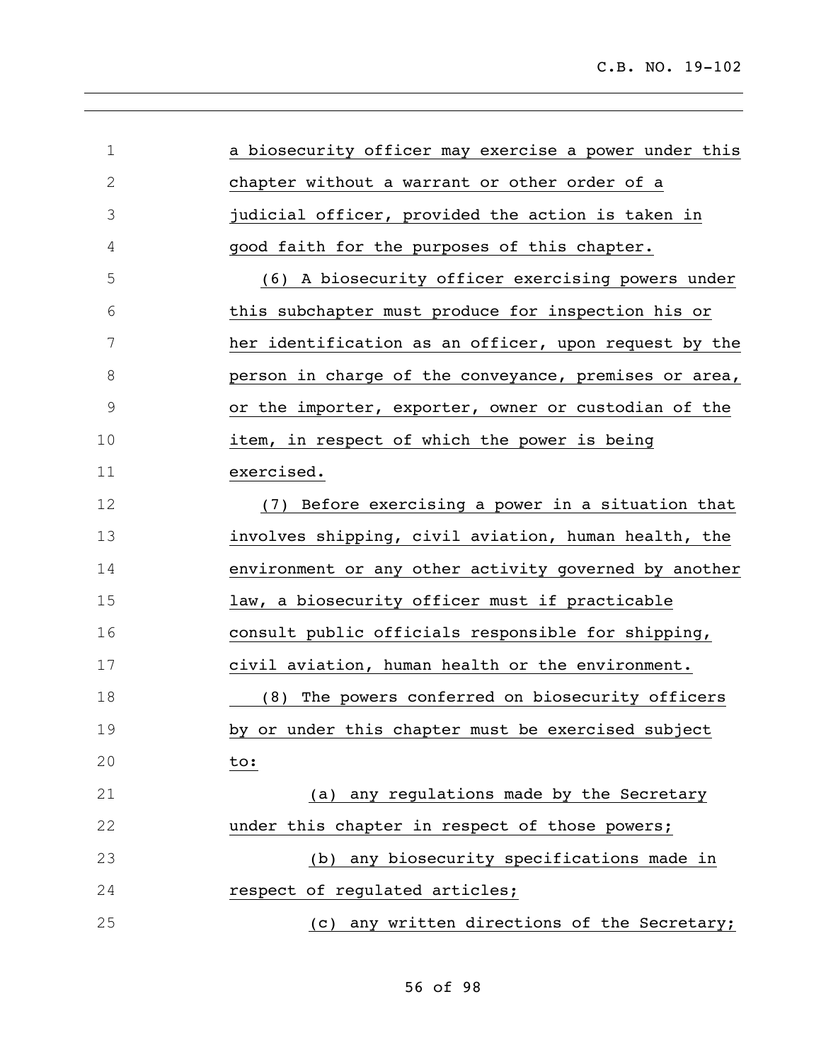a biosecurity officer may exercise a power under this chapter without a warrant or other order of a judicial officer, provided the action is taken in good faith for the purposes of this chapter.

(6) A biosecurity officer exercising powers under this subchapter must produce for inspection his or her identification as an officer, upon request by the person in charge of the conveyance, premises or area, or the importer, exporter, owner or custodian of the item, in respect of which the power is being exercised.

(7) Before exercising a power in a situation that involves shipping, civil aviation, human health, the environment or any other activity governed by another law, a biosecurity officer must if practicable consult public officials responsible for shipping, civil aviation, human health or the environment.

(8) The powers conferred on biosecurity officers by or under this chapter must be exercised subject to:

(a) any regulations made by the Secretary under this chapter in respect of those powers;

(b) any biosecurity specifications made in respect of regulated articles;

(c) any written directions of the Secretary;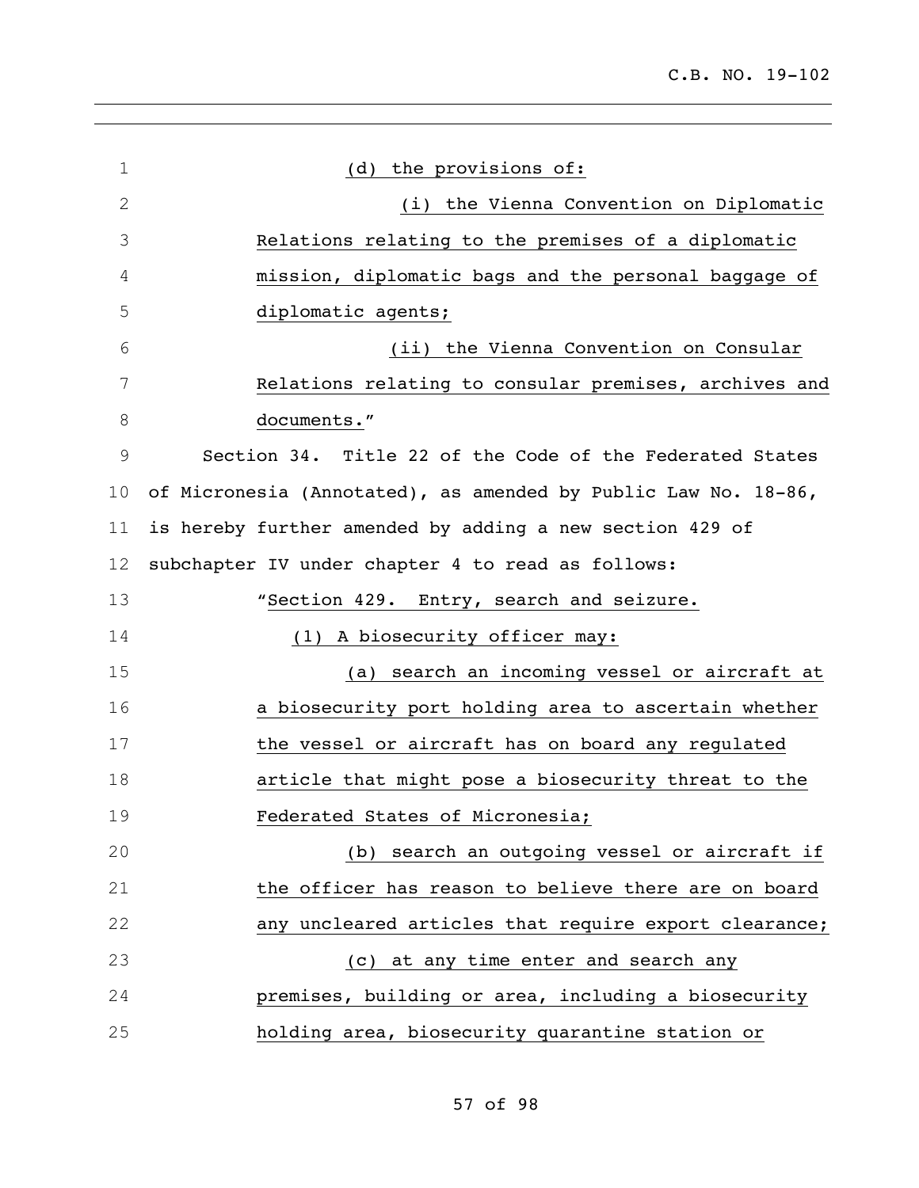(d) the provisions of:

(i) the Vienna Convention on Diplomatic Relations relating to the premises of a diplomatic mission, diplomatic bags and the personal baggage of diplomatic agents;

(ii) the Vienna Convention on Consular Relations relating to consular premises, archives and documents."

Section 34. Title 22 of the Code of the Federated States of Micronesia (Annotated), as amended by Public Law No. 18-86, is hereby further amended by adding a new section 429 of subchapter IV under chapter 4 to read as follows:

"Section 429. Entry, search and seizure.

(1) A biosecurity officer may:

(a) search an incoming vessel or aircraft at a biosecurity port holding area to ascertain whether the vessel or aircraft has on board any regulated article that might pose a biosecurity threat to the Federated States of Micronesia;

(b) search an outgoing vessel or aircraft if the officer has reason to believe there are on board any uncleared articles that require export clearance;

(c) at any time enter and search any premises, building or area, including a biosecurity holding area, biosecurity quarantine station or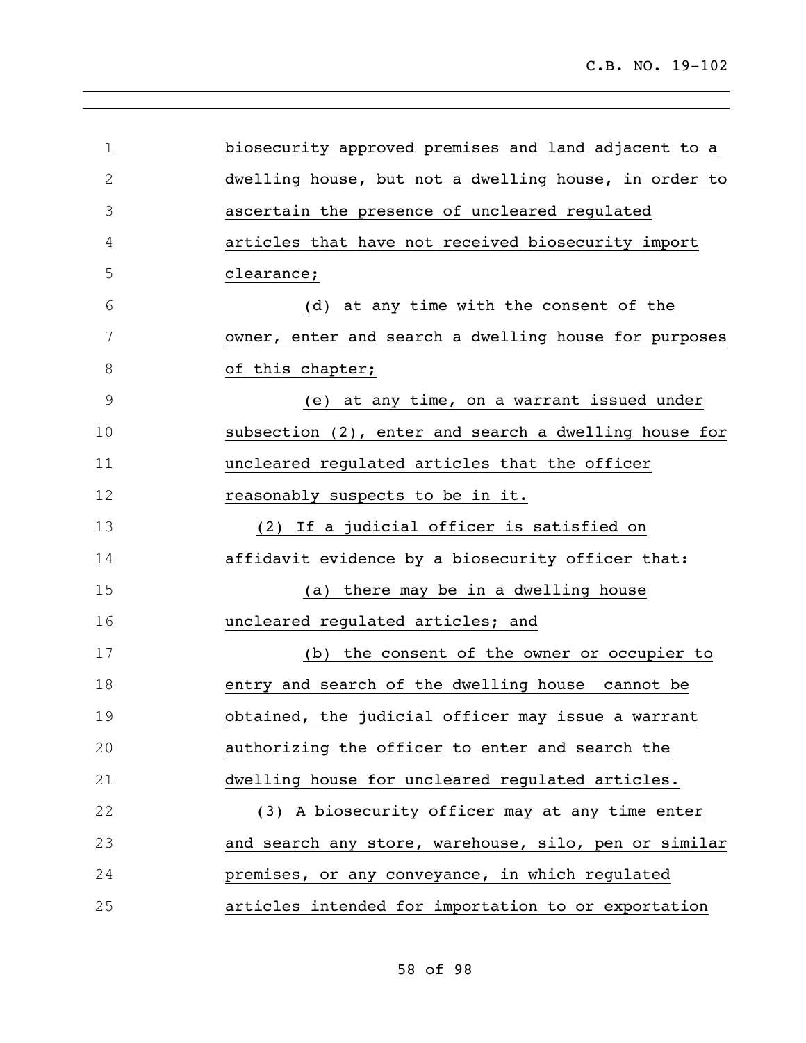biosecurity approved premises and land adjacent to a dwelling house, but not a dwelling house, in order to ascertain the presence of uncleared regulated articles that have not received biosecurity import clearance;

(d) at any time with the consent of the owner, enter and search a dwelling house for purposes of this chapter;

(e) at any time, on a warrant issued under subsection (2), enter and search a dwelling house for uncleared regulated articles that the officer reasonably suspects to be in it.

(2) If a judicial officer is satisfied on affidavit evidence by a biosecurity officer that:

(a) there may be in a dwelling house uncleared regulated articles; and

(b) the consent of the owner or occupier to entry and search of the dwelling house cannot be obtained, the judicial officer may issue a warrant authorizing the officer to enter and search the dwelling house for uncleared regulated articles.

(3) A biosecurity officer may at any time enter and search any store, warehouse, silo, pen or similar premises, or any conveyance, in which regulated articles intended for importation to or exportation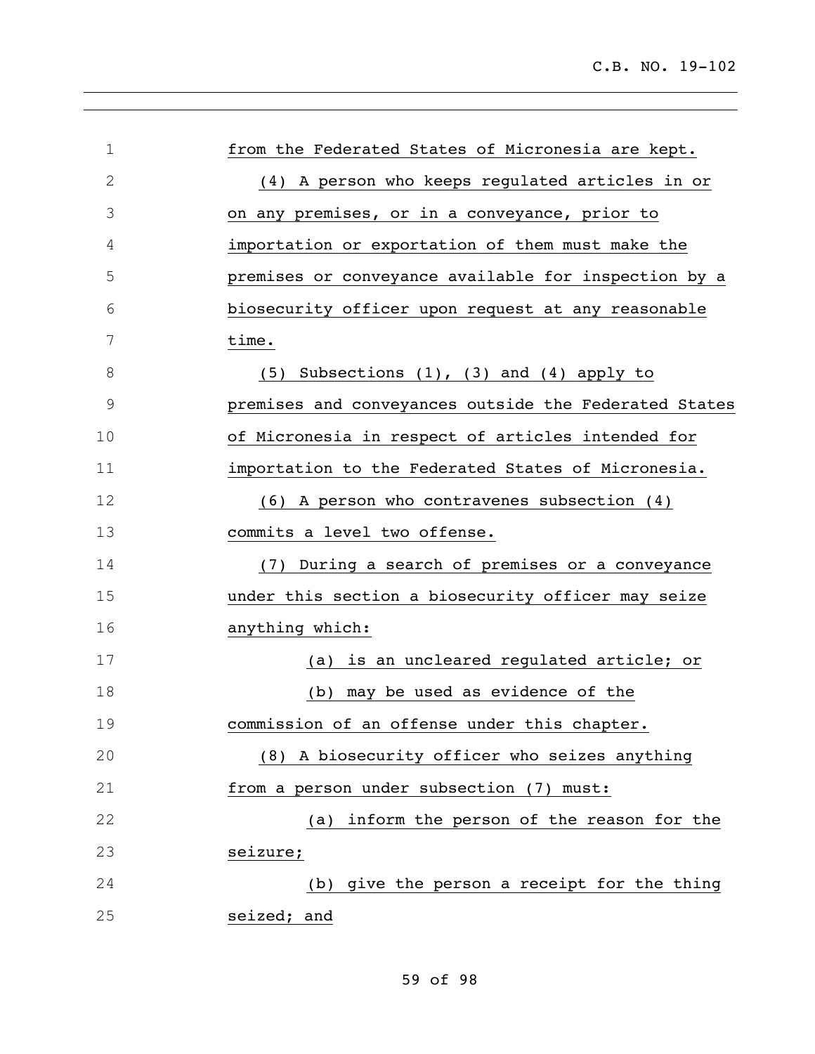from the Federated States of Micronesia are kept.

(4) A person who keeps regulated articles in or on any premises, or in a conveyance, prior to importation or exportation of them must make the premises or conveyance available for inspection by a biosecurity officer upon request at any reasonable time.

(5) Subsections (1), (3) and (4) apply to premises and conveyances outside the Federated States of Micronesia in respect of articles intended for importation to the Federated States of Micronesia.

(6) A person who contravenes subsection (4) commits a level two offense.

(7) During a search of premises or a conveyance under this section a biosecurity officer may seize anything which:

(a) is an uncleared regulated article; or

(b) may be used as evidence of the commission of an offense under this chapter.

(8) A biosecurity officer who seizes anything from a person under subsection (7) must:

(a) inform the person of the reason for the seizure;

(b) give the person a receipt for the thing seized; and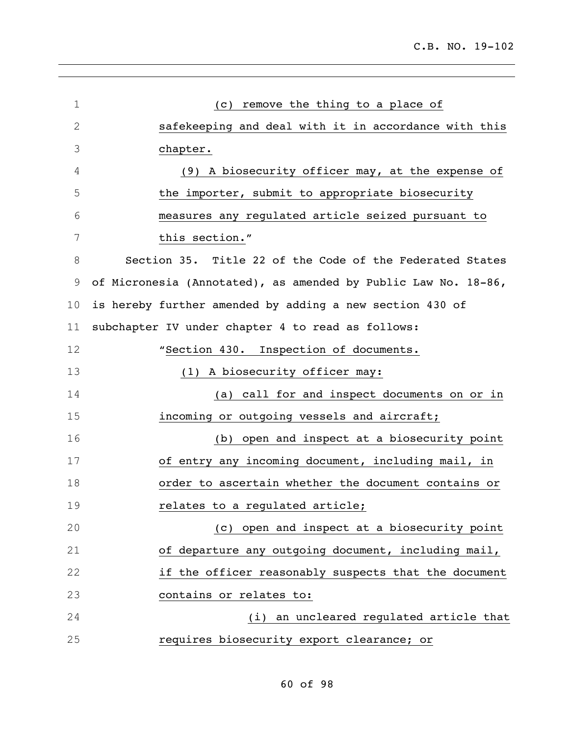(c) remove the thing to a place of safekeeping and deal with it in accordance with this chapter.

(9) A biosecurity officer may, at the expense of the importer, submit to appropriate biosecurity measures any regulated article seized pursuant to this section."

Section 35. Title 22 of the Code of the Federated States of Micronesia (Annotated), as amended by Public Law No. 18-86, is hereby further amended by adding a new section 430 of subchapter IV under chapter 4 to read as follows:

"Section 430. Inspection of documents.

(1) A biosecurity officer may:

(a) call for and inspect documents on or in incoming or outgoing vessels and aircraft;

(b) open and inspect at a biosecurity point of entry any incoming document, including mail, in order to ascertain whether the document contains or relates to a regulated article;

(c) open and inspect at a biosecurity point of departure any outgoing document, including mail, if the officer reasonably suspects that the document contains or relates to:

(i) an uncleared regulated article that requires biosecurity export clearance; or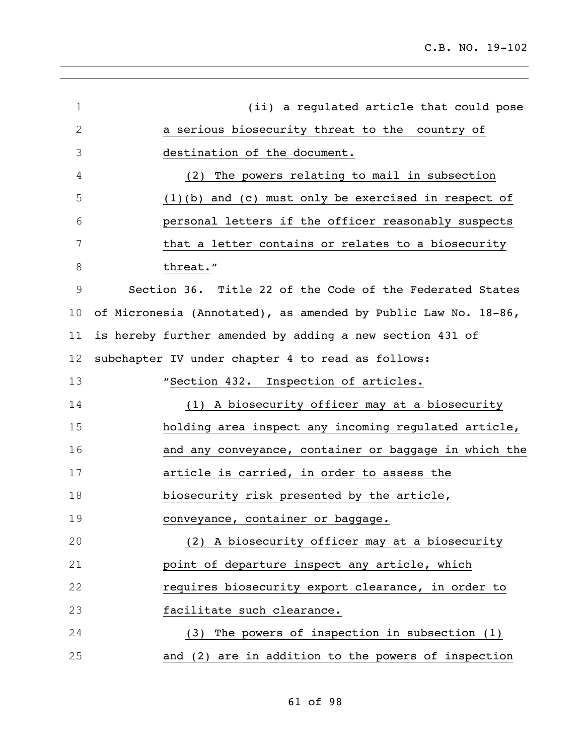(ii) a regulated article that could pose a serious biosecurity threat to the country of destination of the document.

(2) The powers relating to mail in subsection (1)(b) and (c) must only be exercised in respect of personal letters if the officer reasonably suspects that a letter contains or relates to a biosecurity threat."

Section 36. Title 22 of the Code of the Federated States of Micronesia (Annotated), as amended by Public Law No. 18-86, is hereby further amended by adding a new section 431 of subchapter IV under chapter 4 to read as follows:

"Section 432. Inspection of articles.

(1) A biosecurity officer may at a biosecurity holding area inspect any incoming regulated article, and any conveyance, container or baggage in which the article is carried, in order to assess the biosecurity risk presented by the article, conveyance, container or baggage.

(2) A biosecurity officer may at a biosecurity point of departure inspect any article, which requires biosecurity export clearance, in order to facilitate such clearance.

(3) The powers of inspection in subsection (1) and (2) are in addition to the powers of inspection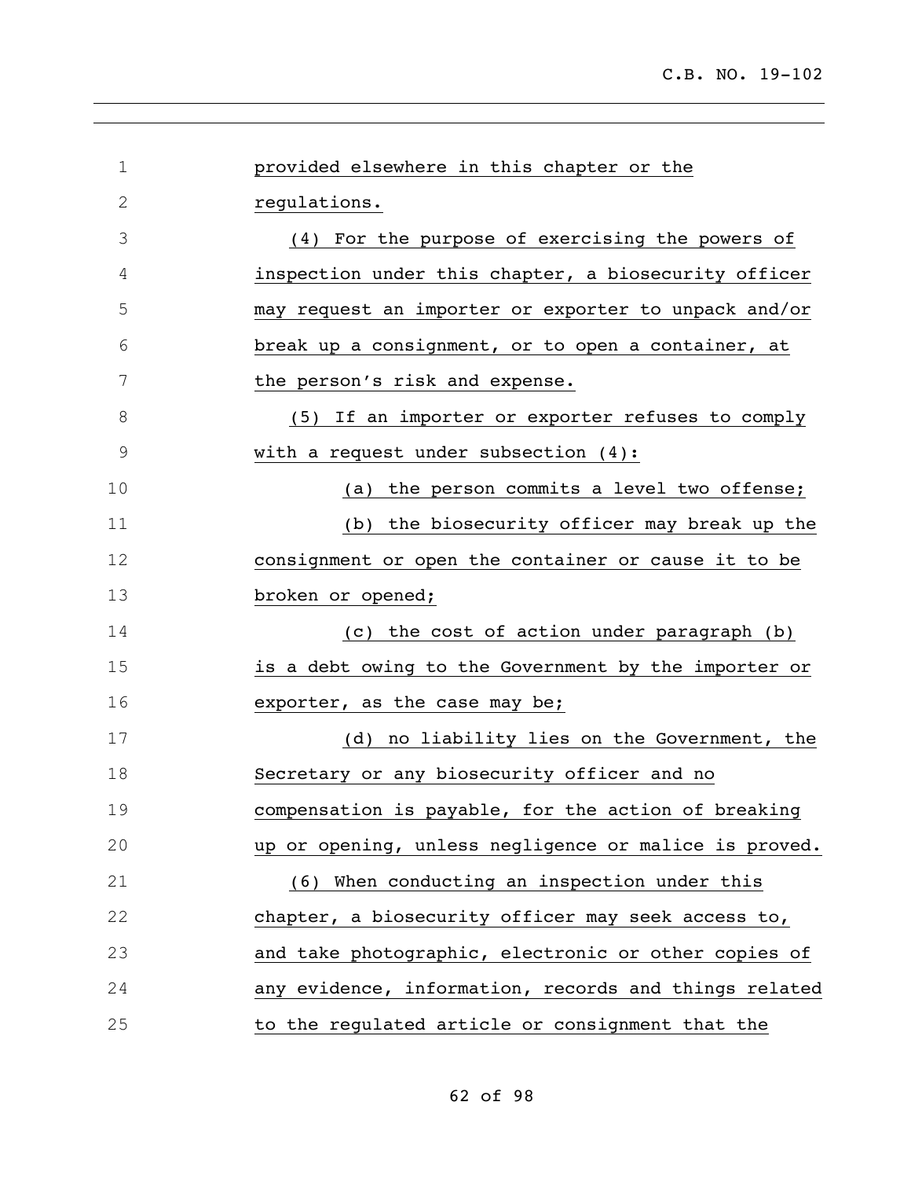provided elsewhere in this chapter or the regulations.

(4) For the purpose of exercising the powers of inspection under this chapter, a biosecurity officer may request an importer or exporter to unpack and/or break up a consignment, or to open a container, at the person's risk and expense.

(5) If an importer or exporter refuses to comply with a request under subsection (4):

(a) the person commits a level two offense;

(b) the biosecurity officer may break up the consignment or open the container or cause it to be broken or opened;

(c) the cost of action under paragraph (b) is a debt owing to the Government by the importer or exporter, as the case may be;

(d) no liability lies on the Government, the Secretary or any biosecurity officer and no compensation is payable, for the action of breaking up or opening, unless negligence or malice is proved.

(6) When conducting an inspection under this chapter, a biosecurity officer may seek access to, and take photographic, electronic or other copies of any evidence, information, records and things related to the regulated article or consignment that the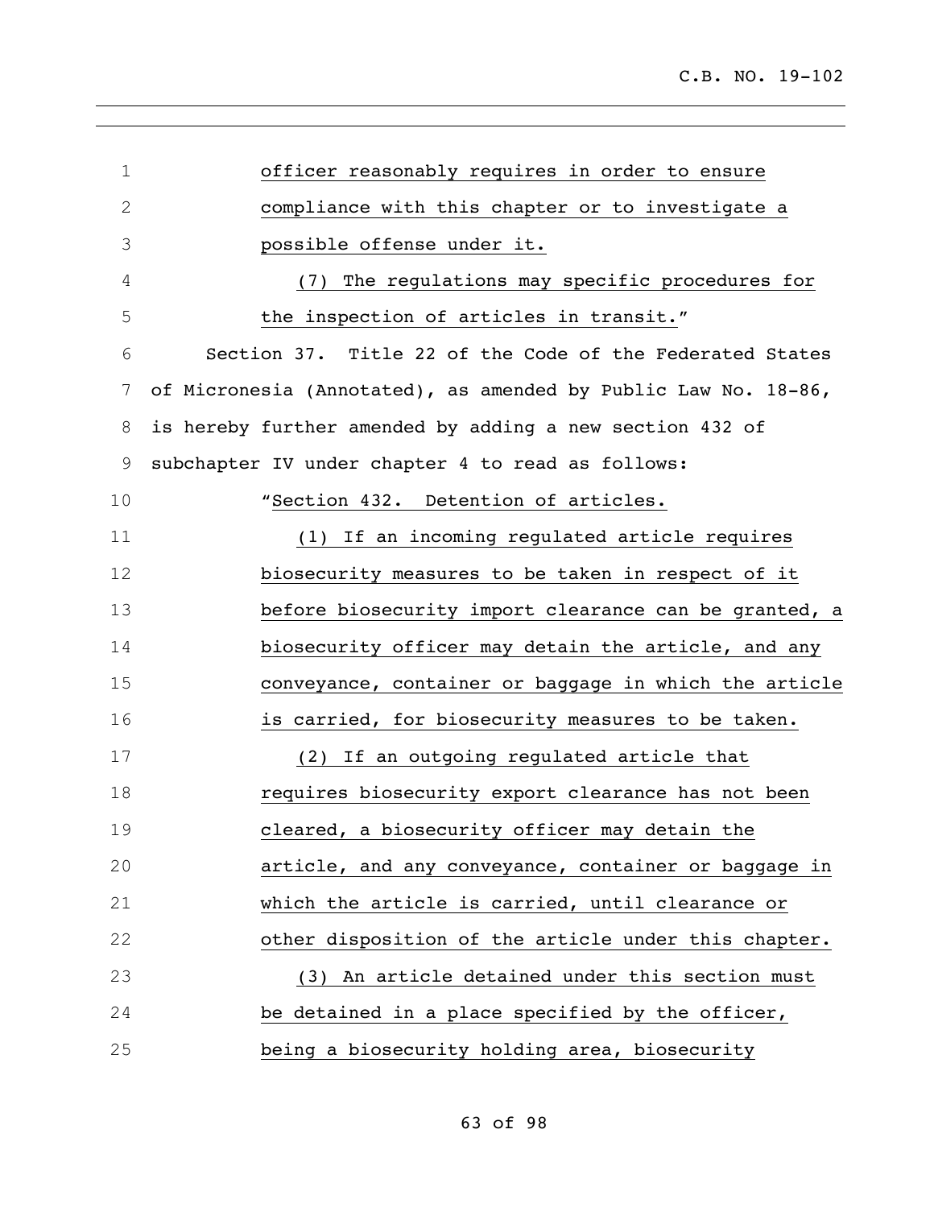officer reasonably requires in order to ensure compliance with this chapter or to investigate a possible offense under it.

(7) The regulations may specific procedures for the inspection of articles in transit."

Section 37. Title 22 of the Code of the Federated States of Micronesia (Annotated), as amended by Public Law No. 18-86, is hereby further amended by adding a new section 432 of subchapter IV under chapter 4 to read as follows:

"Section 432. Detention of articles.

(1) If an incoming regulated article requires biosecurity measures to be taken in respect of it before biosecurity import clearance can be granted, a biosecurity officer may detain the article, and any conveyance, container or baggage in which the article is carried, for biosecurity measures to be taken.

(2) If an outgoing regulated article that requires biosecurity export clearance has not been cleared, a biosecurity officer may detain the article, and any conveyance, container or baggage in which the article is carried, until clearance or other disposition of the article under this chapter.

(3) An article detained under this section must be detained in a place specified by the officer, being a biosecurity holding area, biosecurity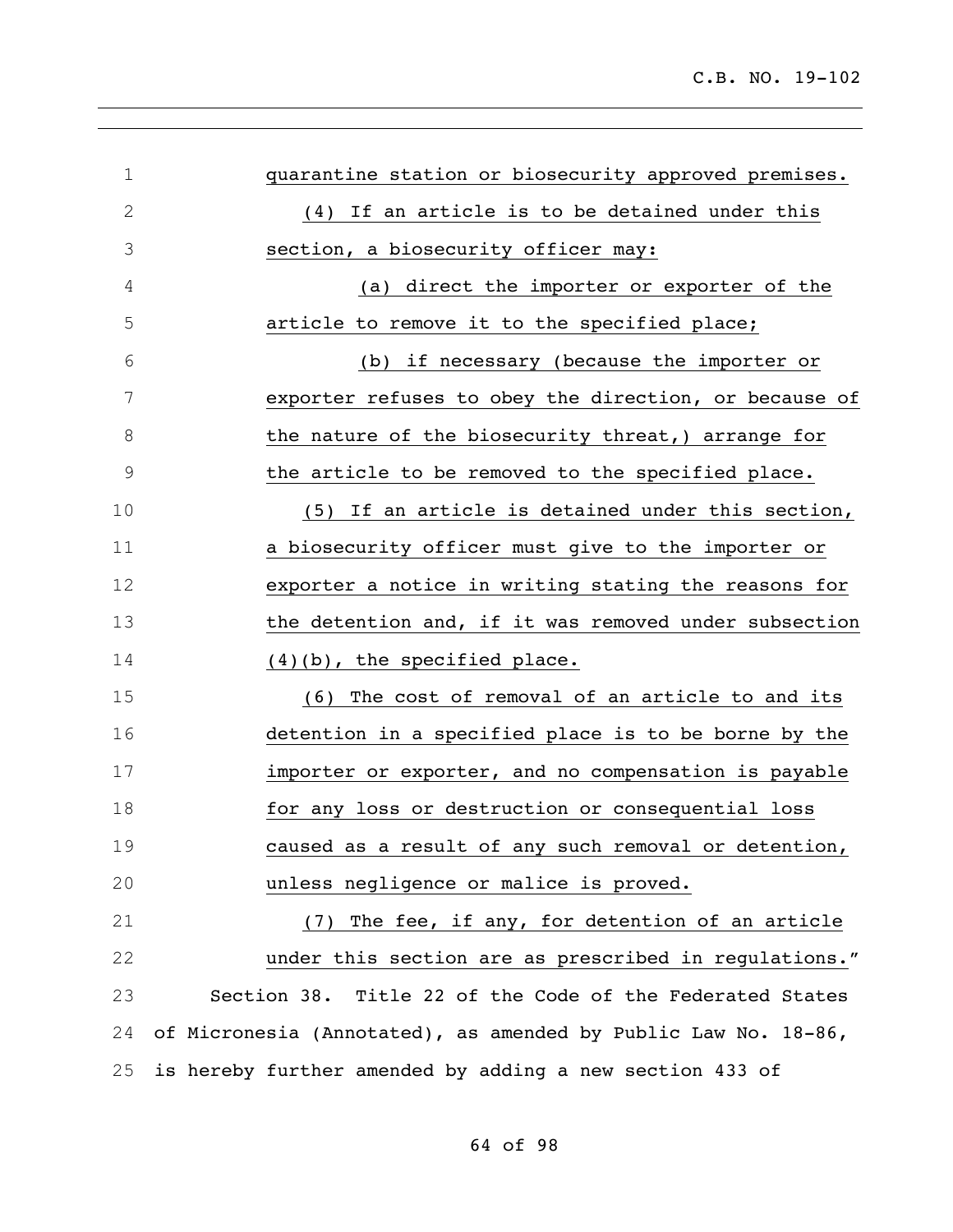quarantine station or biosecurity approved premises.

(4) If an article is to be detained under this section, a biosecurity officer may:

(a) direct the importer or exporter of the article to remove it to the specified place;

(b) if necessary (because the importer or exporter refuses to obey the direction, or because of the nature of the biosecurity threat,) arrange for the article to be removed to the specified place.

(5) If an article is detained under this section, a biosecurity officer must give to the importer or exporter a notice in writing stating the reasons for the detention and, if it was removed under subsection (4)(b), the specified place.

(6) The cost of removal of an article to and its detention in a specified place is to be borne by the importer or exporter, and no compensation is payable for any loss or destruction or consequential loss caused as a result of any such removal or detention, unless negligence or malice is proved.

(7) The fee, if any, for detention of an article under this section are as prescribed in regulations."

Section 38. Title 22 of the Code of the Federated States of Micronesia (Annotated), as amended by Public Law No. 18-86, is hereby further amended by adding a new section 433 of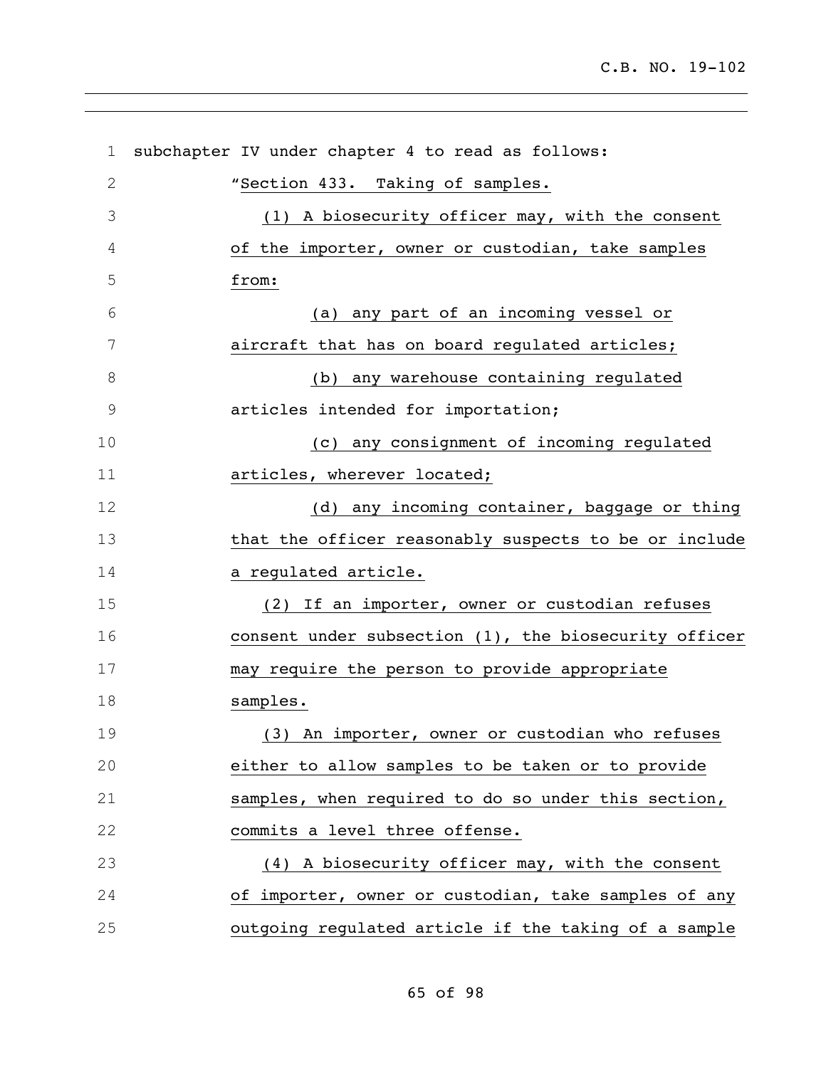subchapter IV under chapter 4 to read as follows:

"Section 433. Taking of samples.

(1) A biosecurity officer may, with the consent of the importer, owner or custodian, take samples from:

(a) any part of an incoming vessel or aircraft that has on board regulated articles;

(b) any warehouse containing regulated articles intended for importation;

(c) any consignment of incoming regulated articles, wherever located;

(d) any incoming container, baggage or thing that the officer reasonably suspects to be or include a regulated article.

(2) If an importer, owner or custodian refuses consent under subsection (1), the biosecurity officer may require the person to provide appropriate samples.

(3) An importer, owner or custodian who refuses either to allow samples to be taken or to provide samples, when required to do so under this section, commits a level three offense.

(4) A biosecurity officer may, with the consent of importer, owner or custodian, take samples of any outgoing regulated article if the taking of a sample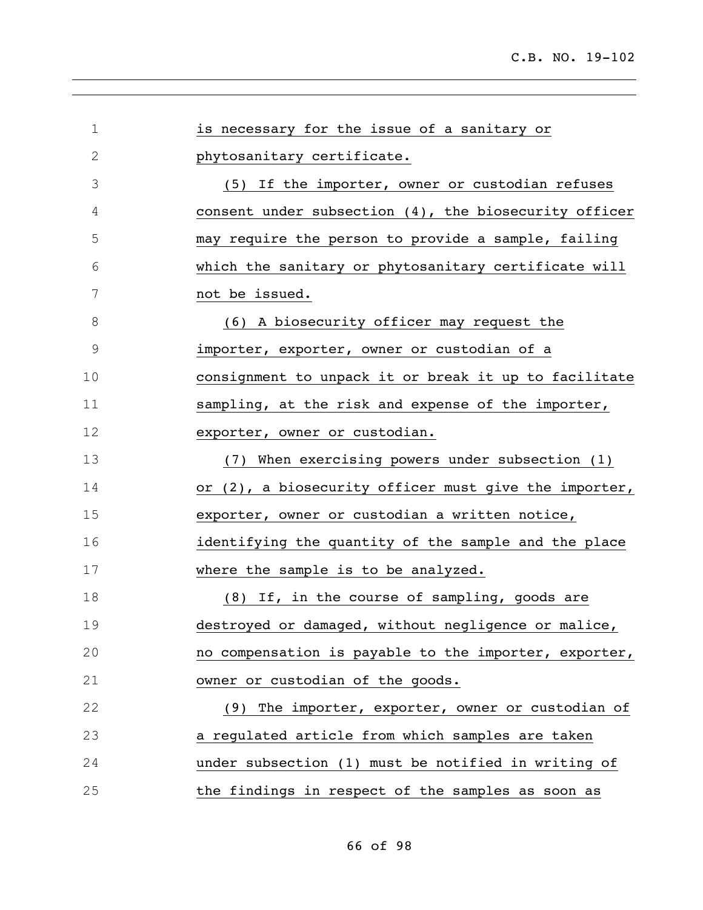is necessary for the issue of a sanitary or phytosanitary certificate.

(5) If the importer, owner or custodian refuses consent under subsection (4), the biosecurity officer may require the person to provide a sample, failing which the sanitary or phytosanitary certificate will not be issued.

(6) A biosecurity officer may request the importer, exporter, owner or custodian of a consignment to unpack it or break it up to facilitate sampling, at the risk and expense of the importer, exporter, owner or custodian.

(7) When exercising powers under subsection (1) or (2), a biosecurity officer must give the importer, exporter, owner or custodian a written notice, identifying the quantity of the sample and the place where the sample is to be analyzed.

(8) If, in the course of sampling, goods are destroyed or damaged, without negligence or malice, no compensation is payable to the importer, exporter, owner or custodian of the goods.

(9) The importer, exporter, owner or custodian of a regulated article from which samples are taken under subsection (1) must be notified in writing of the findings in respect of the samples as soon as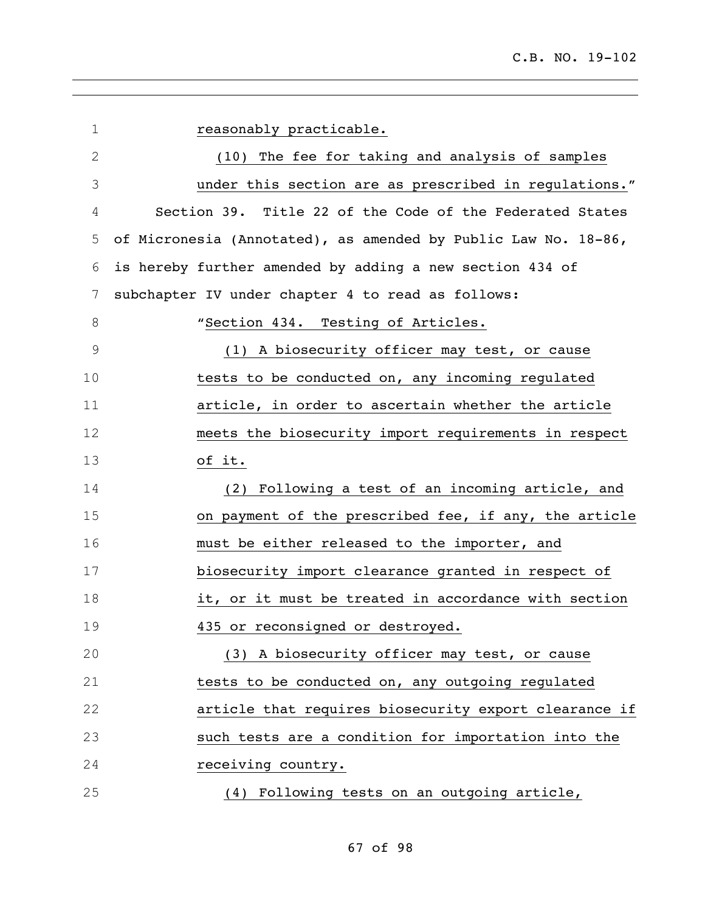reasonably practicable.

(10) The fee for taking and analysis of samples under this section are as prescribed in regulations."

Section 39. Title 22 of the Code of the Federated States of Micronesia (Annotated), as amended by Public Law No. 18-86, is hereby further amended by adding a new section 434 of subchapter IV under chapter 4 to read as follows:

"Section 434. Testing of Articles.

(1) A biosecurity officer may test, or cause tests to be conducted on, any incoming regulated article, in order to ascertain whether the article meets the biosecurity import requirements in respect of it.

(2) Following a test of an incoming article, and on payment of the prescribed fee, if any, the article must be either released to the importer, and biosecurity import clearance granted in respect of it, or it must be treated in accordance with section 435 or reconsigned or destroyed.

(3) A biosecurity officer may test, or cause tests to be conducted on, any outgoing regulated article that requires biosecurity export clearance if such tests are a condition for importation into the receiving country.

(4) Following tests on an outgoing article,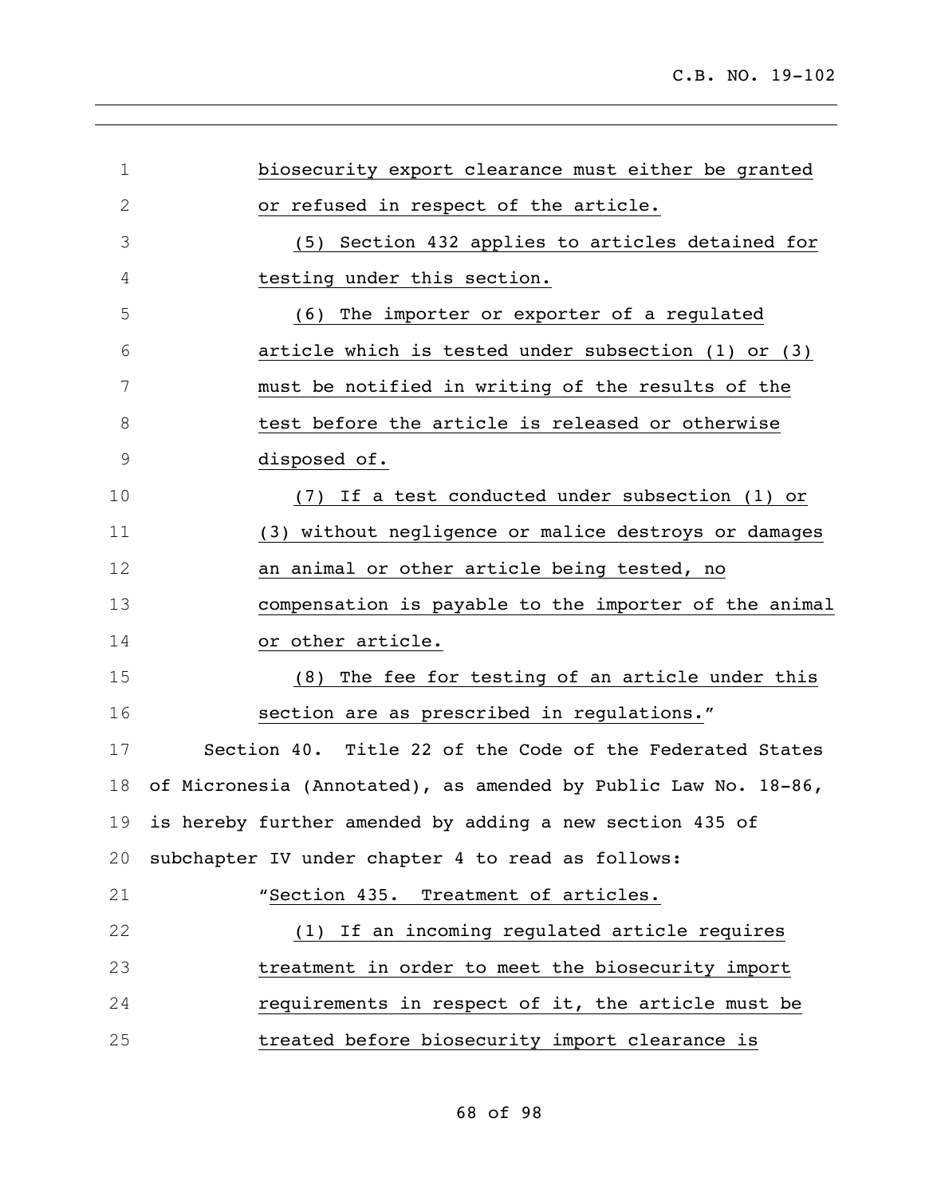biosecurity export clearance must either be granted or refused in respect of the article.

(5) Section 432 applies to articles detained for testing under this section.

(6) The importer or exporter of a regulated article which is tested under subsection (1) or (3) must be notified in writing of the results of the test before the article is released or otherwise disposed of.

(7) If a test conducted under subsection (1) or (3) without negligence or malice destroys or damages an animal or other article being tested, no compensation is payable to the importer of the animal or other article.

(8) The fee for testing of an article under this section are as prescribed in regulations."

Section 40. Title 22 of the Code of the Federated States of Micronesia (Annotated), as amended by Public Law No. 18-86, is hereby further amended by adding a new section 435 of subchapter IV under chapter 4 to read as follows:

"Section 435. Treatment of articles.

(1) If an incoming regulated article requires treatment in order to meet the biosecurity import requirements in respect of it, the article must be treated before biosecurity import clearance is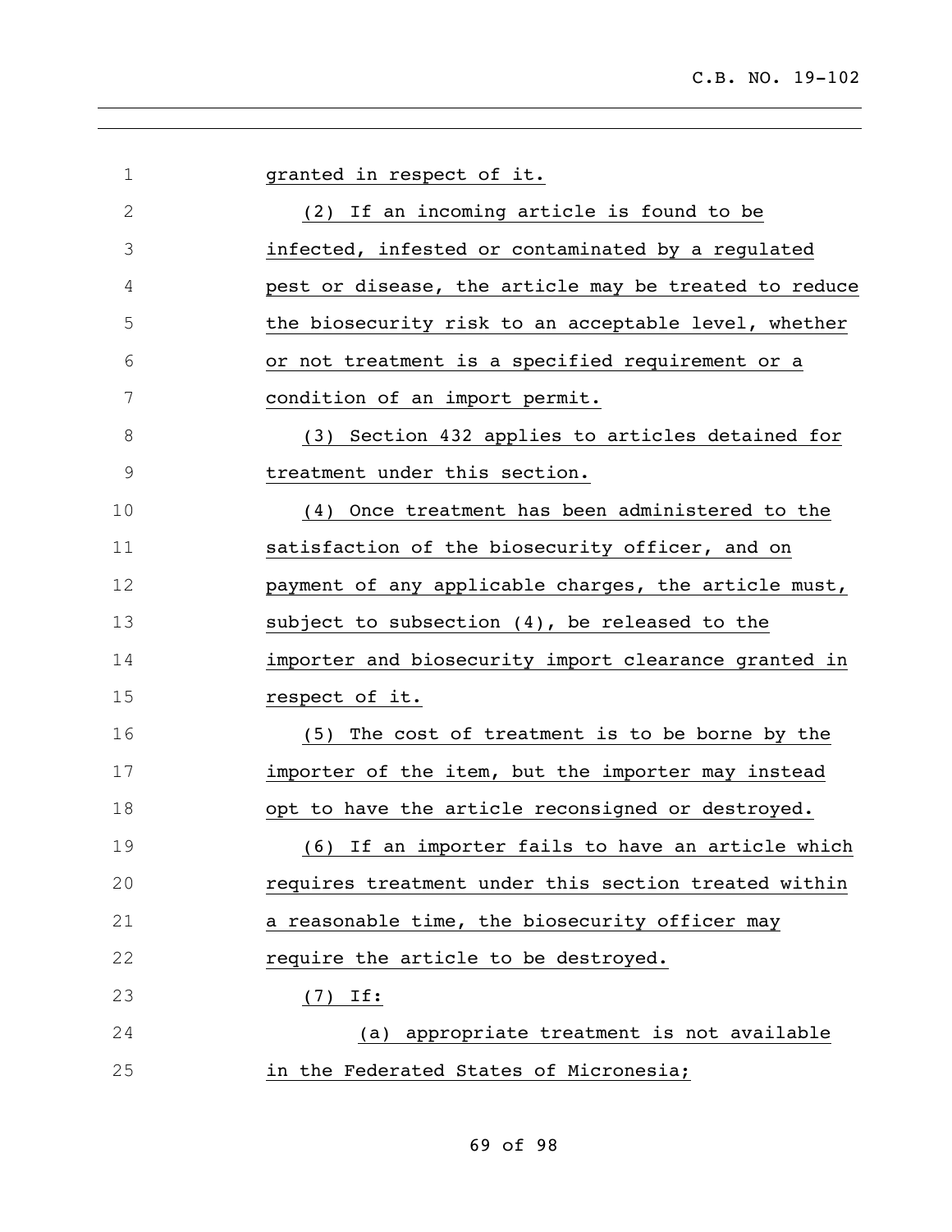granted in respect of it.

(2) If an incoming article is found to be infected, infested or contaminated by a regulated pest or disease, the article may be treated to reduce the biosecurity risk to an acceptable level, whether or not treatment is a specified requirement or a condition of an import permit.

(3) Section 432 applies to articles detained for treatment under this section.

(4) Once treatment has been administered to the satisfaction of the biosecurity officer, and on payment of any applicable charges, the article must, subject to subsection (4), be released to the importer and biosecurity import clearance granted in respect of it.

(5) The cost of treatment is to be borne by the importer of the item, but the importer may instead opt to have the article reconsigned or destroyed.

(6) If an importer fails to have an article which requires treatment under this section treated within a reasonable time, the biosecurity officer may require the article to be destroyed.

(7) If:

(a) appropriate treatment is not available in the Federated States of Micronesia;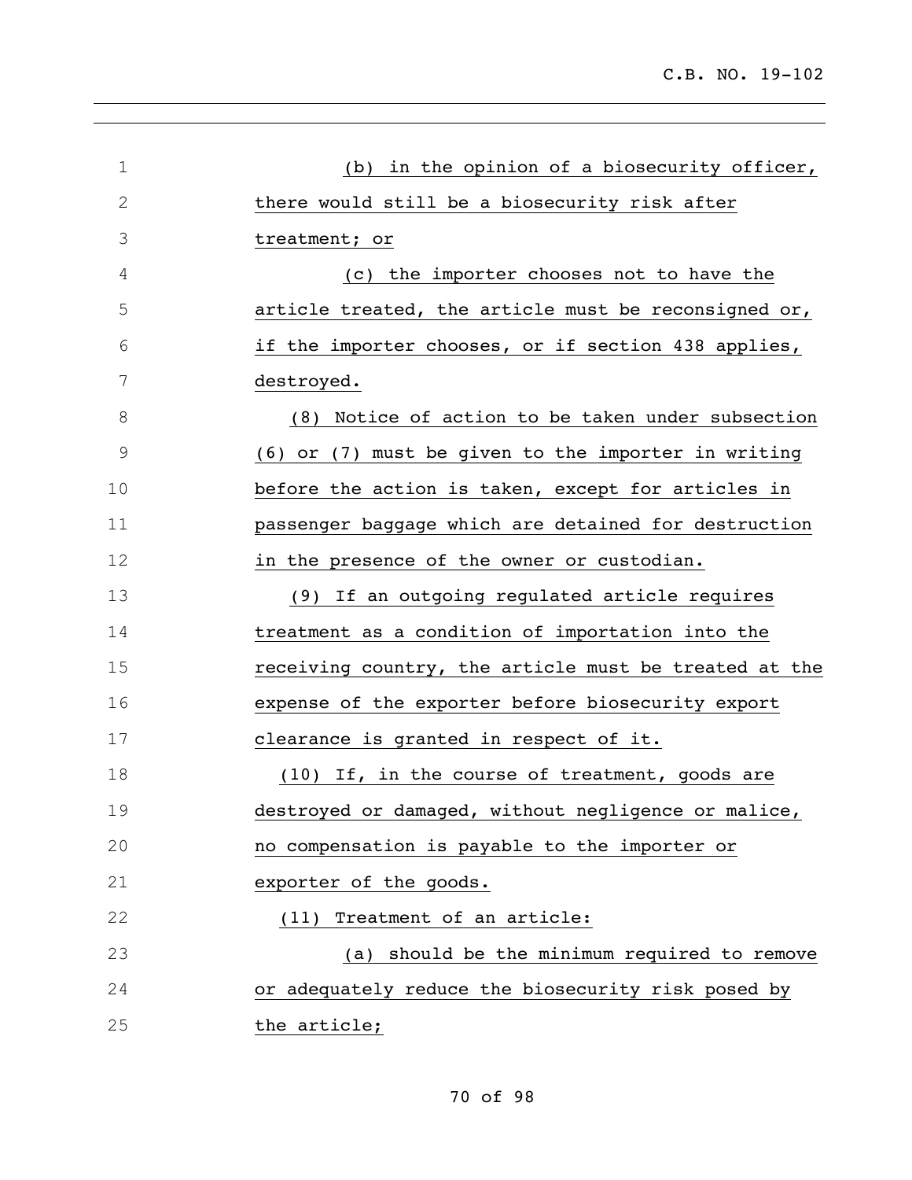(b) in the opinion of a biosecurity officer, there would still be a biosecurity risk after treatment; or

(c) the importer chooses not to have the article treated, the article must be reconsigned or, if the importer chooses, or if section 438 applies, destroyed.

(8) Notice of action to be taken under subsection (6) or (7) must be given to the importer in writing before the action is taken, except for articles in passenger baggage which are detained for destruction in the presence of the owner or custodian.

(9) If an outgoing regulated article requires treatment as a condition of importation into the receiving country, the article must be treated at the expense of the exporter before biosecurity export clearance is granted in respect of it.

(10) If, in the course of treatment, goods are destroyed or damaged, without negligence or malice, no compensation is payable to the importer or exporter of the goods.

(11) Treatment of an article:

(a) should be the minimum required to remove or adequately reduce the biosecurity risk posed by the article;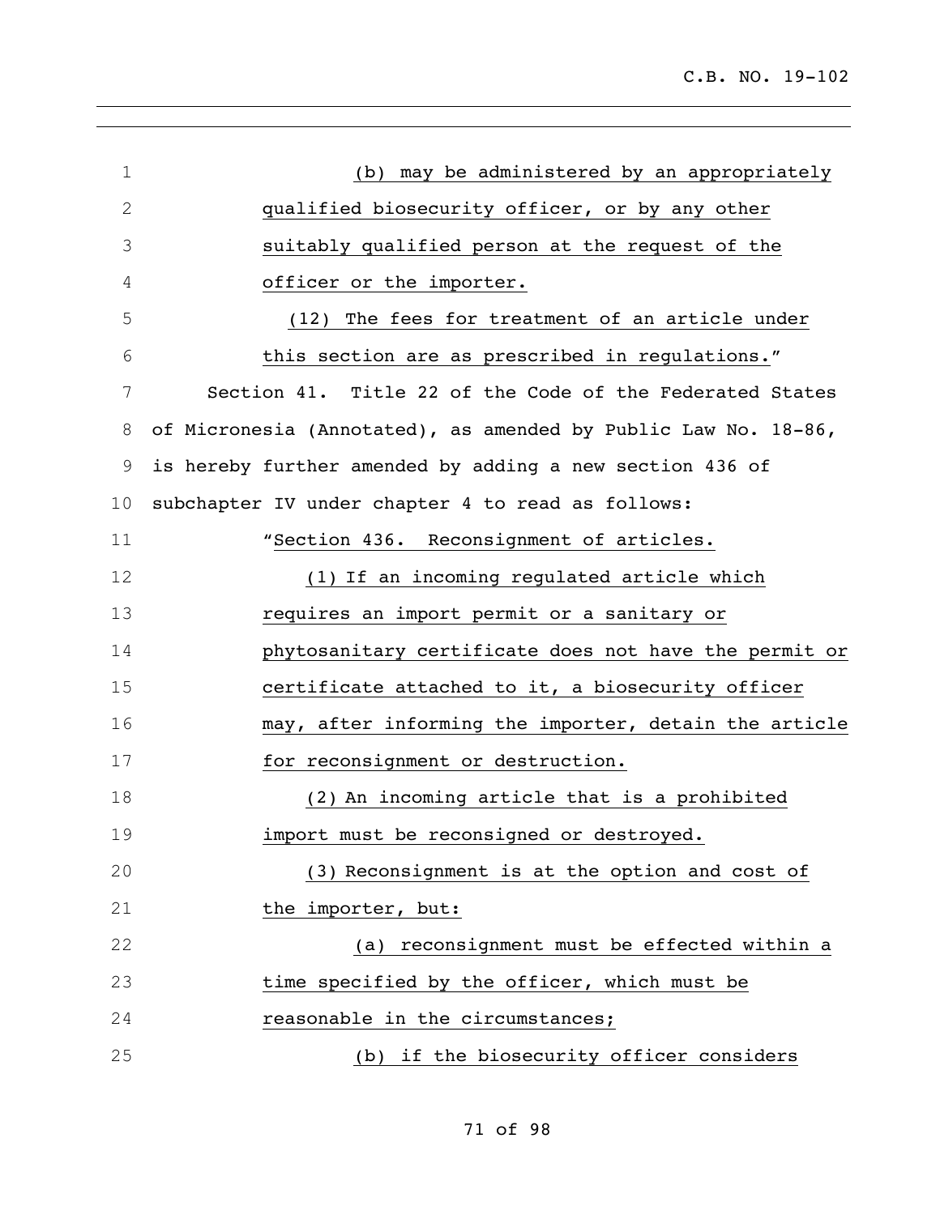(b) may be administered by an appropriately qualified biosecurity officer, or by any other suitably qualified person at the request of the officer or the importer.

(12) The fees for treatment of an article under this section are as prescribed in regulations."

Section 41. Title 22 of the Code of the Federated States of Micronesia (Annotated), as amended by Public Law No. 18-86, is hereby further amended by adding a new section 436 of subchapter IV under chapter 4 to read as follows:

"Section 436. Reconsignment of articles.

(1) If an incoming regulated article which requires an import permit or a sanitary or phytosanitary certificate does not have the permit or certificate attached to it, a biosecurity officer may, after informing the importer, detain the article for reconsignment or destruction.

(2) An incoming article that is a prohibited import must be reconsigned or destroyed.

(3) Reconsignment is at the option and cost of the importer, but:

(a) reconsignment must be effected within a time specified by the officer, which must be reasonable in the circumstances;

(b) if the biosecurity officer considers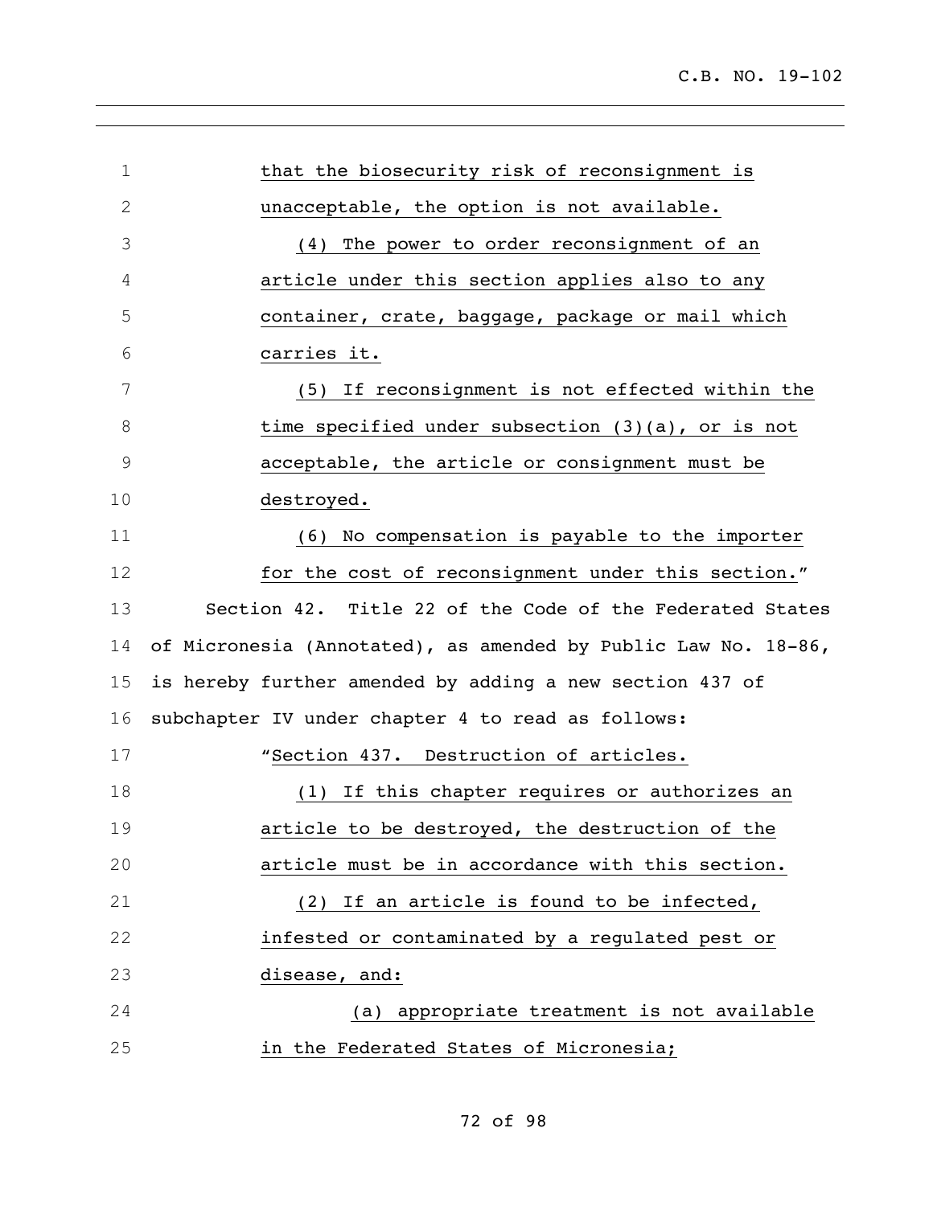that the biosecurity risk of reconsignment is unacceptable, the option is not available.

(4) The power to order reconsignment of an article under this section applies also to any container, crate, baggage, package or mail which carries it.

(5) If reconsignment is not effected within the time specified under subsection (3)(a), or is not acceptable, the article or consignment must be destroyed.

(6) No compensation is payable to the importer for the cost of reconsignment under this section."

Section 42. Title 22 of the Code of the Federated States of Micronesia (Annotated), as amended by Public Law No. 18-86, is hereby further amended by adding a new section 437 of subchapter IV under chapter 4 to read as follows:

"Section 437. Destruction of articles.

(1) If this chapter requires or authorizes an article to be destroyed, the destruction of the article must be in accordance with this section.

(2) If an article is found to be infected, infested or contaminated by a regulated pest or disease, and:

(a) appropriate treatment is not available in the Federated States of Micronesia;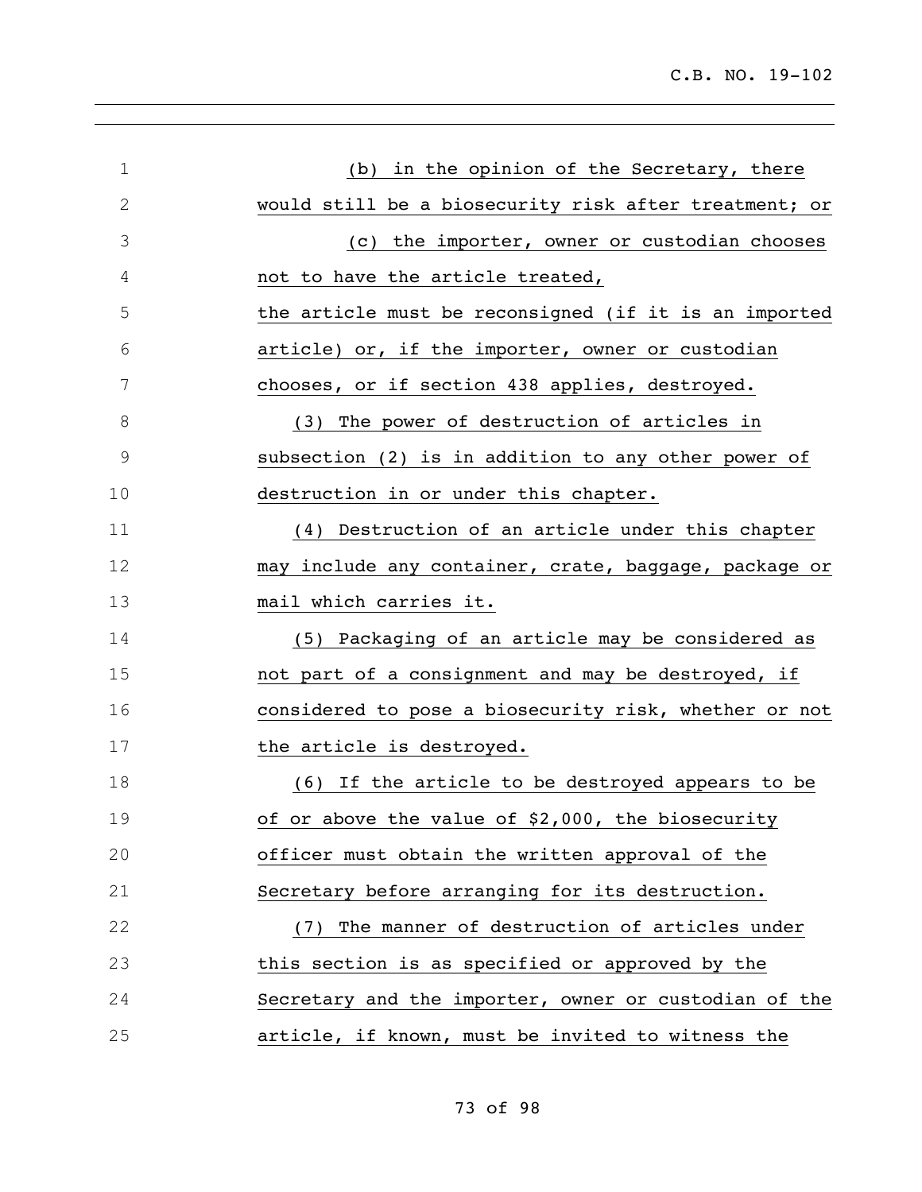(b) in the opinion of the Secretary, there would still be a biosecurity risk after treatment; or

(c) the importer, owner or custodian chooses not to have the article treated,

the article must be reconsigned (if it is an imported article) or, if the importer, owner or custodian chooses, or if section 438 applies, destroyed.

(3) The power of destruction of articles in subsection (2) is in addition to any other power of destruction in or under this chapter.

(4) Destruction of an article under this chapter may include any container, crate, baggage, package or mail which carries it.

(5) Packaging of an article may be considered as not part of a consignment and may be destroyed, if considered to pose a biosecurity risk, whether or not the article is destroyed.

(6) If the article to be destroyed appears to be of or above the value of $2,000, the biosecurity officer must obtain the written approval of the Secretary before arranging for its destruction.

(7) The manner of destruction of articles under this section is as specified or approved by the Secretary and the importer, owner or custodian of the article, if known, must be invited to witness the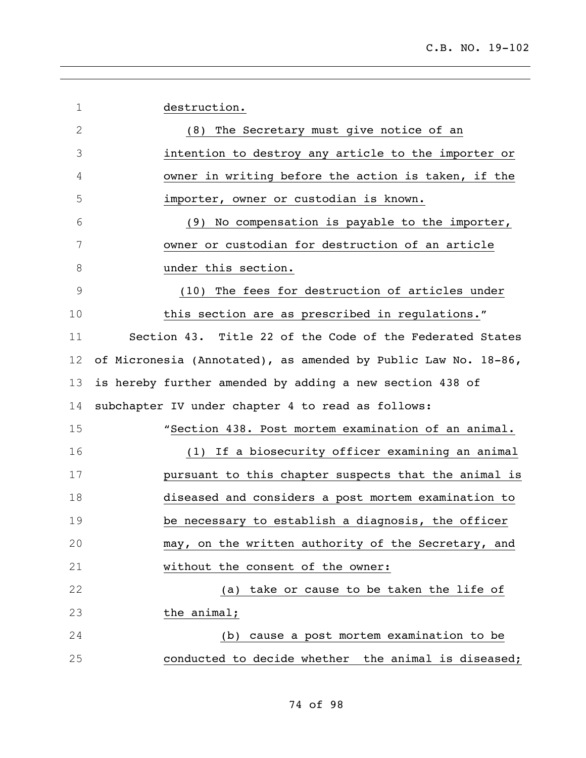destruction.

(8) The Secretary must give notice of an intention to destroy any article to the importer or owner in writing before the action is taken, if the importer, owner or custodian is known.

(9) No compensation is payable to the importer, owner or custodian for destruction of an article under this section.

(10) The fees for destruction of articles under this section are as prescribed in regulations."

Section 43. Title 22 of the Code of the Federated States of Micronesia (Annotated), as amended by Public Law No. 18-86, is hereby further amended by adding a new section 438 of subchapter IV under chapter 4 to read as follows:

"Section 438. Post mortem examination of an animal.

(1) If a biosecurity officer examining an animal pursuant to this chapter suspects that the animal is diseased and considers a post mortem examination to be necessary to establish a diagnosis, the officer may, on the written authority of the Secretary, and without the consent of the owner:

(a) take or cause to be taken the life of the animal;

(b) cause a post mortem examination to be conducted to decide whether the animal is diseased;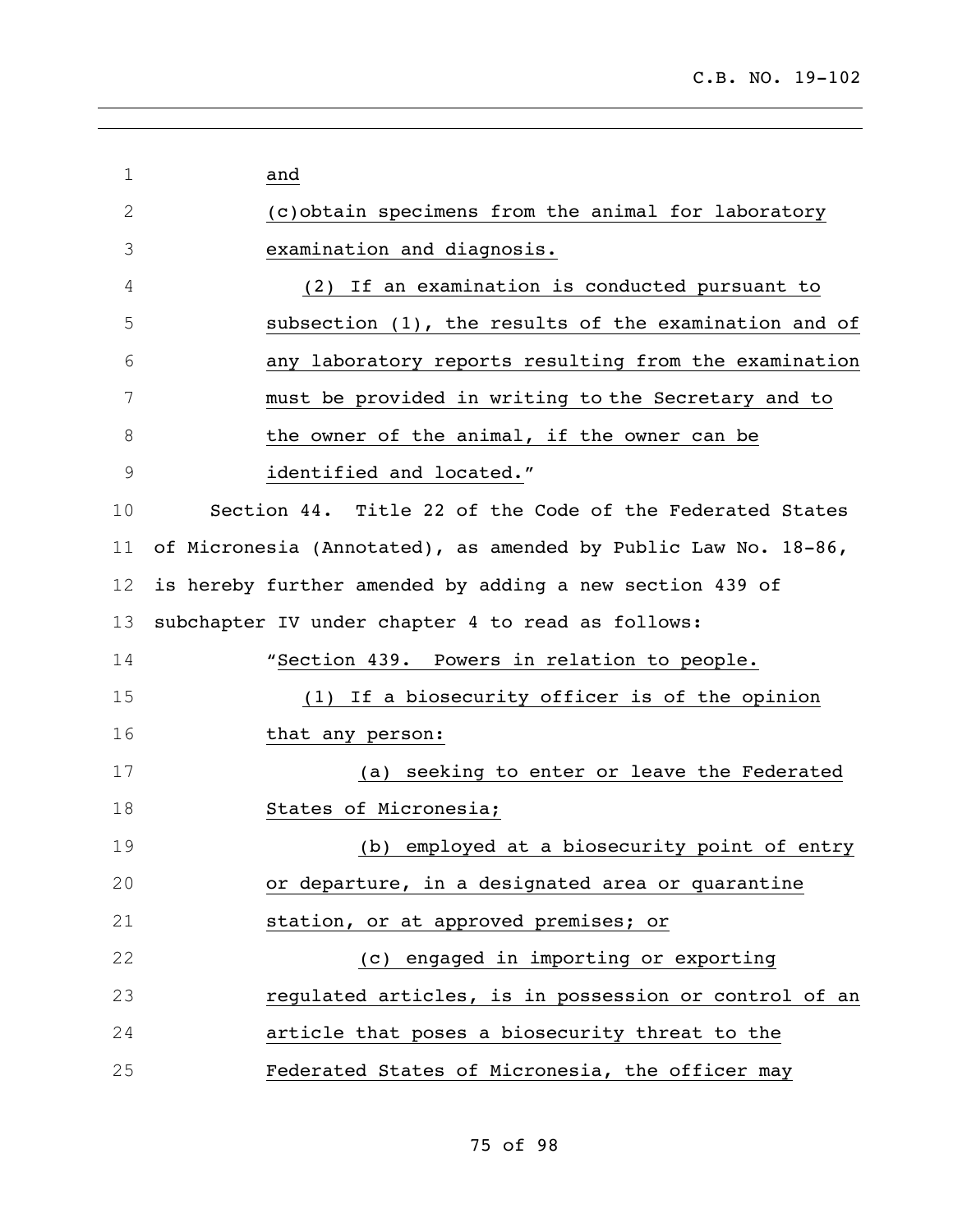and

(c)obtain specimens from the animal for laboratory examination and diagnosis.

(2) If an examination is conducted pursuant to subsection (1), the results of the examination and of any laboratory reports resulting from the examination must be provided in writing to the Secretary and to the owner of the animal, if the owner can be identified and located."

Section 44. Title 22 of the Code of the Federated States of Micronesia (Annotated), as amended by Public Law No. 18-86, is hereby further amended by adding a new section 439 of subchapter IV under chapter 4 to read as follows:

"Section 439. Powers in relation to people.

(1) If a biosecurity officer is of the opinion that any person:

(a) seeking to enter or leave the Federated States of Micronesia;

(b) employed at a biosecurity point of entry or departure, in a designated area or quarantine station, or at approved premises; or

(c) engaged in importing or exporting regulated articles, is in possession or control of an article that poses a biosecurity threat to the Federated States of Micronesia, the officer may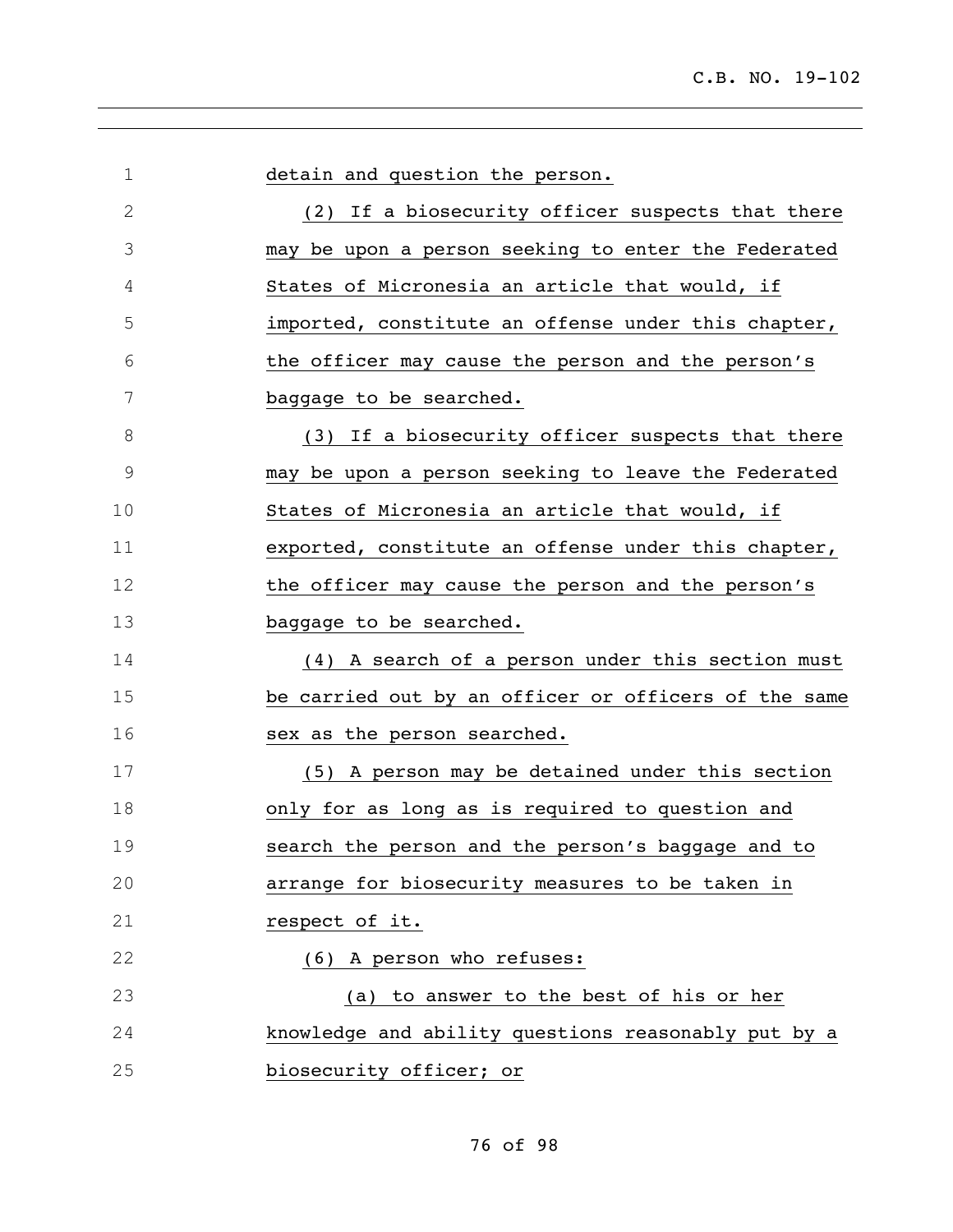detain and question the person.

(2) If a biosecurity officer suspects that there may be upon a person seeking to enter the Federated States of Micronesia an article that would, if imported, constitute an offense under this chapter, the officer may cause the person and the person's baggage to be searched.

(3) If a biosecurity officer suspects that there may be upon a person seeking to leave the Federated States of Micronesia an article that would, if exported, constitute an offense under this chapter, the officer may cause the person and the person's baggage to be searched.

(4) A search of a person under this section must be carried out by an officer or officers of the same sex as the person searched.

(5) A person may be detained under this section only for as long as is required to question and search the person and the person's baggage and to arrange for biosecurity measures to be taken in respect of it.

(6) A person who refuses:

(a) to answer to the best of his or her knowledge and ability questions reasonably put by a biosecurity officer; or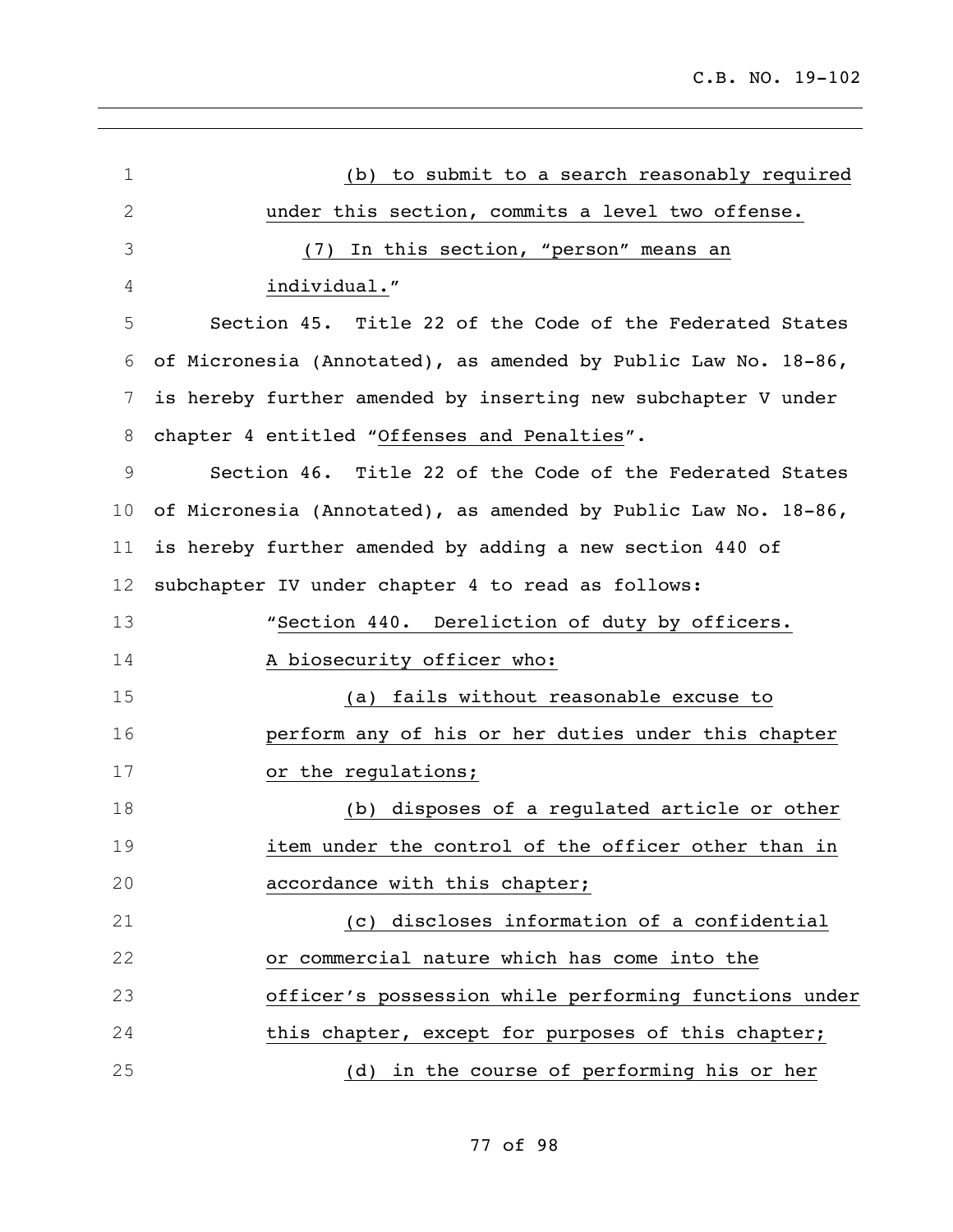(b) to submit to a search reasonably required under this section, commits a level two offense.

(7) In this section, "person" means an individual."

Section 45. Title 22 of the Code of the Federated States of Micronesia (Annotated), as amended by Public Law No. 18-86, is hereby further amended by inserting new subchapter V under chapter 4 entitled "Offenses and Penalties".

Section 46. Title 22 of the Code of the Federated States of Micronesia (Annotated), as amended by Public Law No. 18-86, is hereby further amended by adding a new section 440 of subchapter IV under chapter 4 to read as follows:

"Section 440. Dereliction of duty by officers.

A biosecurity officer who:

(a) fails without reasonable excuse to perform any of his or her duties under this chapter or the regulations;

(b) disposes of a regulated article or other item under the control of the officer other than in accordance with this chapter;

(c) discloses information of a confidential or commercial nature which has come into the officer's possession while performing functions under this chapter, except for purposes of this chapter;

(d) in the course of performing his or her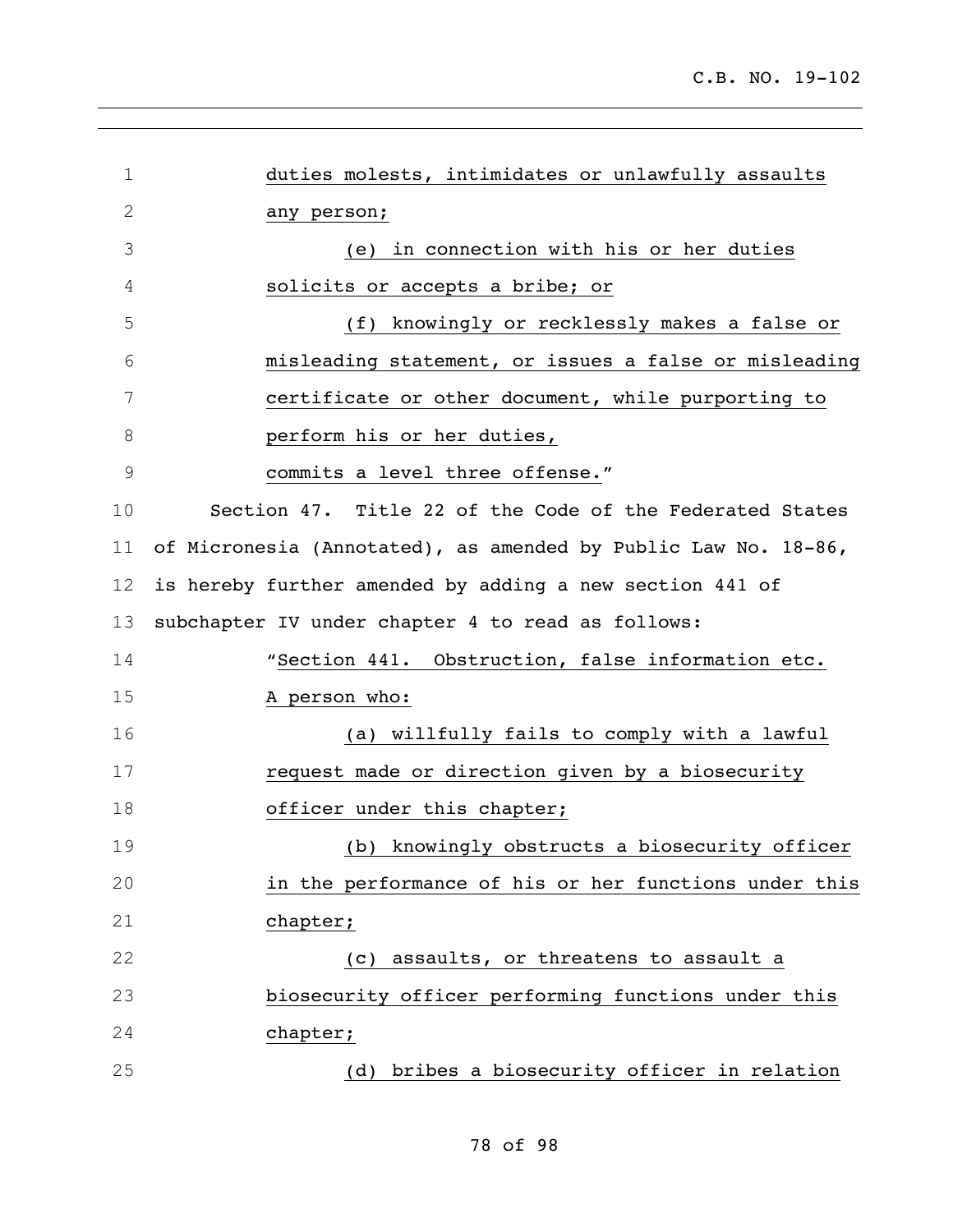duties molests, intimidates or unlawfully assaults any person;

(e) in connection with his or her duties solicits or accepts a bribe; or

(f) knowingly or recklessly makes a false or misleading statement, or issues a false or misleading certificate or other document, while purporting to perform his or her duties,

commits a level three offense."

Section 47. Title 22 of the Code of the Federated States of Micronesia (Annotated), as amended by Public Law No. 18-86, is hereby further amended by adding a new section 441 of subchapter IV under chapter 4 to read as follows:

"Section 441. Obstruction, false information etc. A person who:

(a) willfully fails to comply with a lawful request made or direction given by a biosecurity officer under this chapter;

(b) knowingly obstructs a biosecurity officer in the performance of his or her functions under this chapter;

(c) assaults, or threatens to assault a biosecurity officer performing functions under this chapter;

(d) bribes a biosecurity officer in relation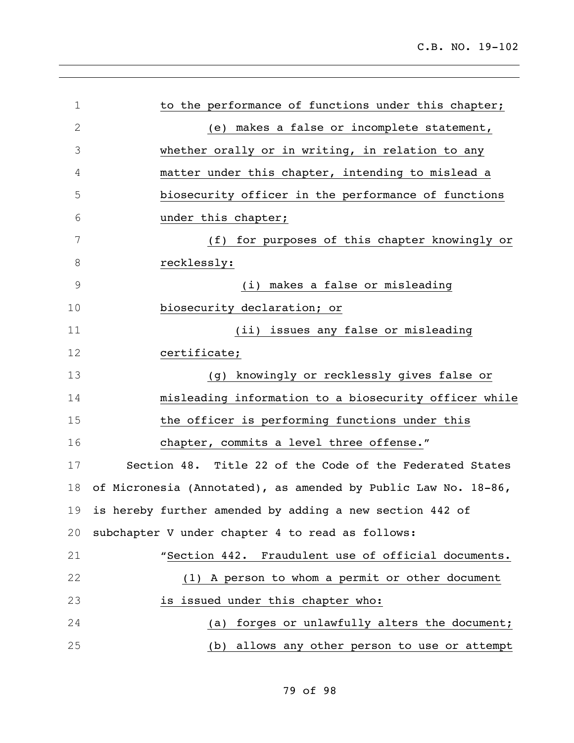to the performance of functions under this chapter;

(e) makes a false or incomplete statement, whether orally or in writing, in relation to any matter under this chapter, intending to mislead a biosecurity officer in the performance of functions under this chapter;

(f) for purposes of this chapter knowingly or recklessly:

(i) makes a false or misleading biosecurity declaration; or

(ii) issues any false or misleading certificate;

(g) knowingly or recklessly gives false or misleading information to a biosecurity officer while the officer is performing functions under this chapter, commits a level three offense."

Section 48. Title 22 of the Code of the Federated States of Micronesia (Annotated), as amended by Public Law No. 18-86, is hereby further amended by adding a new section 442 of subchapter V under chapter 4 to read as follows:

"Section 442. Fraudulent use of official documents.

(1) A person to whom a permit or other document is issued under this chapter who:

(a) forges or unlawfully alters the document;

(b) allows any other person to use or attempt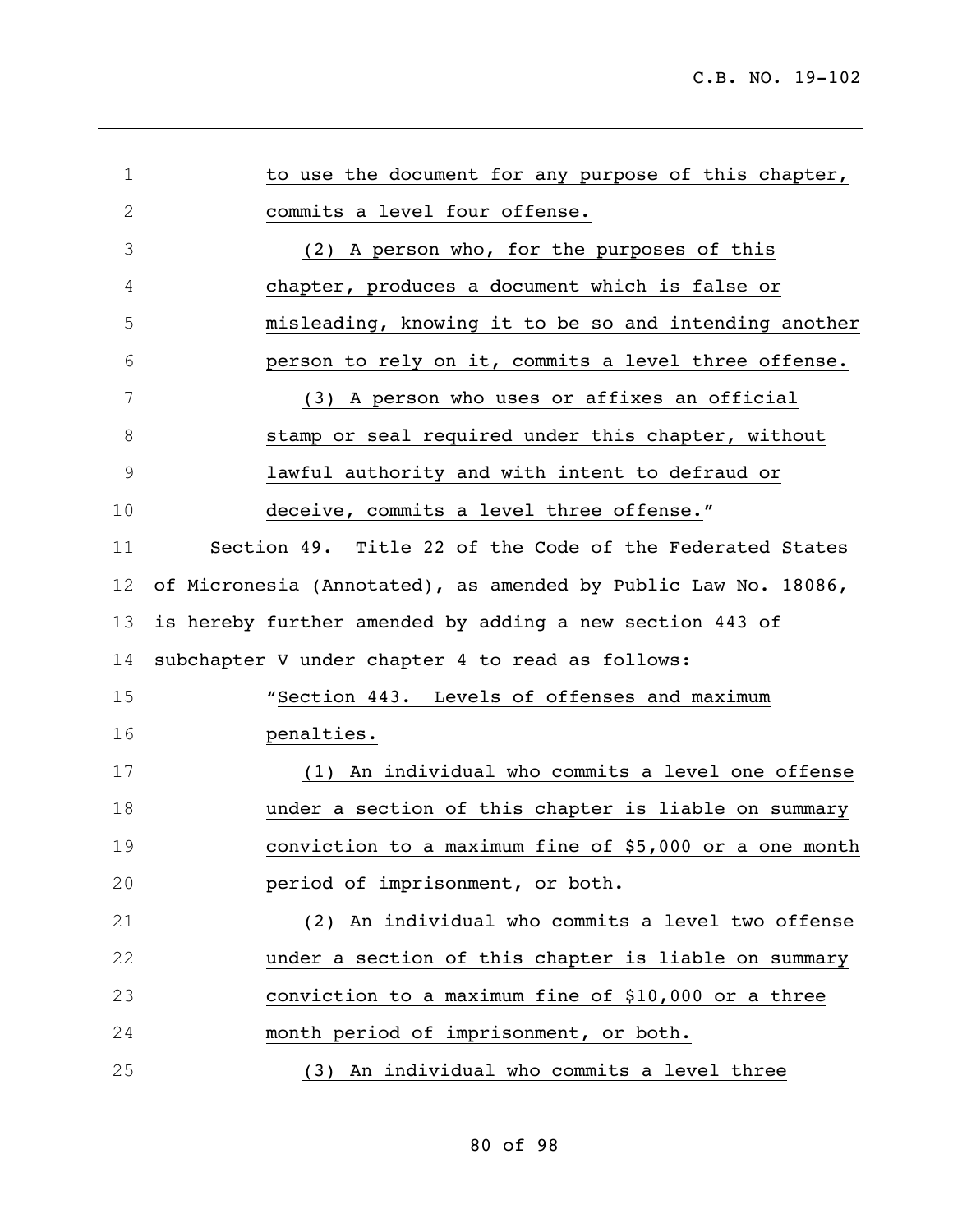to use the document for any purpose of this chapter, commits a level four offense.

(2) A person who, for the purposes of this chapter, produces a document which is false or misleading, knowing it to be so and intending another person to rely on it, commits a level three offense.

(3) A person who uses or affixes an official stamp or seal required under this chapter, without lawful authority and with intent to defraud or deceive, commits a level three offense."

Section 49. Title 22 of the Code of the Federated States of Micronesia (Annotated), as amended by Public Law No. 18086, is hereby further amended by adding a new section 443 of subchapter V under chapter 4 to read as follows:

"Section 443. Levels of offenses and maximum penalties.

(1) An individual who commits a level one offense under a section of this chapter is liable on summary conviction to a maximum fine of $5,000 or a one month period of imprisonment, or both.

(2) An individual who commits a level two offense under a section of this chapter is liable on summary conviction to a maximum fine of $10,000 or a three month period of imprisonment, or both.

(3) An individual who commits a level three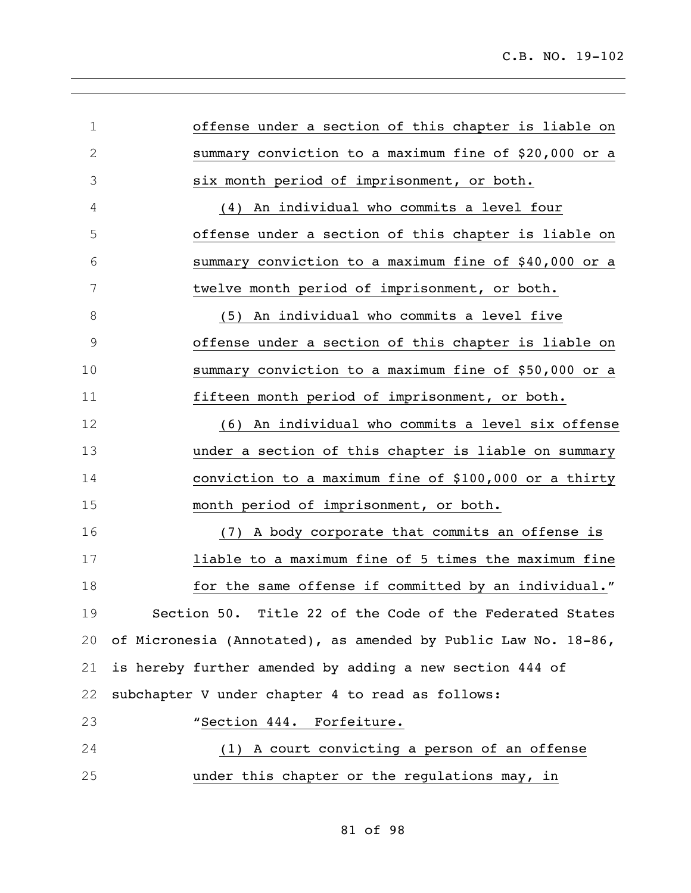offense under a section of this chapter is liable on summary conviction to a maximum fine of $20,000 or a six month period of imprisonment, or both.

(4) An individual who commits a level four offense under a section of this chapter is liable on summary conviction to a maximum fine of $40,000 or a twelve month period of imprisonment, or both.

(5) An individual who commits a level five offense under a section of this chapter is liable on summary conviction to a maximum fine of $50,000 or a fifteen month period of imprisonment, or both.

(6) An individual who commits a level six offense under a section of this chapter is liable on summary conviction to a maximum fine of $100,000 or a thirty month period of imprisonment, or both.

(7) A body corporate that commits an offense is liable to a maximum fine of 5 times the maximum fine for the same offense if committed by an individual."

Section 50. Title 22 of the Code of the Federated States of Micronesia (Annotated), as amended by Public Law No. 18-86, is hereby further amended by adding a new section 444 of subchapter V under chapter 4 to read as follows:

"Section 444. Forfeiture.

(1) A court convicting a person of an offense under this chapter or the regulations may, in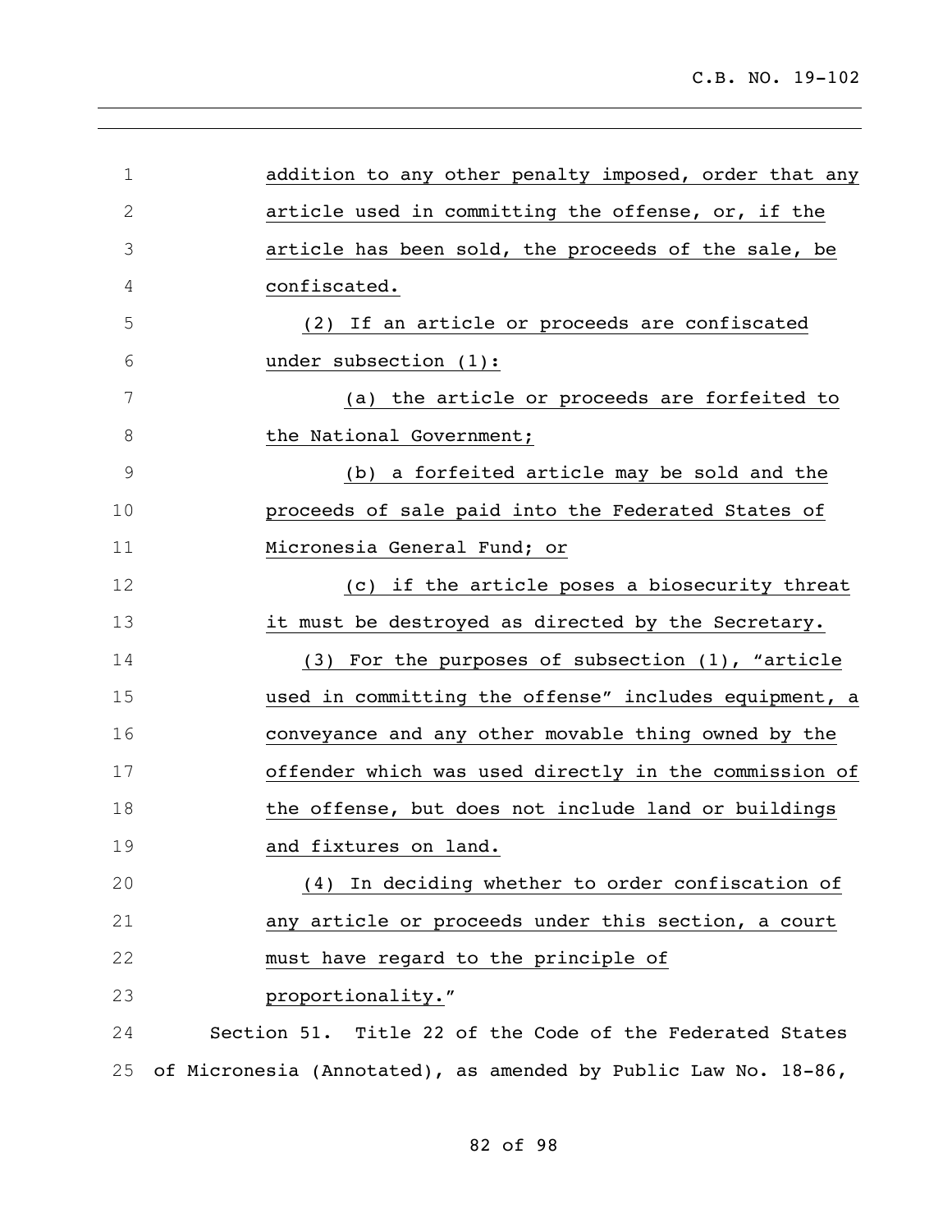addition to any other penalty imposed, order that any article used in committing the offense, or, if the article has been sold, the proceeds of the sale, be confiscated.

(2) If an article or proceeds are confiscated under subsection (1):

(a) the article or proceeds are forfeited to the National Government;

(b) a forfeited article may be sold and the proceeds of sale paid into the Federated States of Micronesia General Fund; or

(c) if the article poses a biosecurity threat it must be destroyed as directed by the Secretary.

(3) For the purposes of subsection (1), "article used in committing the offense" includes equipment, a conveyance and any other movable thing owned by the offender which was used directly in the commission of the offense, but does not include land or buildings and fixtures on land.

(4) In deciding whether to order confiscation of any article or proceeds under this section, a court must have regard to the principle of proportionality."

Section 51. Title 22 of the Code of the Federated States of Micronesia (Annotated), as amended by Public Law No. 18-86,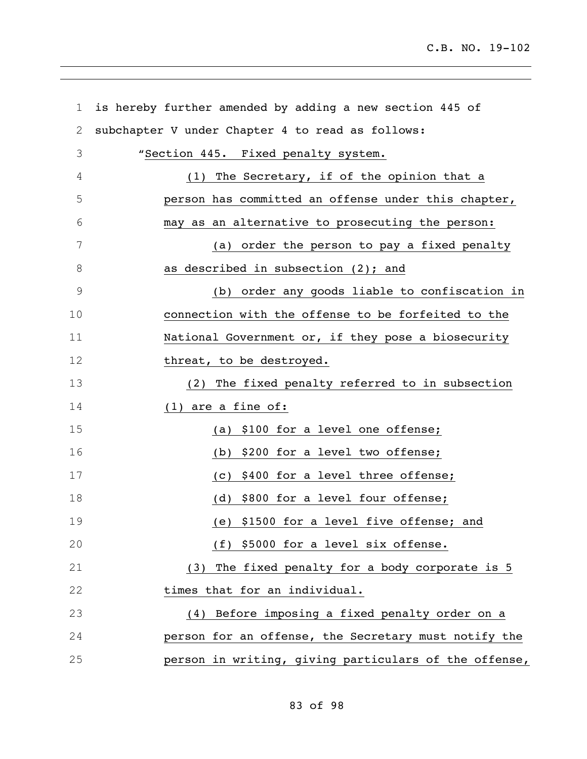is hereby further amended by adding a new section 445 of subchapter V under Chapter 4 to read as follows:

"Section 445. Fixed penalty system.

(1) The Secretary, if of the opinion that a person has committed an offense under this chapter, may as an alternative to prosecuting the person:

(a) order the person to pay a fixed penalty as described in subsection (2); and

(b) order any goods liable to confiscation in connection with the offense to be forfeited to the National Government or, if they pose a biosecurity threat, to be destroyed.

(2) The fixed penalty referred to in subsection (1) are a fine of:

(a) $100 for a level one offense;

(b) $200 for a level two offense;

(c) $400 for a level three offense;

(d) $800 for a level four offense;

(e) $1500 for a level five offense; and

(f) $5000 for a level six offense.

(3) The fixed penalty for a body corporate is 5 times that for an individual.

(4) Before imposing a fixed penalty order on a person for an offense, the Secretary must notify the person in writing, giving particulars of the offense,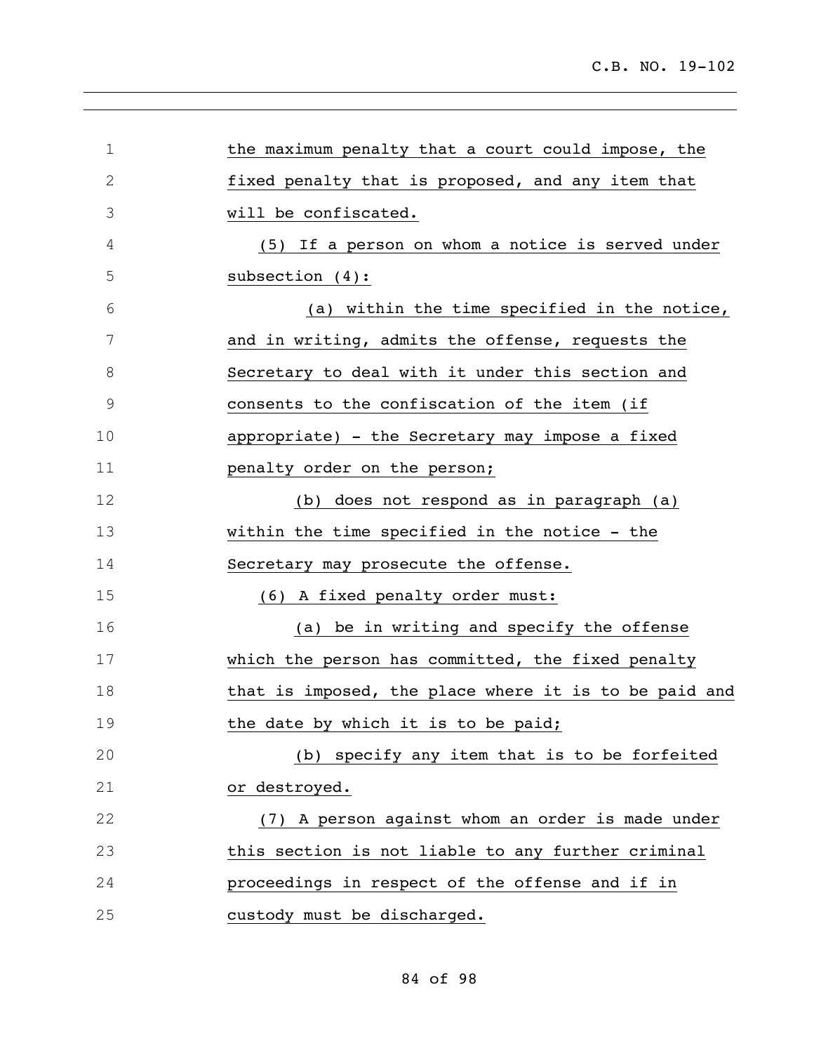the maximum penalty that a court could impose, the fixed penalty that is proposed, and any item that will be confiscated.

(5) If a person on whom a notice is served under subsection (4):

(a) within the time specified in the notice, and in writing, admits the offense, requests the Secretary to deal with it under this section and consents to the confiscation of the item (if appropriate) - the Secretary may impose a fixed penalty order on the person;

(b) does not respond as in paragraph (a) within the time specified in the notice - the Secretary may prosecute the offense.

(6) A fixed penalty order must:

(a) be in writing and specify the offense which the person has committed, the fixed penalty that is imposed, the place where it is to be paid and the date by which it is to be paid;

(b) specify any item that is to be forfeited or destroyed.

(7) A person against whom an order is made under this section is not liable to any further criminal proceedings in respect of the offense and if in custody must be discharged.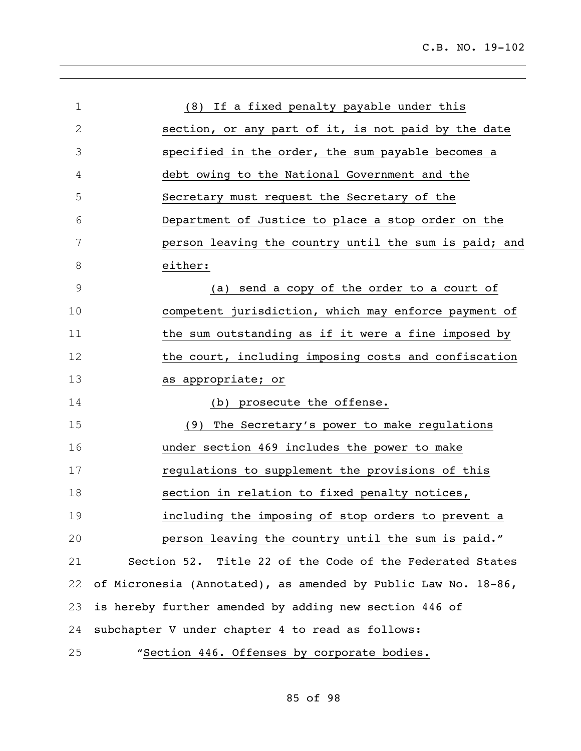(8) If a fixed penalty payable under this section, or any part of it, is not paid by the date specified in the order, the sum payable becomes a debt owing to the National Government and the Secretary must request the Secretary of the Department of Justice to place a stop order on the person leaving the country until the sum is paid; and either:

(a) send a copy of the order to a court of competent jurisdiction, which may enforce payment of the sum outstanding as if it were a fine imposed by the court, including imposing costs and confiscation as appropriate; or

(b) prosecute the offense.

(9) The Secretary's power to make regulations under section 469 includes the power to make regulations to supplement the provisions of this section in relation to fixed penalty notices, including the imposing of stop orders to prevent a person leaving the country until the sum is paid."

Section 52. Title 22 of the Code of the Federated States of Micronesia (Annotated), as amended by Public Law No. 18-86, is hereby further amended by adding new section 446 of subchapter V under chapter 4 to read as follows:

"Section 446. Offenses by corporate bodies.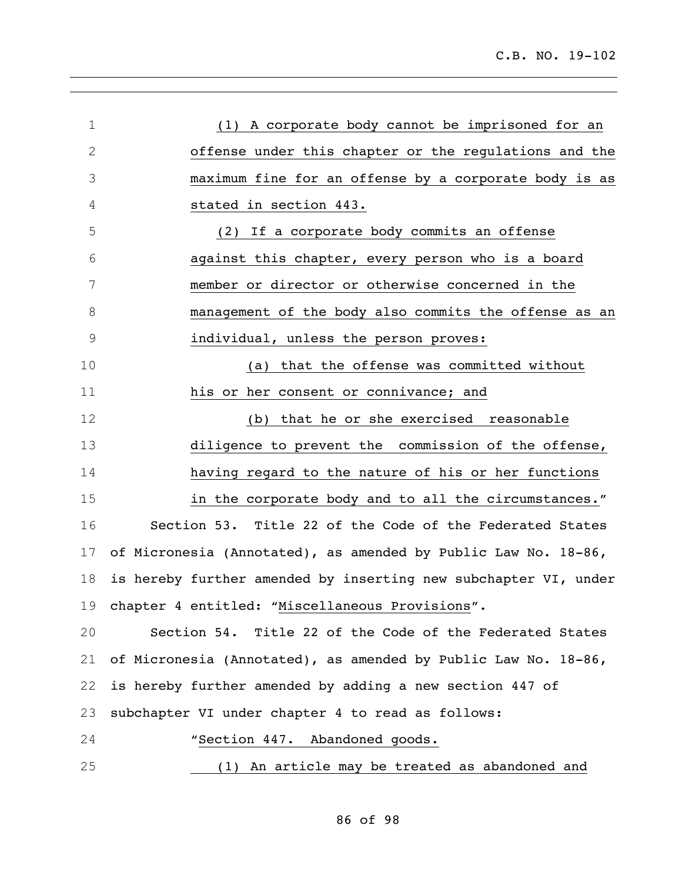(1) A corporate body cannot be imprisoned for an offense under this chapter or the regulations and the maximum fine for an offense by a corporate body is as stated in section 443.

(2) If a corporate body commits an offense against this chapter, every person who is a board member or director or otherwise concerned in the management of the body also commits the offense as an individual, unless the person proves:

(a) that the offense was committed without his or her consent or connivance; and

(b) that he or she exercised reasonable diligence to prevent the commission of the offense, having regard to the nature of his or her functions in the corporate body and to all the circumstances."

Section 53. Title 22 of the Code of the Federated States of Micronesia (Annotated), as amended by Public Law No. 18-86, is hereby further amended by inserting new subchapter VI, under chapter 4 entitled: "Miscellaneous Provisions".

Section 54. Title 22 of the Code of the Federated States of Micronesia (Annotated), as amended by Public Law No. 18-86, is hereby further amended by adding a new section 447 of subchapter VI under chapter 4 to read as follows:

"Section 447. Abandoned goods.

(1) An article may be treated as abandoned and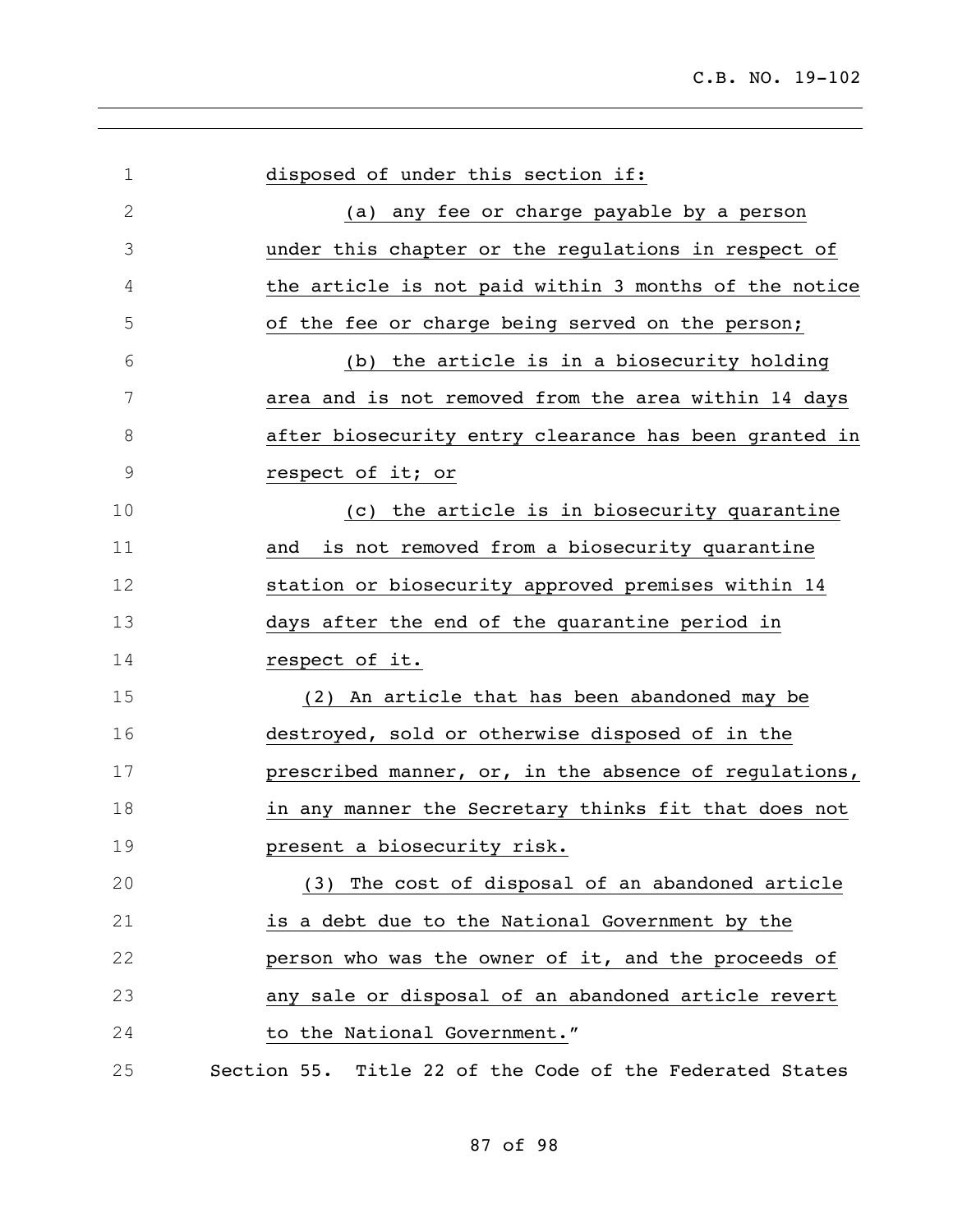disposed of under this section if:

(a) any fee or charge payable by a person under this chapter or the regulations in respect of the article is not paid within 3 months of the notice of the fee or charge being served on the person;

(b) the article is in a biosecurity holding area and is not removed from the area within 14 days after biosecurity entry clearance has been granted in respect of it; or

(c) the article is in biosecurity quarantine and is not removed from a biosecurity quarantine station or biosecurity approved premises within 14 days after the end of the quarantine period in respect of it.

(2) An article that has been abandoned may be destroyed, sold or otherwise disposed of in the prescribed manner, or, in the absence of regulations, in any manner the Secretary thinks fit that does not present a biosecurity risk.

(3) The cost of disposal of an abandoned article is a debt due to the National Government by the person who was the owner of it, and the proceeds of any sale or disposal of an abandoned article revert to the National Government."

Section 55. Title 22 of the Code of the Federated States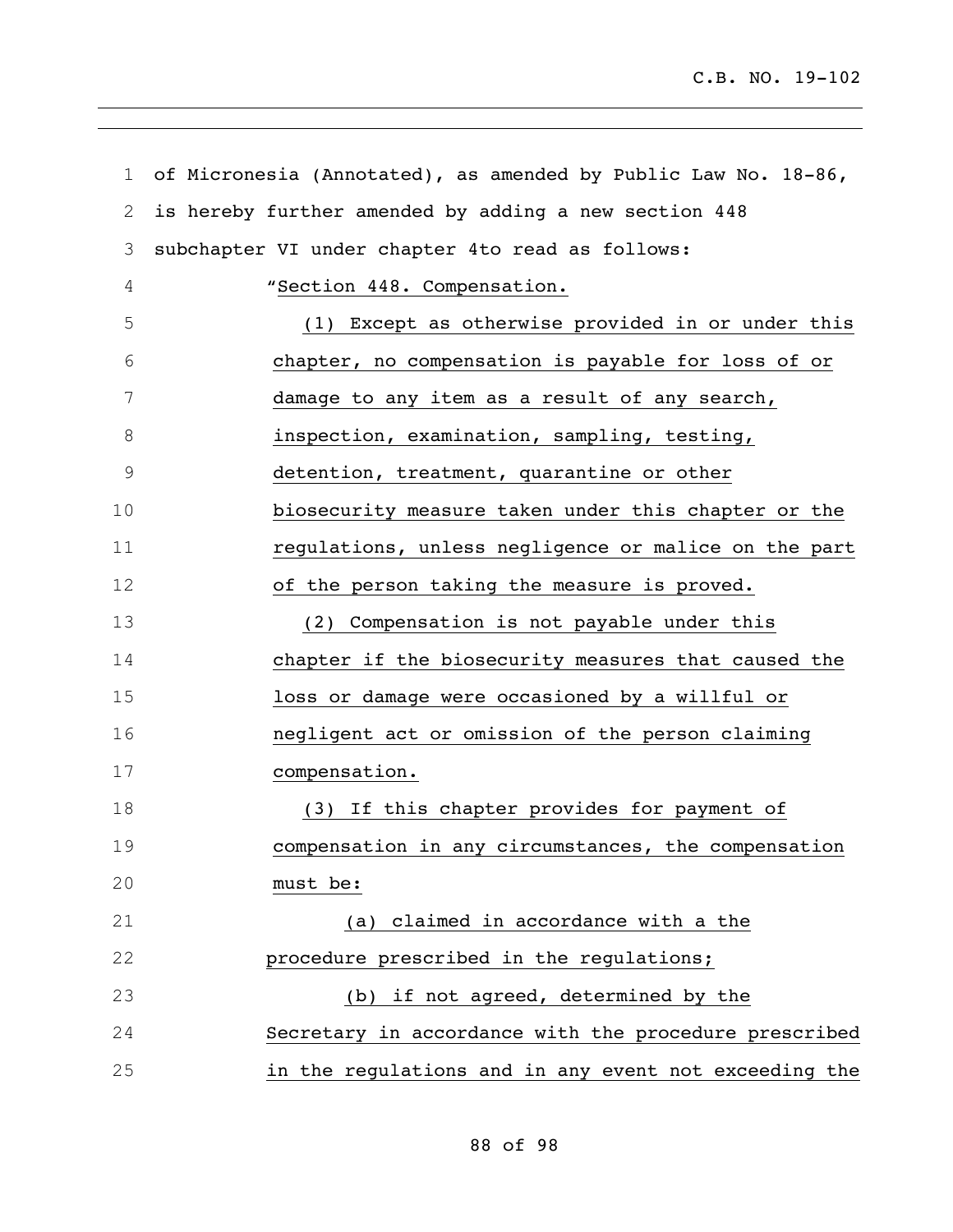of Micronesia (Annotated), as amended by Public Law No. 18-86, is hereby further amended by adding a new section 448 subchapter VI under chapter 4to read as follows:

"Section 448. Compensation.

(1) Except as otherwise provided in or under this chapter, no compensation is payable for loss of or damage to any item as a result of any search, inspection, examination, sampling, testing, detention, treatment, quarantine or other biosecurity measure taken under this chapter or the regulations, unless negligence or malice on the part of the person taking the measure is proved.

(2) Compensation is not payable under this chapter if the biosecurity measures that caused the loss or damage were occasioned by a willful or negligent act or omission of the person claiming compensation.

(3) If this chapter provides for payment of compensation in any circumstances, the compensation must be:

(a) claimed in accordance with a the procedure prescribed in the regulations;

(b) if not agreed, determined by the Secretary in accordance with the procedure prescribed in the regulations and in any event not exceeding the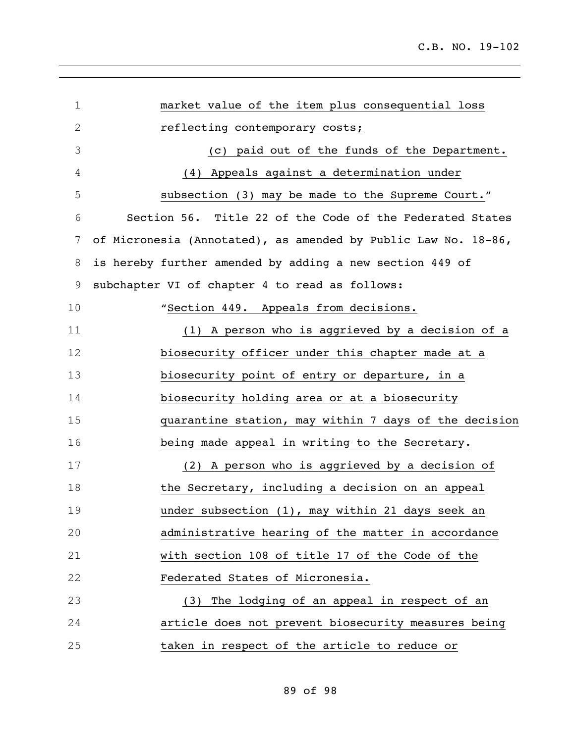market value of the item plus consequential loss reflecting contemporary costs;

(c) paid out of the funds of the Department.

(4) Appeals against a determination under subsection (3) may be made to the Supreme Court."

Section 56. Title 22 of the Code of the Federated States of Micronesia (Annotated), as amended by Public Law No. 18-86, is hereby further amended by adding a new section 449 of subchapter VI of chapter 4 to read as follows:

"Section 449. Appeals from decisions.

(1) A person who is aggrieved by a decision of a biosecurity officer under this chapter made at a biosecurity point of entry or departure, in a biosecurity holding area or at a biosecurity quarantine station, may within 7 days of the decision being made appeal in writing to the Secretary.

(2) A person who is aggrieved by a decision of the Secretary, including a decision on an appeal under subsection (1), may within 21 days seek an administrative hearing of the matter in accordance with section 108 of title 17 of the Code of the Federated States of Micronesia.

(3) The lodging of an appeal in respect of an article does not prevent biosecurity measures being taken in respect of the article to reduce or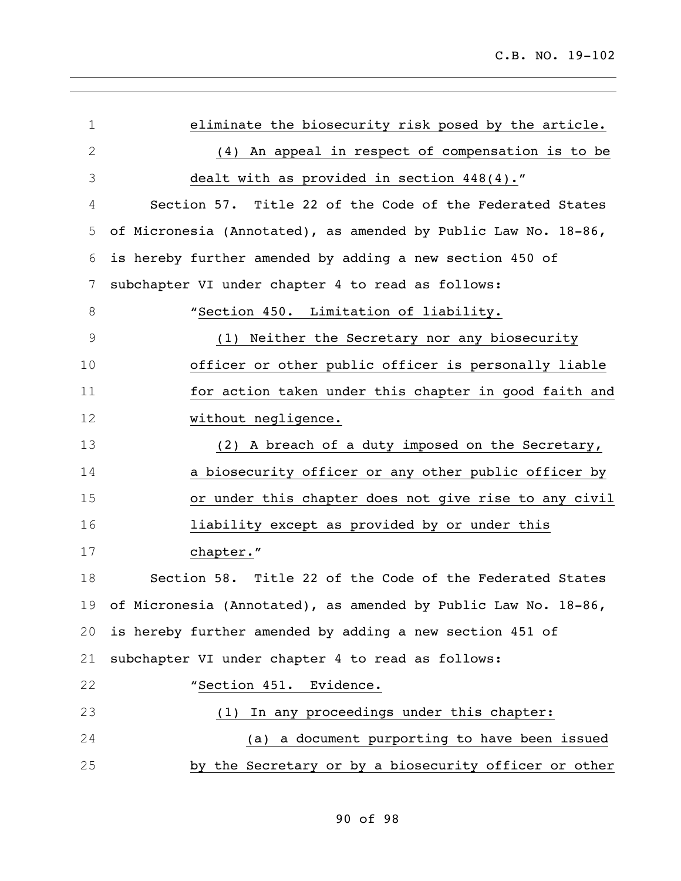eliminate the biosecurity risk posed by the article.

(4) An appeal in respect of compensation is to be dealt with as provided in section 448(4)."

Section 57. Title 22 of the Code of the Federated States of Micronesia (Annotated), as amended by Public Law No. 18-86, is hereby further amended by adding a new section 450 of subchapter VI under chapter 4 to read as follows:

"Section 450. Limitation of liability.

(1) Neither the Secretary nor any biosecurity officer or other public officer is personally liable for action taken under this chapter in good faith and without negligence.

(2) A breach of a duty imposed on the Secretary, a biosecurity officer or any other public officer by or under this chapter does not give rise to any civil liability except as provided by or under this chapter."

Section 58. Title 22 of the Code of the Federated States of Micronesia (Annotated), as amended by Public Law No. 18-86, is hereby further amended by adding a new section 451 of subchapter VI under chapter 4 to read as follows:

"Section 451. Evidence.

(1) In any proceedings under this chapter:

(a) a document purporting to have been issued by the Secretary or by a biosecurity officer or other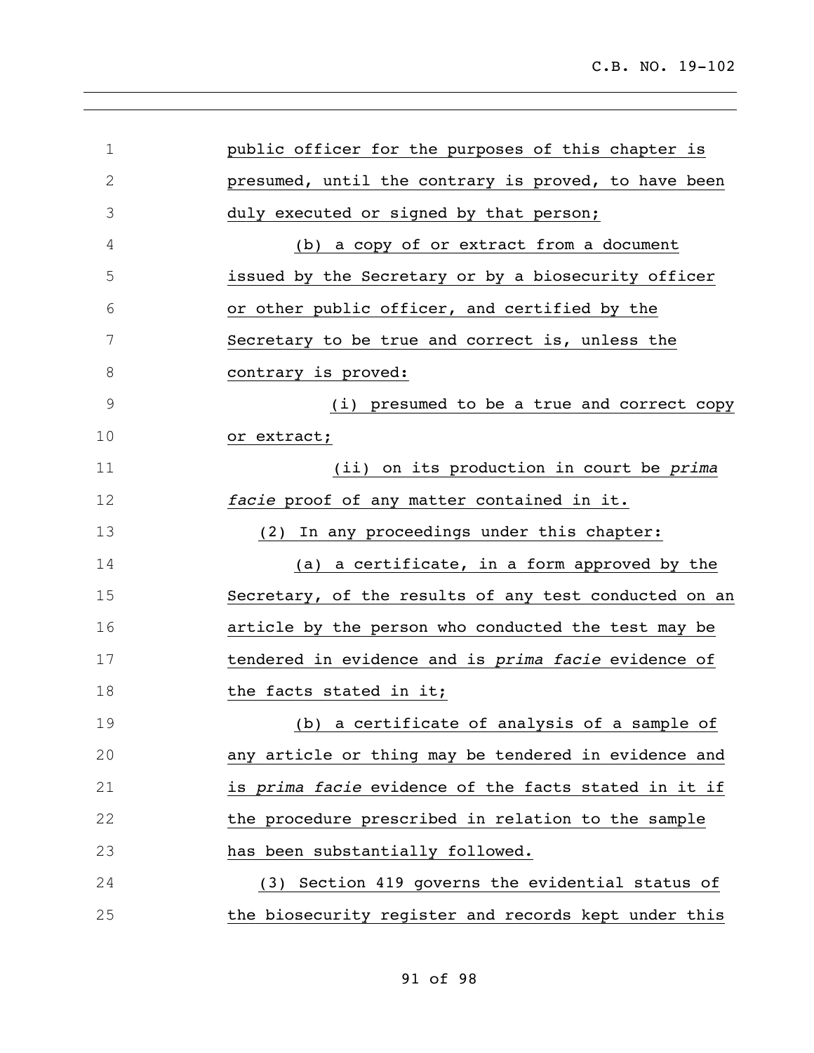public officer for the purposes of this chapter is presumed, until the contrary is proved, to have been duly executed or signed by that person;

(b) a copy of or extract from a document issued by the Secretary or by a biosecurity officer or other public officer, and certified by the Secretary to be true and correct is, unless the contrary is proved:

(i) presumed to be a true and correct copy or extract;

(ii) on its production in court be *prima facie* proof of any matter contained in it.

(2) In any proceedings under this chapter:

(a) a certificate, in a form approved by the Secretary, of the results of any test conducted on an article by the person who conducted the test may be tendered in evidence and is *prima facie* evidence of the facts stated in it;

(b) a certificate of analysis of a sample of any article or thing may be tendered in evidence and is *prima facie* evidence of the facts stated in it if the procedure prescribed in relation to the sample has been substantially followed.

(3) Section 419 governs the evidential status of the biosecurity register and records kept under this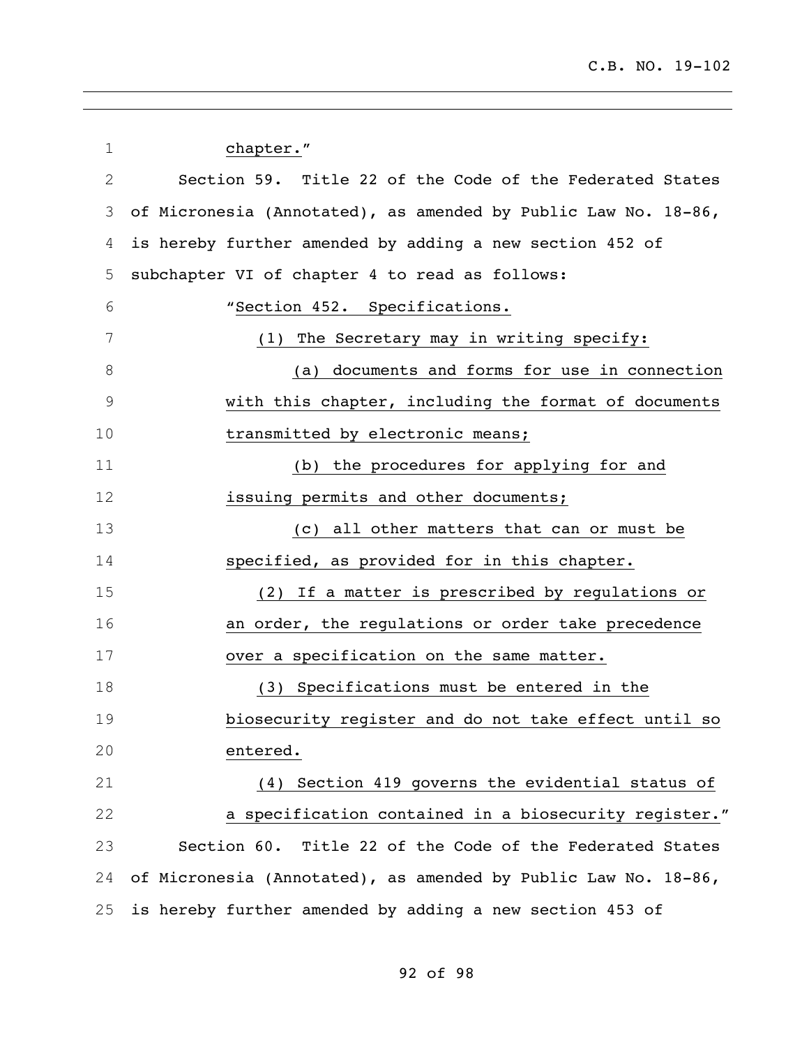chapter."

Section 59. Title 22 of the Code of the Federated States of Micronesia (Annotated), as amended by Public Law No. 18-86, is hereby further amended by adding a new section 452 of subchapter VI of chapter 4 to read as follows:

"Section 452. Specifications.

(1) The Secretary may in writing specify:

(a) documents and forms for use in connection with this chapter, including the format of documents transmitted by electronic means;

(b) the procedures for applying for and issuing permits and other documents;

(c) all other matters that can or must be specified, as provided for in this chapter.

(2) If a matter is prescribed by regulations or an order, the regulations or order take precedence over a specification on the same matter.

(3) Specifications must be entered in the biosecurity register and do not take effect until so entered.

(4) Section 419 governs the evidential status of a specification contained in a biosecurity register."

Section 60. Title 22 of the Code of the Federated States of Micronesia (Annotated), as amended by Public Law No. 18-86, is hereby further amended by adding a new section 453 of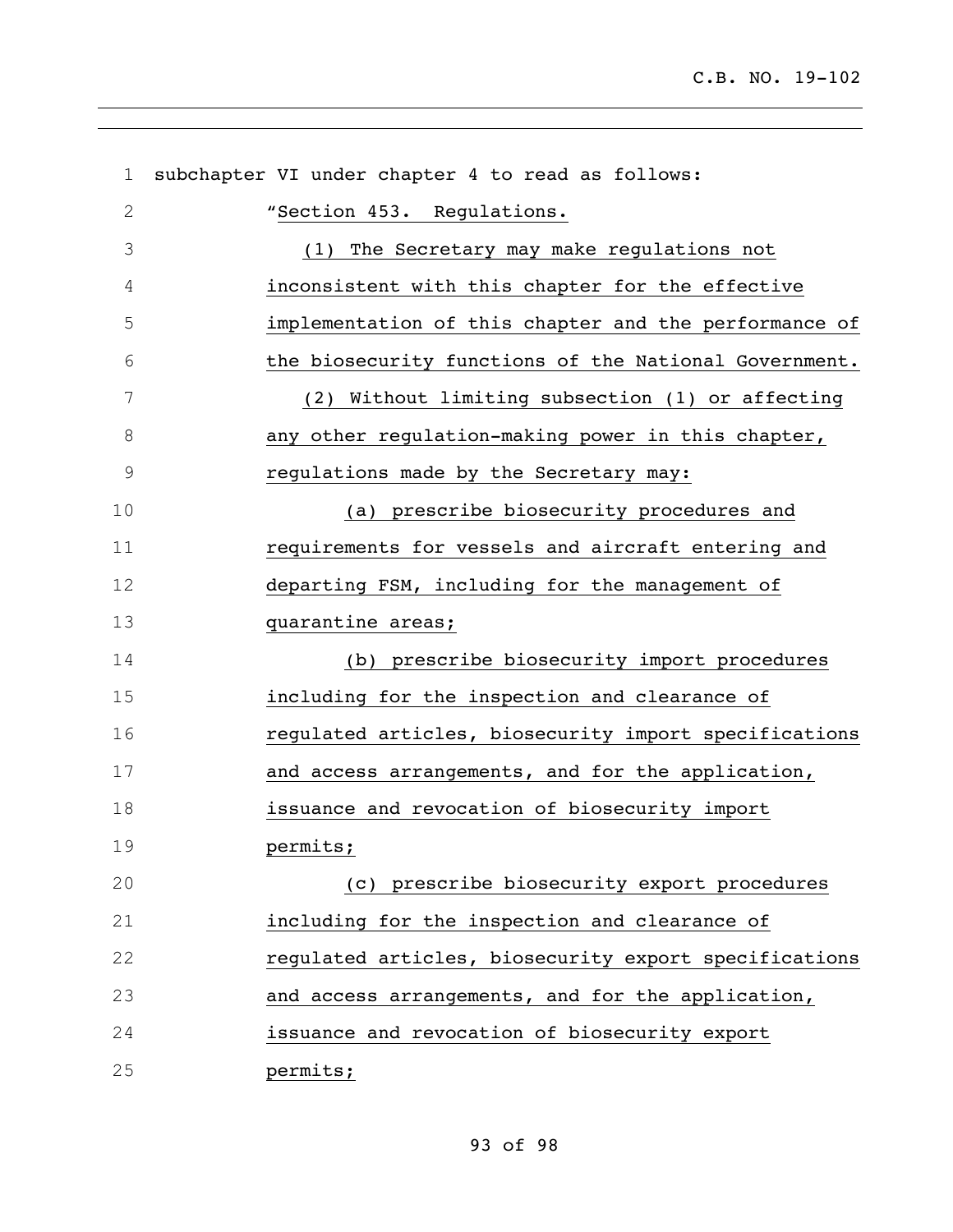subchapter VI under chapter 4 to read as follows:

"Section 453. Regulations.

(1) The Secretary may make regulations not inconsistent with this chapter for the effective implementation of this chapter and the performance of the biosecurity functions of the National Government.

(2) Without limiting subsection (1) or affecting any other regulation-making power in this chapter, regulations made by the Secretary may:

(a) prescribe biosecurity procedures and requirements for vessels and aircraft entering and departing FSM, including for the management of quarantine areas;

(b) prescribe biosecurity import procedures including for the inspection and clearance of regulated articles, biosecurity import specifications and access arrangements, and for the application, issuance and revocation of biosecurity import permits;

(c) prescribe biosecurity export procedures including for the inspection and clearance of regulated articles, biosecurity export specifications and access arrangements, and for the application, issuance and revocation of biosecurity export permits;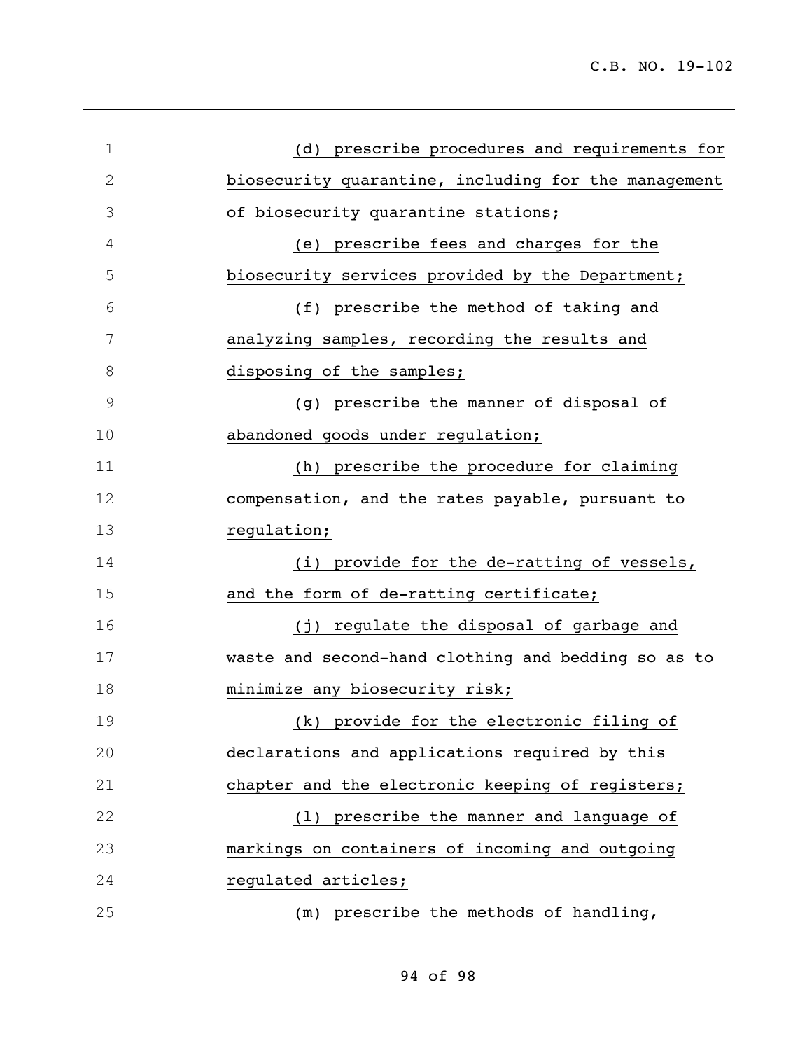(d) prescribe procedures and requirements for biosecurity quarantine, including for the management of biosecurity quarantine stations;

(e) prescribe fees and charges for the biosecurity services provided by the Department;

(f) prescribe the method of taking and analyzing samples, recording the results and disposing of the samples;

(g) prescribe the manner of disposal of abandoned goods under regulation;

(h) prescribe the procedure for claiming compensation, and the rates payable, pursuant to regulation;

(i) provide for the de-ratting of vessels, and the form of de-ratting certificate;

(j) regulate the disposal of garbage and waste and second-hand clothing and bedding so as to minimize any biosecurity risk;

(k) provide for the electronic filing of declarations and applications required by this chapter and the electronic keeping of registers;

(l) prescribe the manner and language of markings on containers of incoming and outgoing regulated articles;

(m) prescribe the methods of handling,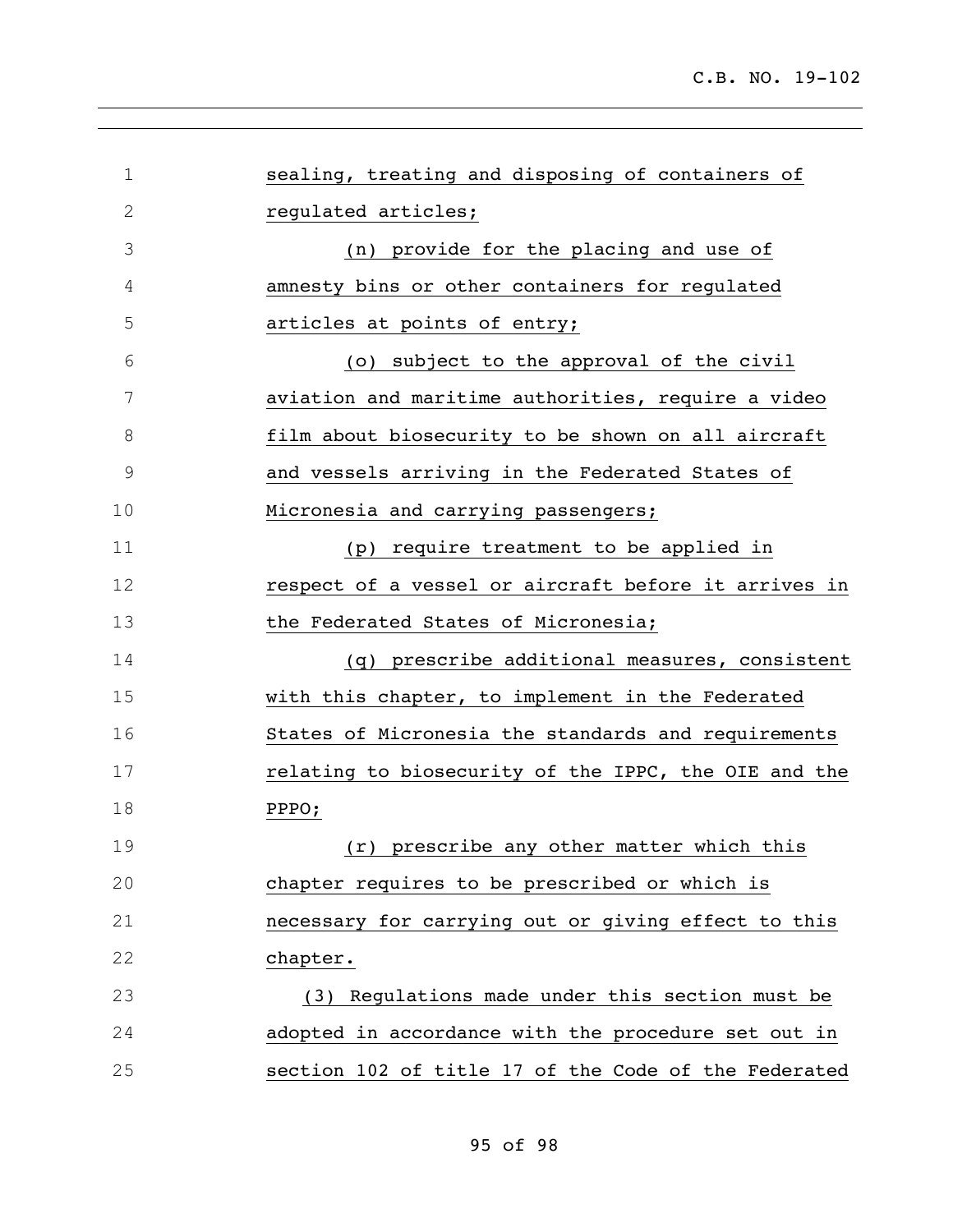sealing, treating and disposing of containers of regulated articles;

(n) provide for the placing and use of amnesty bins or other containers for regulated articles at points of entry;

(o) subject to the approval of the civil aviation and maritime authorities, require a video film about biosecurity to be shown on all aircraft and vessels arriving in the Federated States of Micronesia and carrying passengers;

(p) require treatment to be applied in respect of a vessel or aircraft before it arrives in the Federated States of Micronesia;

(q) prescribe additional measures, consistent with this chapter, to implement in the Federated States of Micronesia the standards and requirements relating to biosecurity of the IPPC, the OIE and the PPPO;

(r) prescribe any other matter which this chapter requires to be prescribed or which is necessary for carrying out or giving effect to this chapter.

(3) Regulations made under this section must be adopted in accordance with the procedure set out in section 102 of title 17 of the Code of the Federated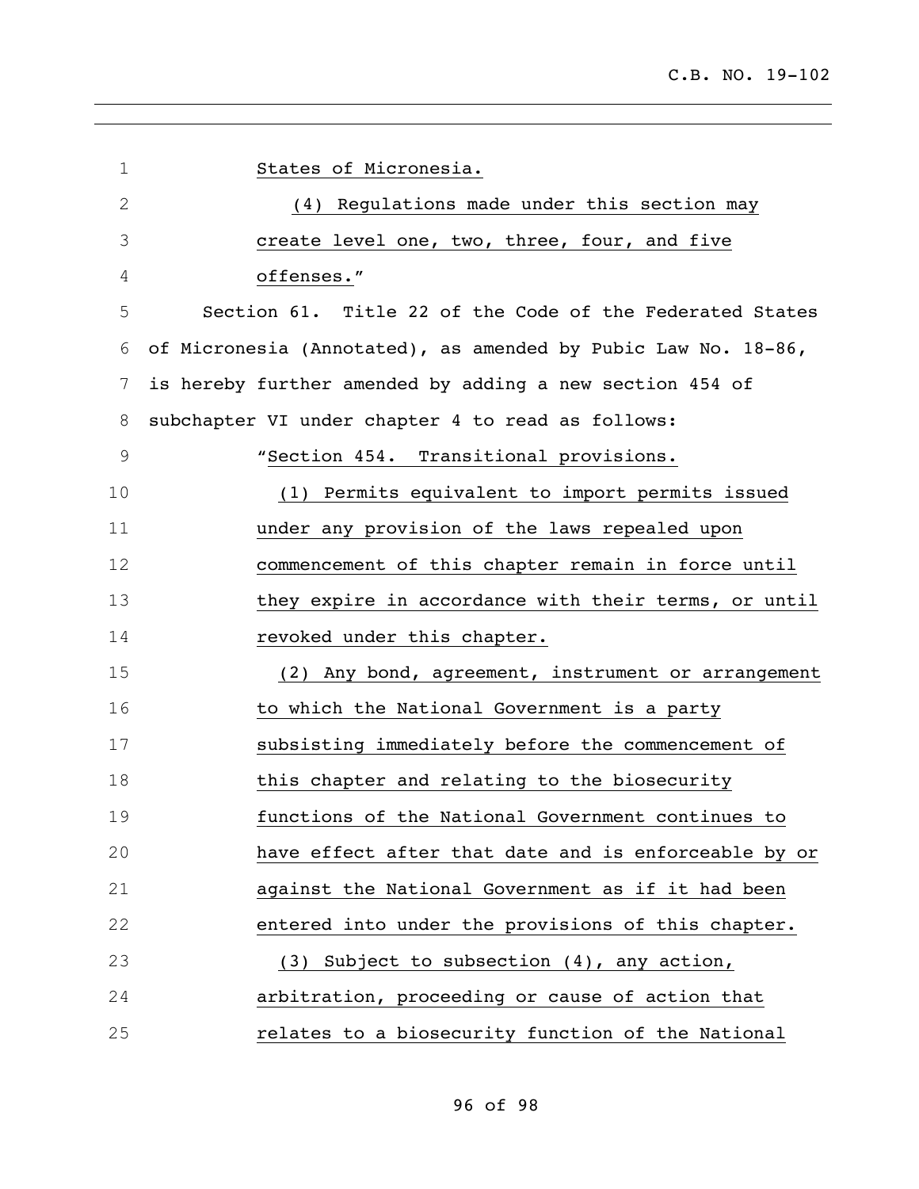States of Micronesia.

(4) Regulations made under this section may create level one, two, three, four, and five offenses."

Section 61. Title 22 of the Code of the Federated States of Micronesia (Annotated), as amended by Pubic Law No. 18-86, is hereby further amended by adding a new section 454 of subchapter VI under chapter 4 to read as follows:

"Section 454. Transitional provisions.

(1) Permits equivalent to import permits issued under any provision of the laws repealed upon commencement of this chapter remain in force until they expire in accordance with their terms, or until revoked under this chapter.

(2) Any bond, agreement, instrument or arrangement to which the National Government is a party subsisting immediately before the commencement of this chapter and relating to the biosecurity functions of the National Government continues to have effect after that date and is enforceable by or against the National Government as if it had been entered into under the provisions of this chapter.

(3) Subject to subsection (4), any action, arbitration, proceeding or cause of action that relates to a biosecurity function of the National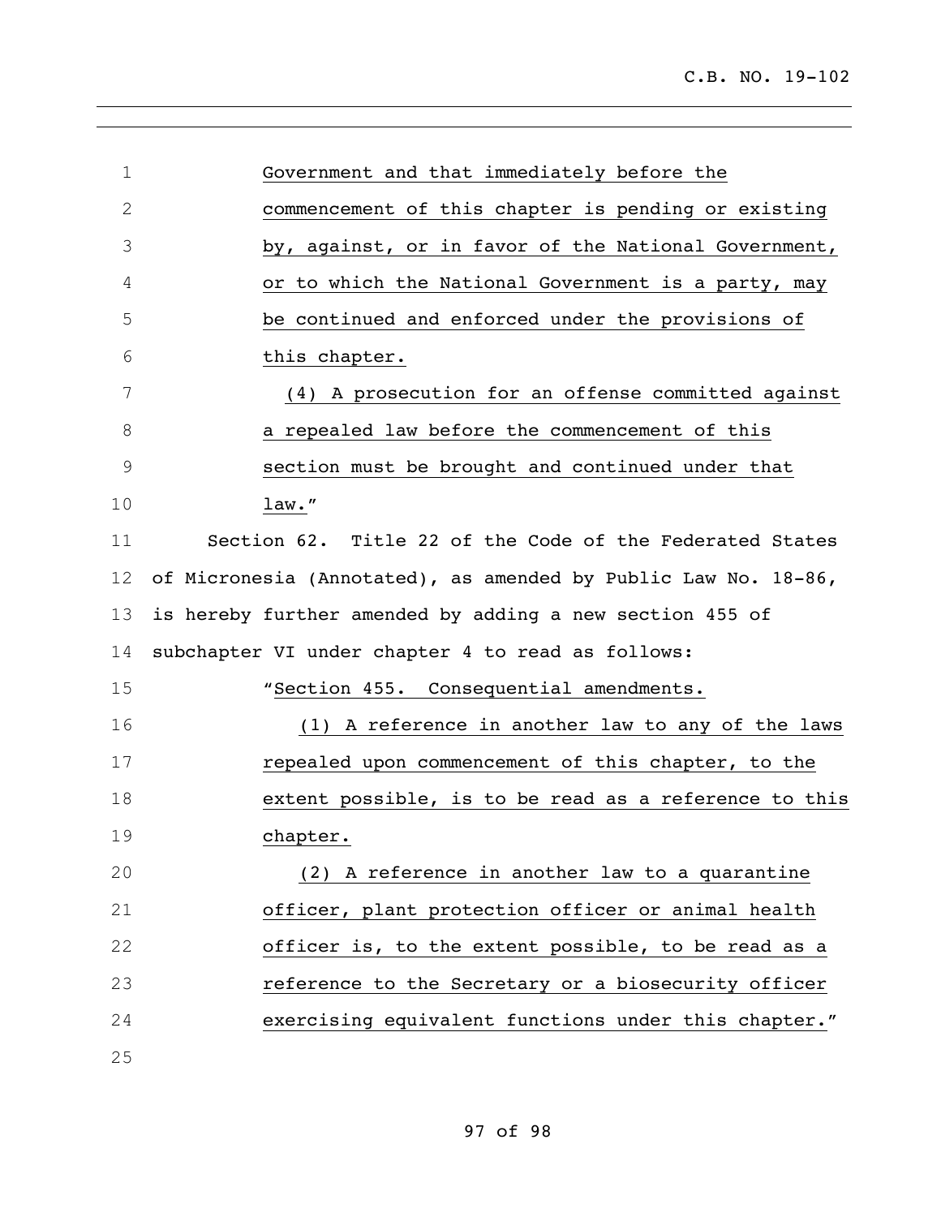Government and that immediately before the commencement of this chapter is pending or existing by, against, or in favor of the National Government, or to which the National Government is a party, may be continued and enforced under the provisions of this chapter.

(4) A prosecution for an offense committed against a repealed law before the commencement of this section must be brought and continued under that law."

Section 62. Title 22 of the Code of the Federated States of Micronesia (Annotated), as amended by Public Law No. 18-86, is hereby further amended by adding a new section 455 of subchapter VI under chapter 4 to read as follows:

"Section 455. Consequential amendments.

(1) A reference in another law to any of the laws repealed upon commencement of this chapter, to the extent possible, is to be read as a reference to this chapter.

(2) A reference in another law to a quarantine officer, plant protection officer or animal health officer is, to the extent possible, to be read as a reference to the Secretary or a biosecurity officer exercising equivalent functions under this chapter."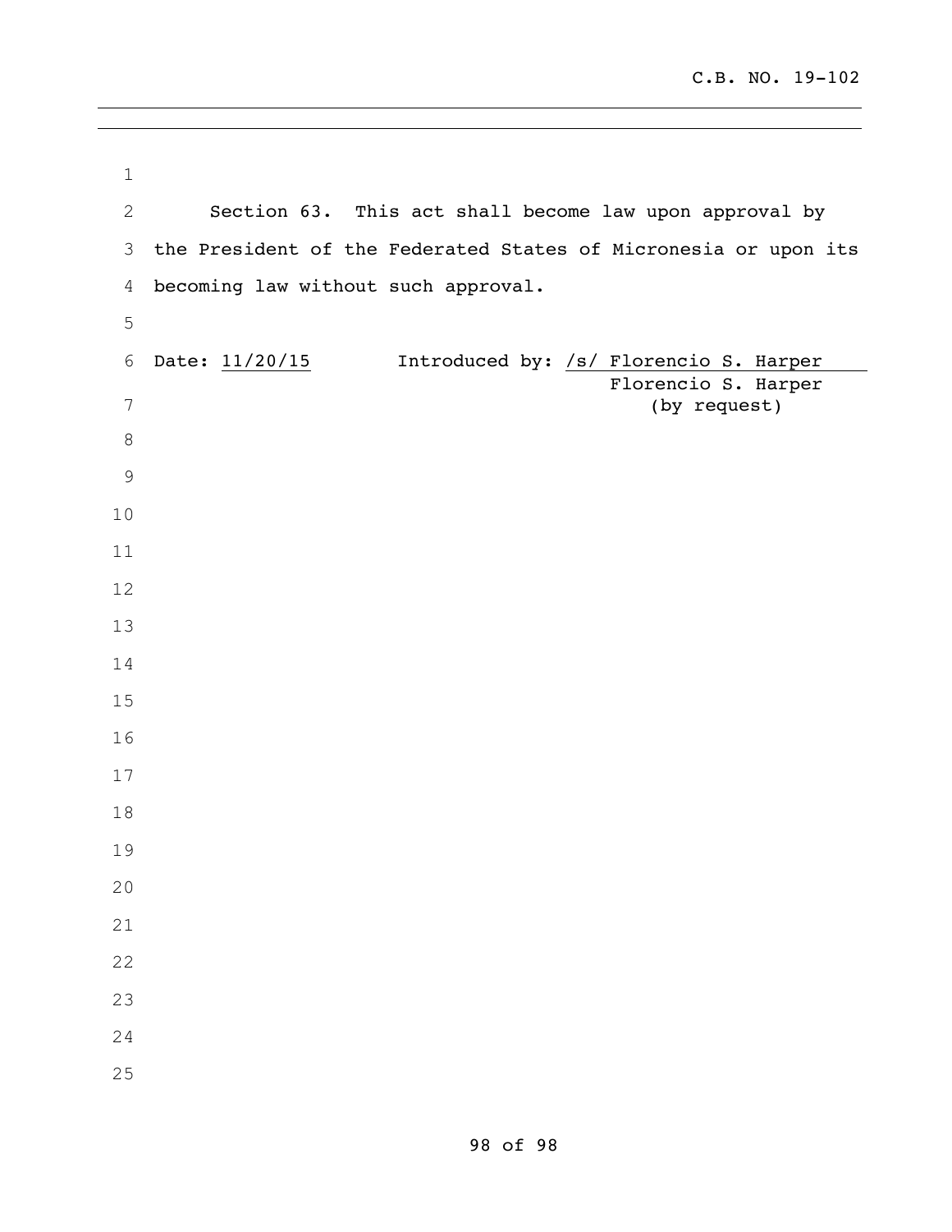Section 63. This act shall become law upon approval by the President of the Federated States of Micronesia or upon its becoming law without such approval.

Date: 11/20/15 Introduced by: /s/ Florencio S. Harper

Florencio S. Harper
(by request)